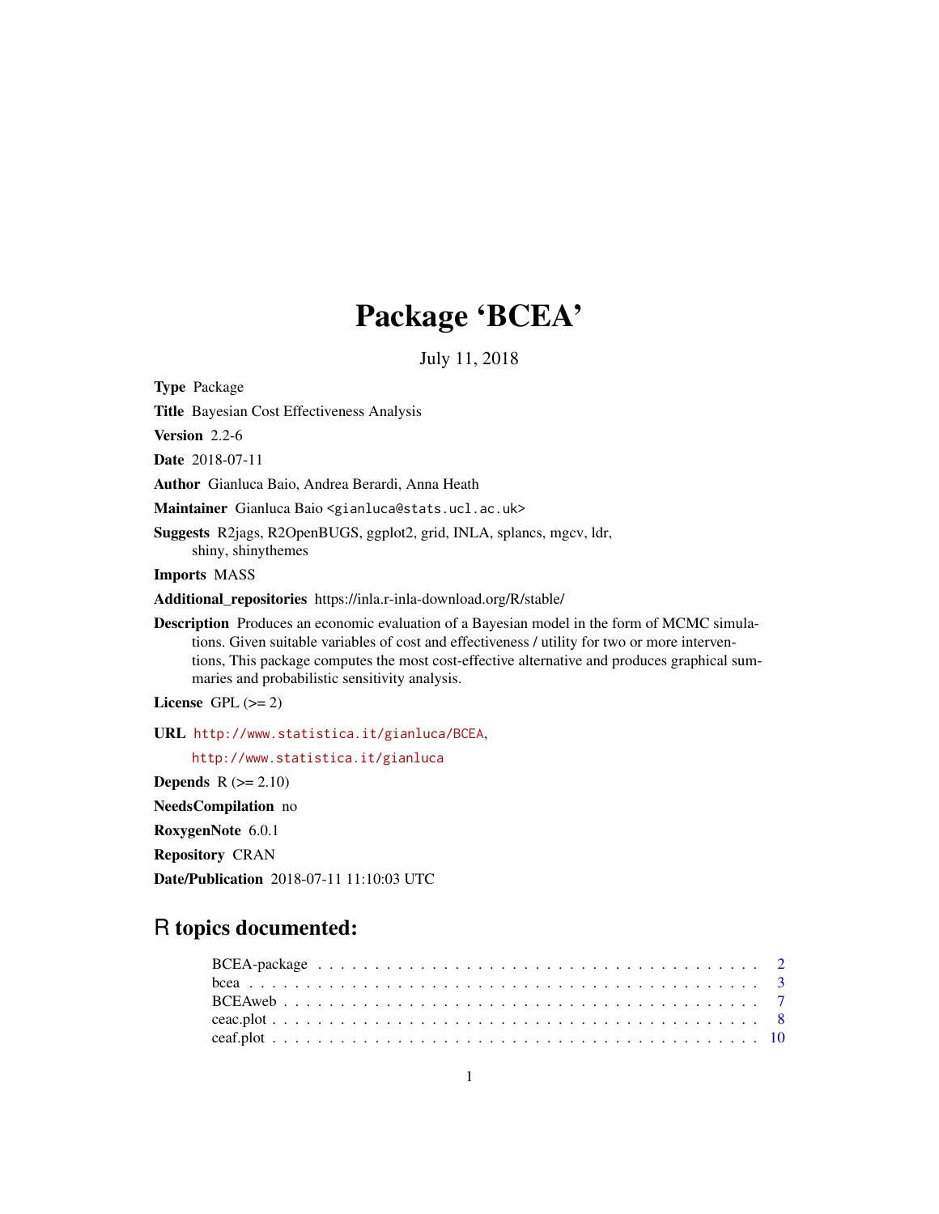# Package 'BCEA'

July 11, 2018

**Type** Package

**Title** Bayesian Cost Effectiveness Analysis

**Version** 2.2-6

**Date** 2018-07-11

**Author** Gianluca Baio, Andrea Berardi, Anna Heath

**Maintainer** Gianluca Baio <gianluca@stats.ucl.ac.uk>

**Suggests** R2jags, R2OpenBUGS, ggplot2, grid, INLA, splancs, mgcv, ldr, shiny, shinythemes

**Imports** MASS

**Additional_repositories** https://inla.r-inla-download.org/R/stable/

**Description** Produces an economic evaluation of a Bayesian model in the form of MCMC simulations. Given suitable variables of cost and effectiveness / utility for two or more interventions, This package computes the most cost-effective alternative and produces graphical summaries and probabilistic sensitivity analysis.

**License** GPL (>= 2)

**URL** http://www.statistica.it/gianluca/BCEA,
http://www.statistica.it/gianluca

**Depends** R (>= 2.10)

**NeedsCompilation** no

**RoxygenNote** 6.0.1

**Repository** CRAN

**Date/Publication** 2018-07-11 11:10:03 UTC

## R topics documented:

| | |
|---|---|
| BCEA-package | 2 |
| bcea | 3 |
| BCEAweb | 7 |
| ceac.plot | 8 |
| ceaf.plot | 10 |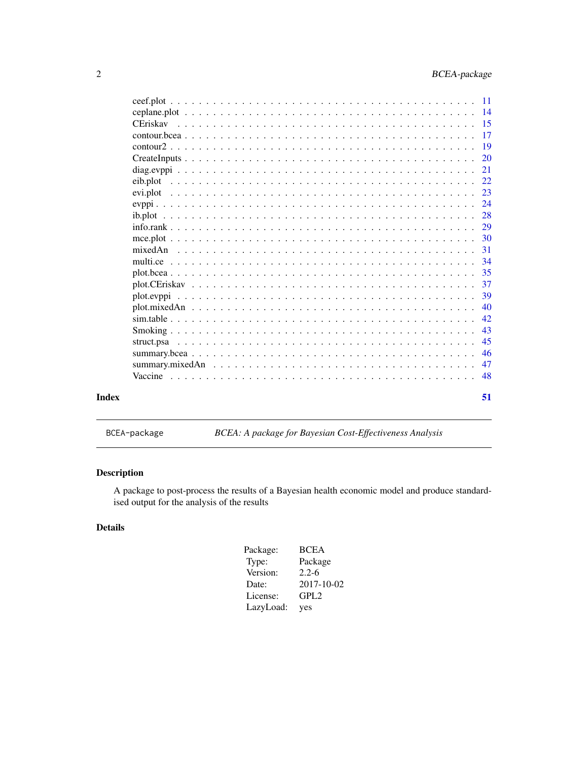| | |
|---|---|
| ceef.plot | 11 |
| ceplane.plot | 14 |
| CEriskav | 15 |
| contour.bcea | 17 |
| contour2 | 19 |
| CreateInputs | 20 |
| diag.evppi | 21 |
| eib.plot | 22 |
| evi.plot | 23 |
| evppi | 24 |
| ib.plot | 28 |
| info.rank | 29 |
| mce.plot | 30 |
| mixedAn | 31 |
| multi.ce | 34 |
| plot.bcea | 35 |
| plot.CEriskav | 37 |
| plot.evppi | 39 |
| plot.mixedAn | 40 |
| sim.table | 42 |
| Smoking | 43 |
| struct.psa | 45 |
| summary.bcea | 46 |
| summary.mixedAn | 47 |
| Vaccine | 48 |

**Index** 51

---

`BCEA-package` *BCEA: A package for Bayesian Cost-Effectiveness Analysis*

---

## Description

A package to post-process the results of a Bayesian health economic model and produce standardised output for the analysis of the results

## Details

| | |
|---|---|
| Package: | BCEA |
| Type: | Package |
| Version: | 2.2-6 |
| Date: | 2017-10-02 |
| License: | GPL2 |
| LazyLoad: | yes |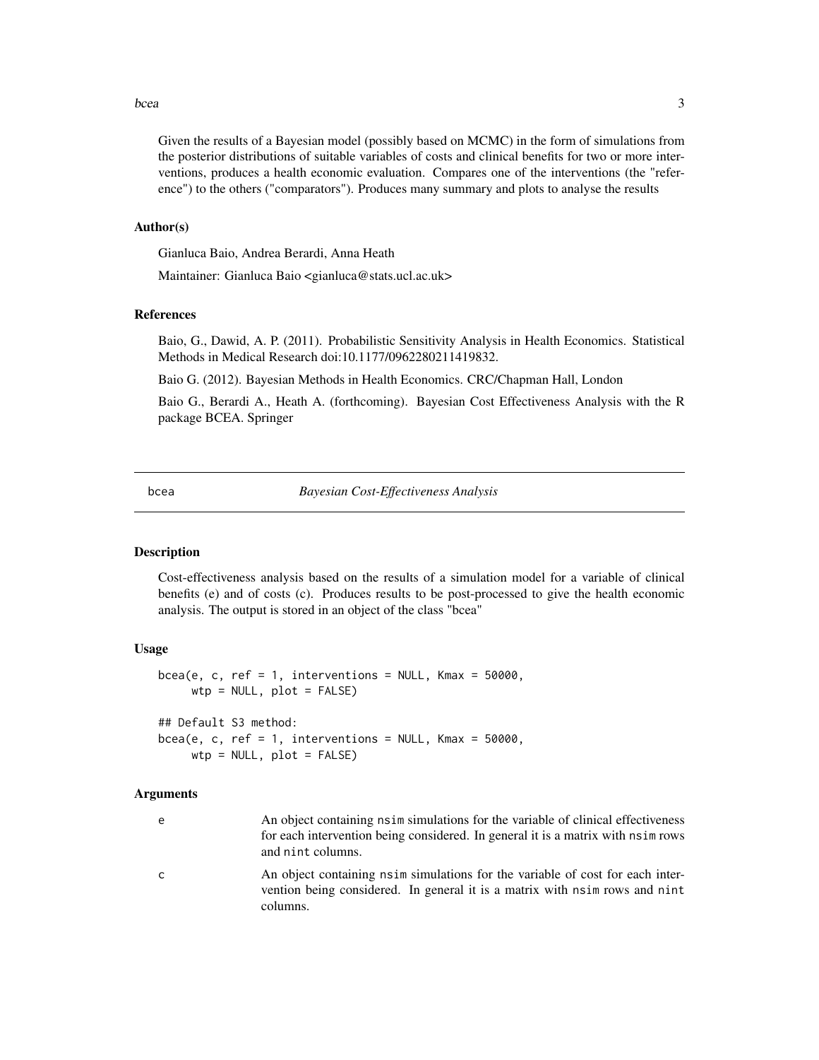Given the results of a Bayesian model (possibly based on MCMC) in the form of simulations from the posterior distributions of suitable variables of costs and clinical benefits for two or more interventions, produces a health economic evaluation. Compares one of the interventions (the "reference") to the others ("comparators"). Produces many summary and plots to analyse the results

### Author(s)

Gianluca Baio, Andrea Berardi, Anna Heath

Maintainer: Gianluca Baio <gianluca@stats.ucl.ac.uk>

### References

Baio, G., Dawid, A. P. (2011). Probabilistic Sensitivity Analysis in Health Economics. Statistical Methods in Medical Research doi:10.1177/0962280211419832.

Baio G. (2012). Bayesian Methods in Health Economics. CRC/Chapman Hall, London

Baio G., Berardi A., Heath A. (forthcoming). Bayesian Cost Effectiveness Analysis with the R package BCEA. Springer

---

## bcea — *Bayesian Cost-Effectiveness Analysis*

### Description

Cost-effectiveness analysis based on the results of a simulation model for a variable of clinical benefits (e) and of costs (c). Produces results to be post-processed to give the health economic analysis. The output is stored in an object of the class "bcea"

### Usage

```
bcea(e, c, ref = 1, interventions = NULL, Kmax = 50000,
     wtp = NULL, plot = FALSE)

## Default S3 method:
bcea(e, c, ref = 1, interventions = NULL, Kmax = 50000,
     wtp = NULL, plot = FALSE)
```

### Arguments

| | |
|---|---|
| e | An object containing nsim simulations for the variable of clinical effectiveness for each intervention being considered. In general it is a matrix with nsim rows and nint columns. |
| c | An object containing nsim simulations for the variable of cost for each intervention being considered. In general it is a matrix with nsim rows and nint columns. |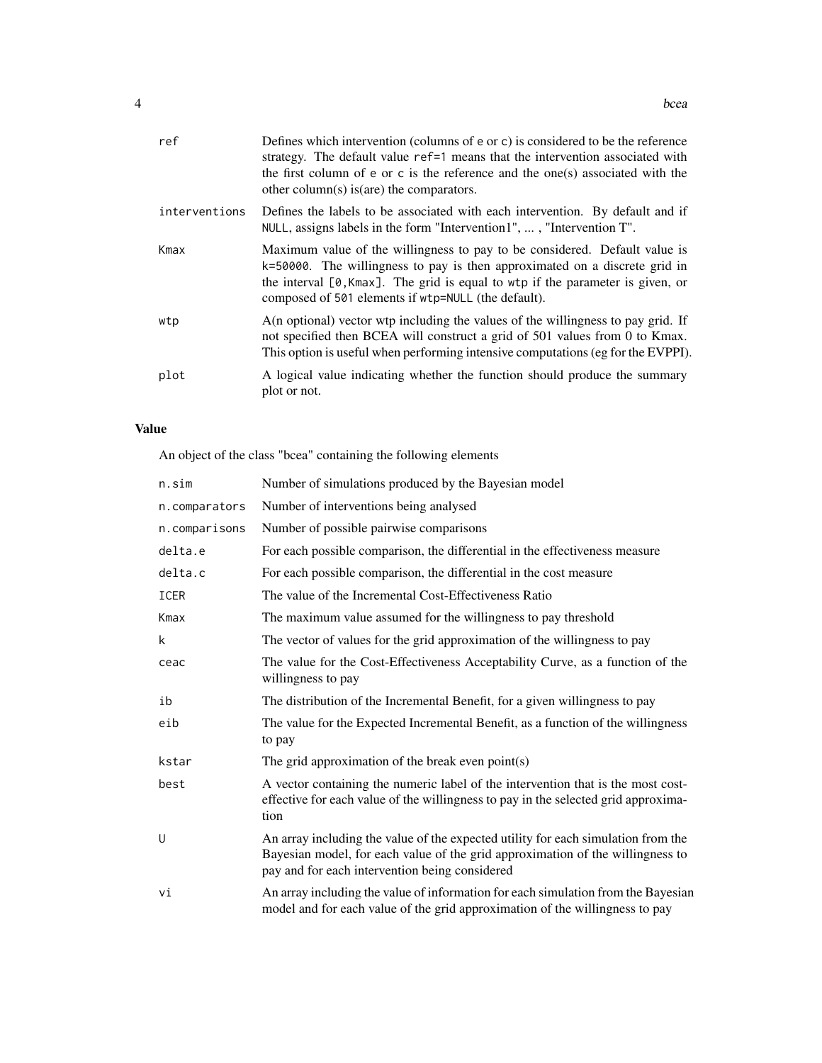| | |
|---|---|
| `ref` | Defines which intervention (columns of `e` or `c`) is considered to be the reference strategy. The default value `ref=1` means that the intervention associated with the first column of `e` or `c` is the reference and the one(s) associated with the other column(s) is(are) the comparators. |
| `interventions` | Defines the labels to be associated with each intervention. By default and if `NULL`, assigns labels in the form "Intervention1", ... , "Intervention T". |
| `Kmax` | Maximum value of the willingness to pay to be considered. Default value is `k=50000`. The willingness to pay is then approximated on a discrete grid in the interval `[0,Kmax]`. The grid is equal to `wtp` if the parameter is given, or composed of `501` elements if `wtp=NULL` (the default). |
| `wtp` | A(n optional) vector wtp including the values of the willingness to pay grid. If not specified then BCEA will construct a grid of 501 values from 0 to Kmax. This option is useful when performing intensive computations (eg for the EVPPI). |
| `plot` | A logical value indicating whether the function should produce the summary plot or not. |

## Value

An object of the class "bcea" containing the following elements

| | |
|---|---|
| `n.sim` | Number of simulations produced by the Bayesian model |
| `n.comparators` | Number of interventions being analysed |
| `n.comparisons` | Number of possible pairwise comparisons |
| `delta.e` | For each possible comparison, the differential in the effectiveness measure |
| `delta.c` | For each possible comparison, the differential in the cost measure |
| `ICER` | The value of the Incremental Cost-Effectiveness Ratio |
| `Kmax` | The maximum value assumed for the willingness to pay threshold |
| `k` | The vector of values for the grid approximation of the willingness to pay |
| `ceac` | The value for the Cost-Effectiveness Acceptability Curve, as a function of the willingness to pay |
| `ib` | The distribution of the Incremental Benefit, for a given willingness to pay |
| `eib` | The value for the Expected Incremental Benefit, as a function of the willingness to pay |
| `kstar` | The grid approximation of the break even point(s) |
| `best` | A vector containing the numeric label of the intervention that is the most cost-effective for each value of the willingness to pay in the selected grid approximation |
| `U` | An array including the value of the expected utility for each simulation from the Bayesian model, for each value of the grid approximation of the willingness to pay and for each intervention being considered |
| `vi` | An array including the value of information for each simulation from the Bayesian model and for each value of the grid approximation of the willingness to pay |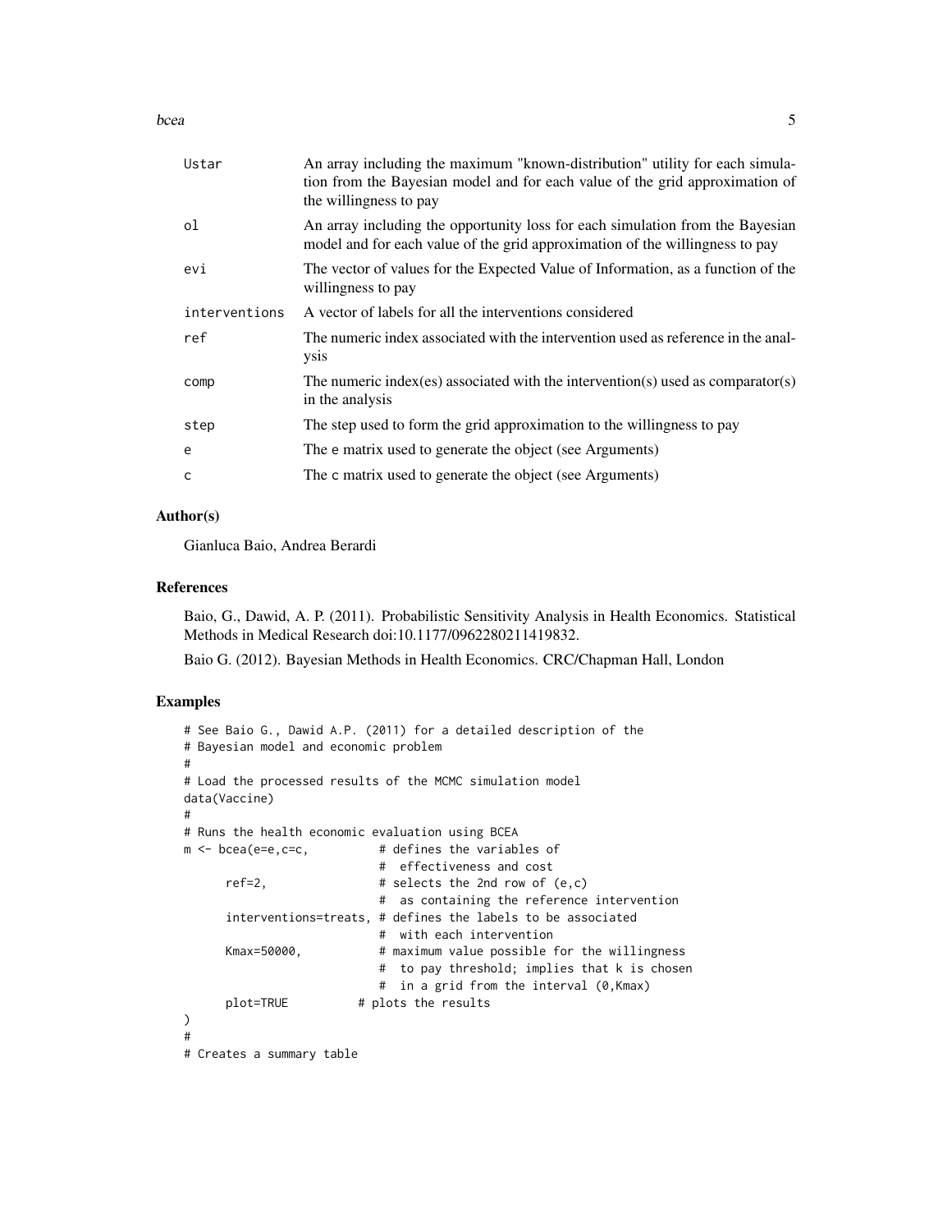| | |
|---|---|
| `Ustar` | An array including the maximum "known-distribution" utility for each simulation from the Bayesian model and for each value of the grid approximation of the willingness to pay |
| `ol` | An array including the opportunity loss for each simulation from the Bayesian model and for each value of the grid approximation of the willingness to pay |
| `evi` | The vector of values for the Expected Value of Information, as a function of the willingness to pay |
| `interventions` | A vector of labels for all the interventions considered |
| `ref` | The numeric index associated with the intervention used as reference in the analysis |
| `comp` | The numeric index(es) associated with the intervention(s) used as comparator(s) in the analysis |
| `step` | The step used to form the grid approximation to the willingness to pay |
| `e` | The `e` matrix used to generate the object (see Arguments) |
| `c` | The `c` matrix used to generate the object (see Arguments) |

## Author(s)

Gianluca Baio, Andrea Berardi

## References

Baio, G., Dawid, A. P. (2011). Probabilistic Sensitivity Analysis in Health Economics. Statistical Methods in Medical Research doi:10.1177/0962280211419832.

Baio G. (2012). Bayesian Methods in Health Economics. CRC/Chapman Hall, London

## Examples

```
# See Baio G., Dawid A.P. (2011) for a detailed description of the
# Bayesian model and economic problem
#
# Load the processed results of the MCMC simulation model
data(Vaccine)
#
# Runs the health economic evaluation using BCEA
m <- bcea(e=e,c=c,          # defines the variables of
                            #  effectiveness and cost
      ref=2,                # selects the 2nd row of (e,c)
                            #  as containing the reference intervention
      interventions=treats, # defines the labels to be associated
                            #  with each intervention
      Kmax=50000,           # maximum value possible for the willingness
                            #  to pay threshold; implies that k is chosen
                            #  in a grid from the interval (0,Kmax)
      plot=TRUE          # plots the results
)
#
# Creates a summary table
```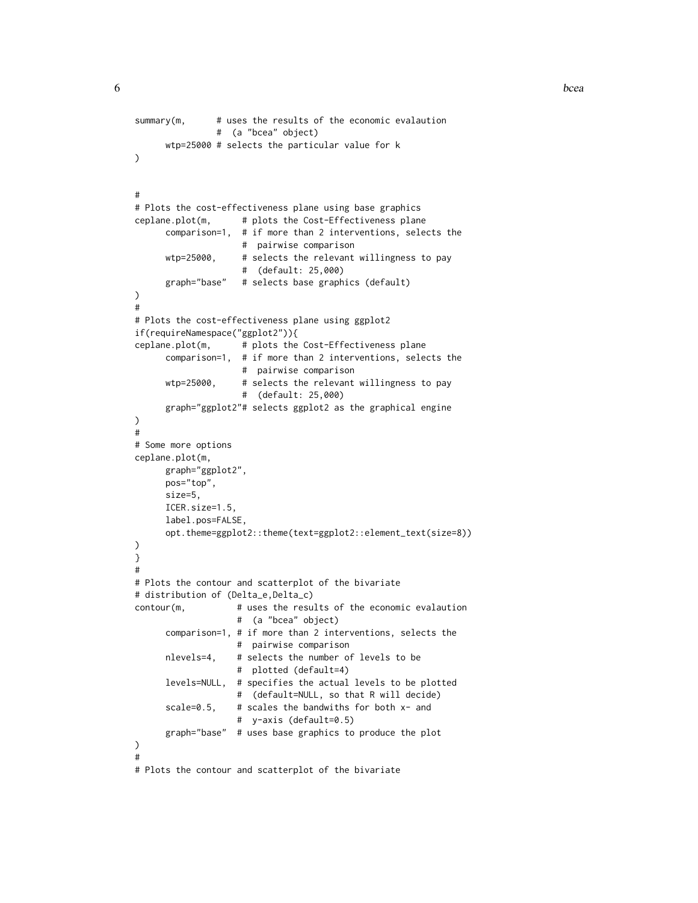```
summary(m,      # uses the results of the economic evalaution
              #  (a "bcea" object)
      wtp=25000 # selects the particular value for k
)


#
# Plots the cost-effectiveness plane using base graphics
ceplane.plot(m,      # plots the Cost-Effectiveness plane
      comparison=1,  # if more than 2 interventions, selects the
                     #  pairwise comparison
      wtp=25000,     # selects the relevant willingness to pay
                     #  (default: 25,000)
      graph="base"   # selects base graphics (default)
)
#
# Plots the cost-effectiveness plane using ggplot2
if(requireNamespace("ggplot2")){
ceplane.plot(m,      # plots the Cost-Effectiveness plane
      comparison=1,  # if more than 2 interventions, selects the
                     #  pairwise comparison
      wtp=25000,     # selects the relevant willingness to pay
                     #  (default: 25,000)
      graph="ggplot2"# selects ggplot2 as the graphical engine
)
#
# Some more options
ceplane.plot(m,
      graph="ggplot2",
      pos="top",
      size=5,
      ICER.size=1.5,
      label.pos=FALSE,
      opt.theme=ggplot2::theme(text=ggplot2::element_text(size=8))
)
}
#
# Plots the contour and scatterplot of the bivariate
# distribution of (Delta_e,Delta_c)
contour(m,          # uses the results of the economic evalaution
                    #  (a "bcea" object)
      comparison=1, # if more than 2 interventions, selects the
                    #  pairwise comparison
      nlevels=4,    # selects the number of levels to be
                    #  plotted (default=4)
      levels=NULL,  # specifies the actual levels to be plotted
                    #  (default=NULL, so that R will decide)
      scale=0.5,    # scales the bandwiths for both x- and
                    #  y-axis (default=0.5)
      graph="base"  # uses base graphics to produce the plot
)
#
# Plots the contour and scatterplot of the bivariate
```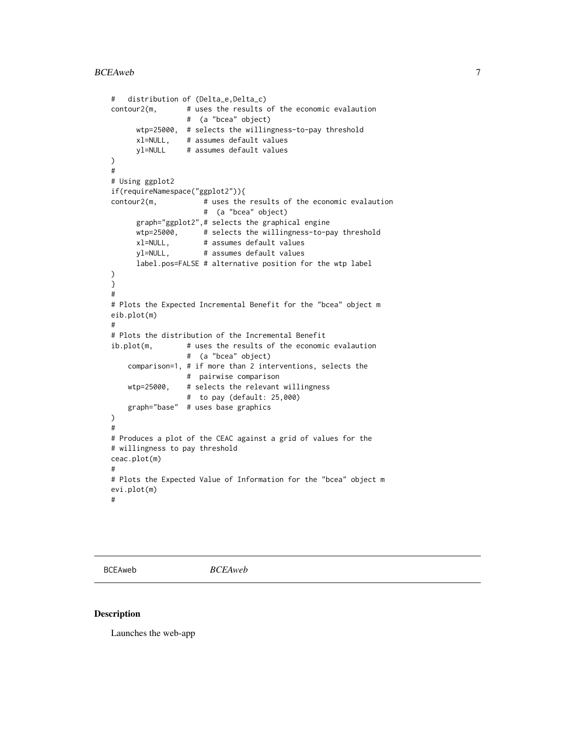```
#   distribution of (Delta_e,Delta_c)
contour2(m,       # uses the results of the economic evalaution
                  #  (a "bcea" object)
      wtp=25000,  # selects the willingness-to-pay threshold
      xl=NULL,    # assumes default values
      yl=NULL     # assumes default values
)
#
# Using ggplot2
if(requireNamespace("ggplot2")){
contour2(m,           # uses the results of the economic evalaution
                      #  (a "bcea" object)
      graph="ggplot2",# selects the graphical engine
      wtp=25000,      # selects the willingness-to-pay threshold
      xl=NULL,        # assumes default values
      yl=NULL,        # assumes default values
      label.pos=FALSE # alternative position for the wtp label
)
}
#
# Plots the Expected Incremental Benefit for the "bcea" object m
eib.plot(m)
#
# Plots the distribution of the Incremental Benefit
ib.plot(m,        # uses the results of the economic evalaution
                  #  (a "bcea" object)
    comparison=1, # if more than 2 interventions, selects the
                  #  pairwise comparison
    wtp=25000,    # selects the relevant willingness
                  #  to pay (default: 25,000)
    graph="base"  # uses base graphics
)
#
# Produces a plot of the CEAC against a grid of values for the
# willingness to pay threshold
ceac.plot(m)
#
# Plots the Expected Value of Information for the "bcea" object m
evi.plot(m)
#
```

---

BCEAweb *BCEAweb*

---

## Description

Launches the web-app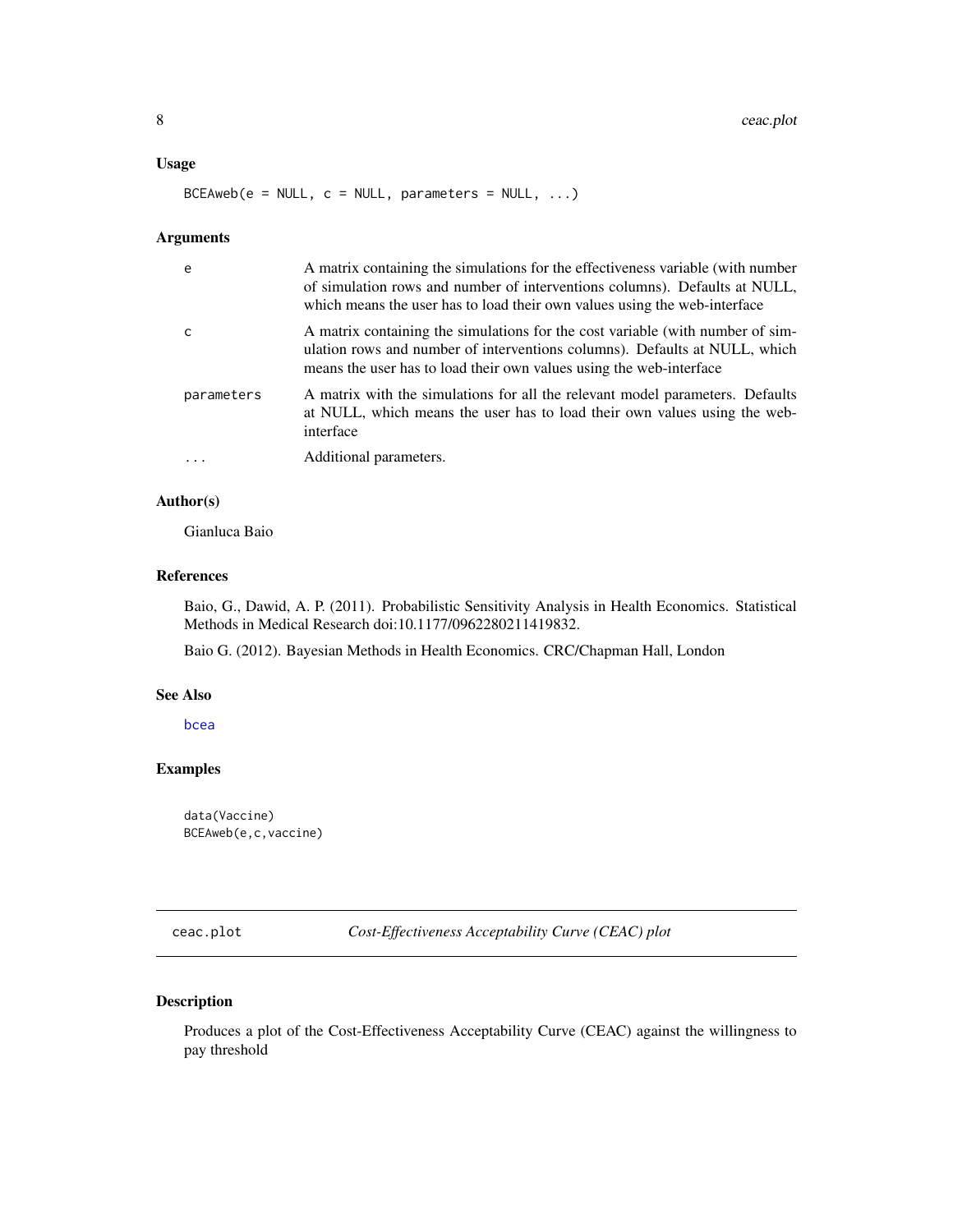### Usage

```
BCEAweb(e = NULL, c = NULL, parameters = NULL, ...)
```

### Arguments

| | |
|---|---|
| e | A matrix containing the simulations for the effectiveness variable (with number of simulation rows and number of interventions columns). Defaults at NULL, which means the user has to load their own values using the web-interface |
| c | A matrix containing the simulations for the cost variable (with number of simulation rows and number of interventions columns). Defaults at NULL, which means the user has to load their own values using the web-interface |
| parameters | A matrix with the simulations for all the relevant model parameters. Defaults at NULL, which means the user has to load their own values using the web-interface |
| ... | Additional parameters. |

### Author(s)

Gianluca Baio

### References

Baio, G., Dawid, A. P. (2011). Probabilistic Sensitivity Analysis in Health Economics. Statistical Methods in Medical Research doi:10.1177/0962280211419832.

Baio G. (2012). Bayesian Methods in Health Economics. CRC/Chapman Hall, London

### See Also

bcea

### Examples

```
data(Vaccine)
BCEAweb(e,c,vaccine)
```

---

## ceac.plot *Cost-Effectiveness Acceptability Curve (CEAC) plot*

### Description

Produces a plot of the Cost-Effectiveness Acceptability Curve (CEAC) against the willingness to pay threshold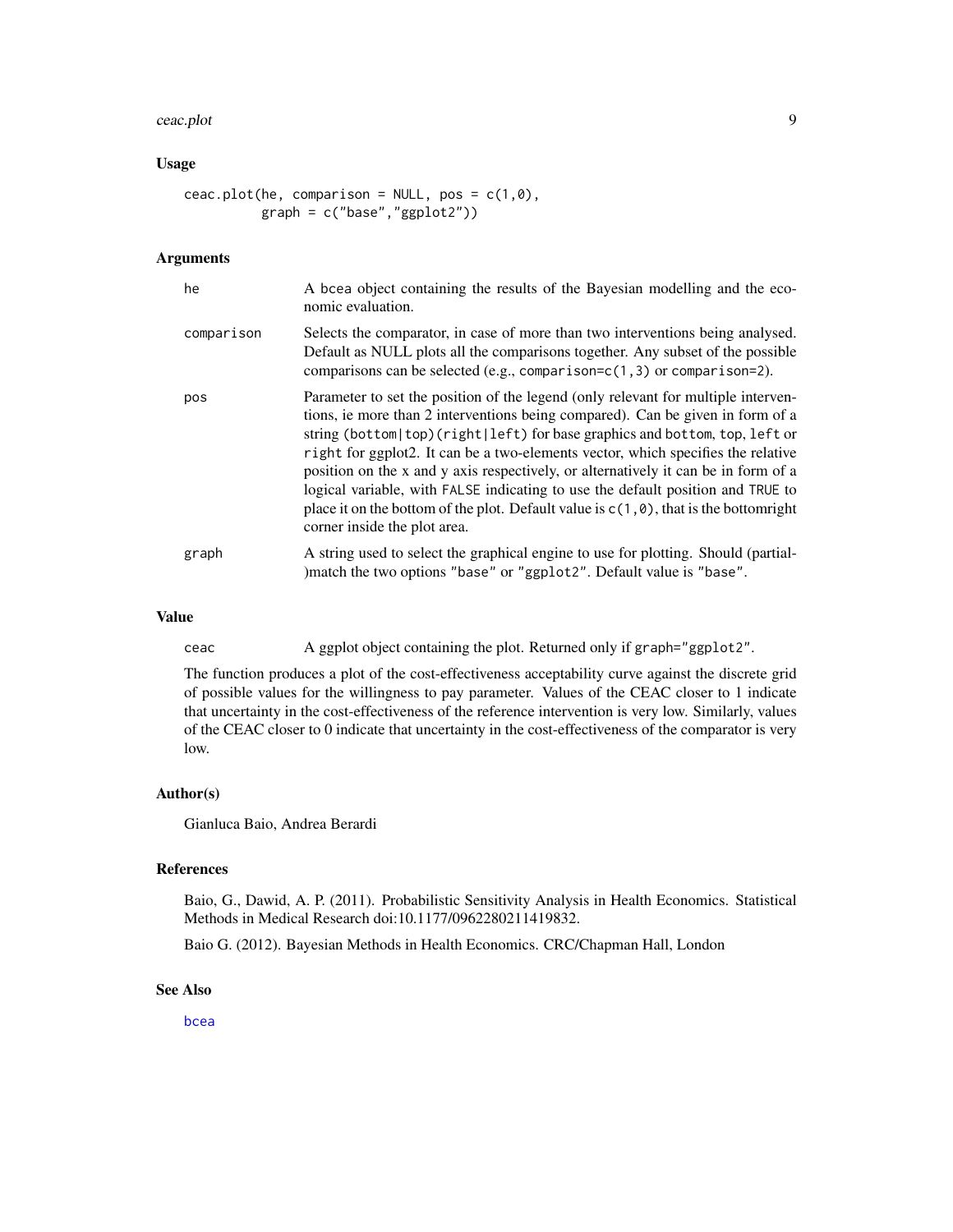## Usage

```
ceac.plot(he, comparison = NULL, pos = c(1,0),
          graph = c("base","ggplot2"))
```

## Arguments

| | |
|---|---|
| `he` | A `bcea` object containing the results of the Bayesian modelling and the economic evaluation. |
| `comparison` | Selects the comparator, in case of more than two interventions being analysed. Default as NULL plots all the comparisons together. Any subset of the possible comparisons can be selected (e.g., `comparison=c(1,3)` or `comparison=2`). |
| `pos` | Parameter to set the position of the legend (only relevant for multiple interventions, ie more than 2 interventions being compared). Can be given in form of a string `(bottom|top)(right|left)` for base graphics and `bottom`, `top`, `left` or `right` for ggplot2. It can be a two-elements vector, which specifies the relative position on the x and y axis respectively, or alternatively it can be in form of a logical variable, with `FALSE` indicating to use the default position and `TRUE` to place it on the bottom of the plot. Default value is `c(1,0)`, that is the bottomright corner inside the plot area. |
| `graph` | A string used to select the graphical engine to use for plotting. Should (partial-)match the two options `"base"` or `"ggplot2"`. Default value is `"base"`. |

## Value

| | |
|---|---|
| `ceac` | A ggplot object containing the plot. Returned only if `graph="ggplot2"`. |

The function produces a plot of the cost-effectiveness acceptability curve against the discrete grid of possible values for the willingness to pay parameter. Values of the CEAC closer to 1 indicate that uncertainty in the cost-effectiveness of the reference intervention is very low. Similarly, values of the CEAC closer to 0 indicate that uncertainty in the cost-effectiveness of the comparator is very low.

## Author(s)

Gianluca Baio, Andrea Berardi

## References

Baio, G., Dawid, A. P. (2011). Probabilistic Sensitivity Analysis in Health Economics. Statistical Methods in Medical Research doi:10.1177/0962280211419832.

Baio G. (2012). Bayesian Methods in Health Economics. CRC/Chapman Hall, London

## See Also

`bcea`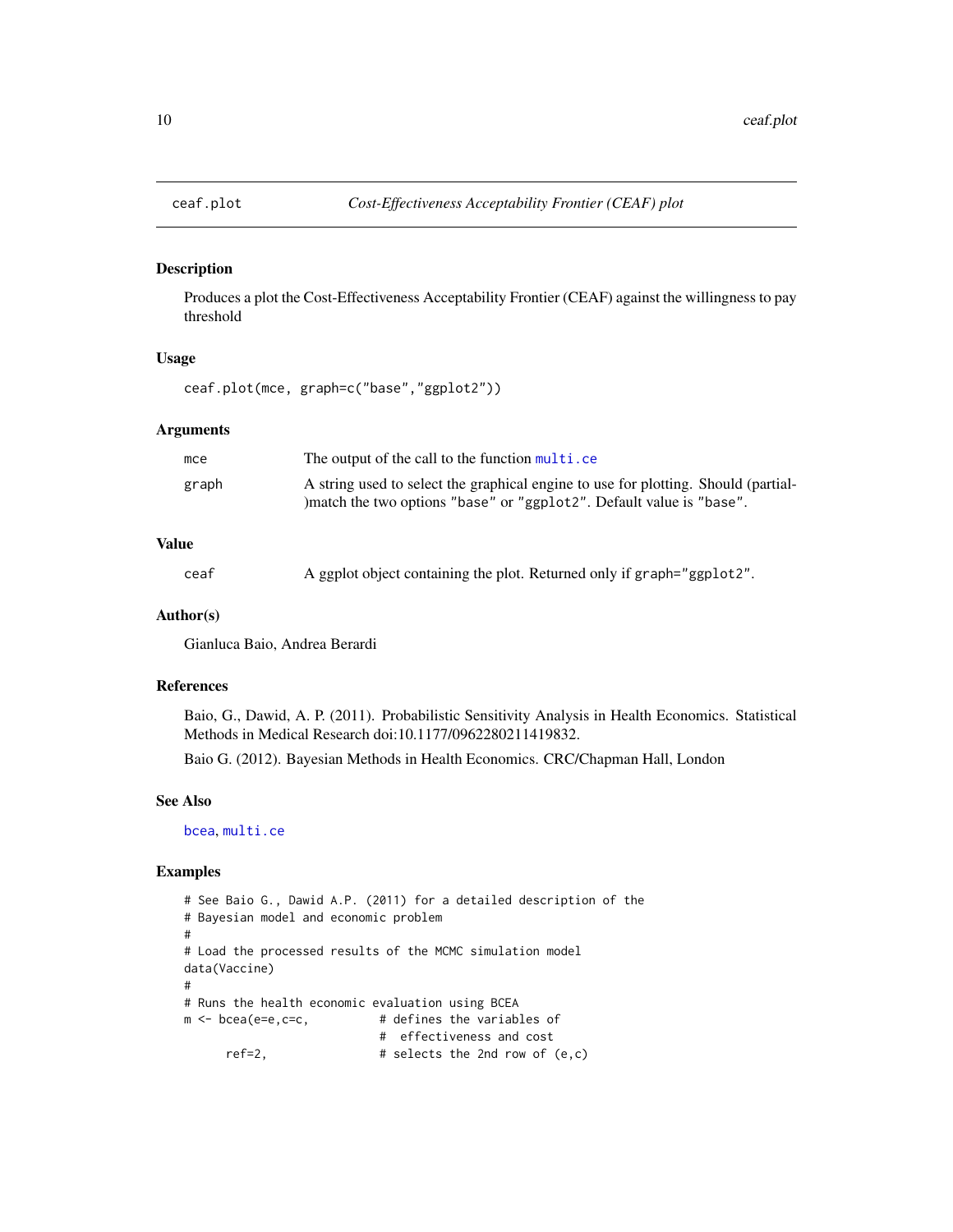ceaf.plot *Cost-Effectiveness Acceptability Frontier (CEAF) plot*

### Description

Produces a plot the Cost-Effectiveness Acceptability Frontier (CEAF) against the willingness to pay threshold

### Usage

```
ceaf.plot(mce, graph=c("base","ggplot2"))
```

### Arguments

| | |
|---|---|
| mce | The output of the call to the function multi.ce |
| graph | A string used to select the graphical engine to use for plotting. Should (partial-)match the two options "base" or "ggplot2". Default value is "base". |

### Value

| | |
|---|---|
| ceaf | A ggplot object containing the plot. Returned only if graph="ggplot2". |

### Author(s)

Gianluca Baio, Andrea Berardi

### References

Baio, G., Dawid, A. P. (2011). Probabilistic Sensitivity Analysis in Health Economics. Statistical Methods in Medical Research doi:10.1177/0962280211419832.

Baio G. (2012). Bayesian Methods in Health Economics. CRC/Chapman Hall, London

### See Also

bcea, multi.ce

### Examples

```
# See Baio G., Dawid A.P. (2011) for a detailed description of the
# Bayesian model and economic problem
#
# Load the processed results of the MCMC simulation model
data(Vaccine)
#
# Runs the health economic evaluation using BCEA
m <- bcea(e=e,c=c,          # defines the variables of
                            #  effectiveness and cost
      ref=2,                # selects the 2nd row of (e,c)
```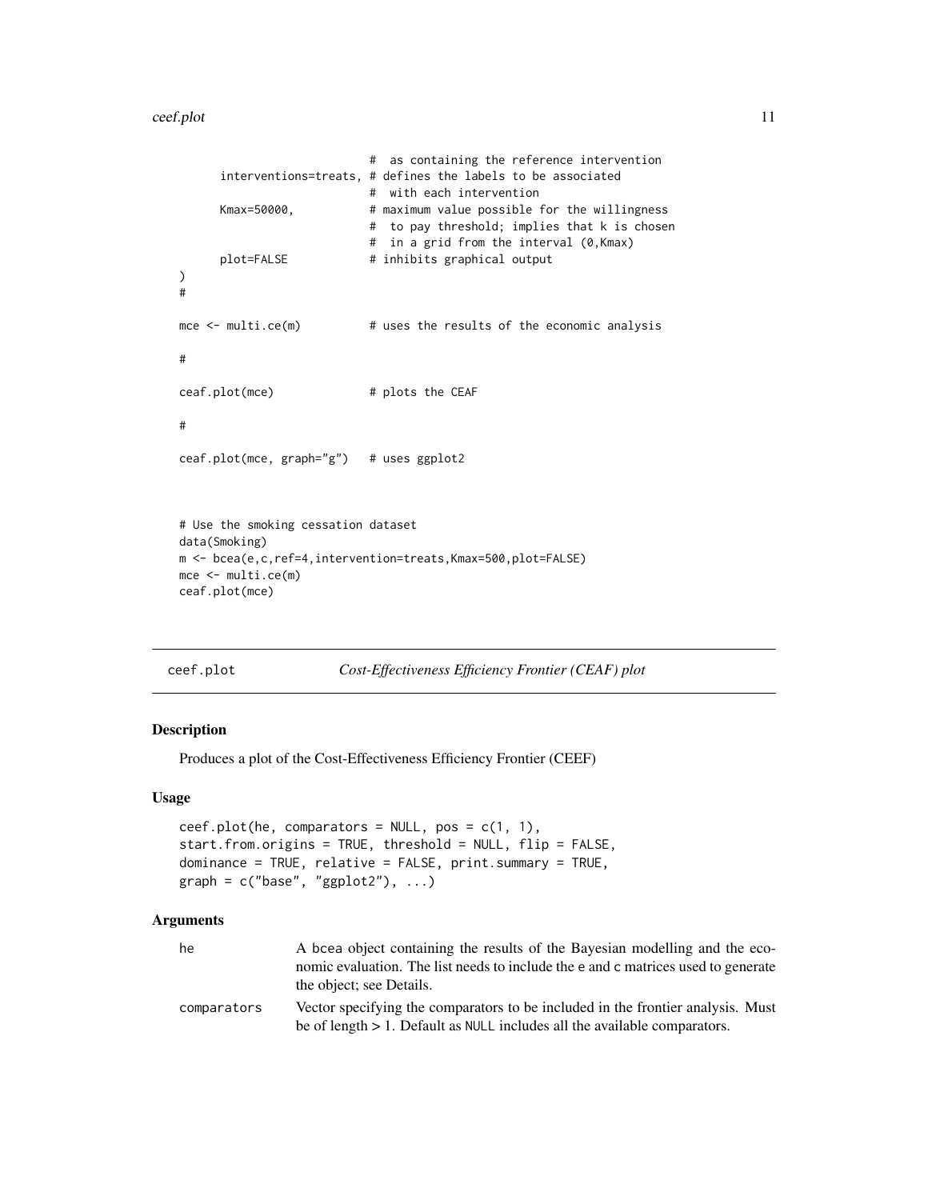```
                           #  as containing the reference intervention
      interventions=treats, # defines the labels to be associated
                           #  with each intervention
      Kmax=50000,          # maximum value possible for the willingness
                           #  to pay threshold; implies that k is chosen
                           #  in a grid from the interval (0,Kmax)
      plot=FALSE           # inhibits graphical output
)
#

mce <- multi.ce(m)          # uses the results of the economic analysis

#

ceaf.plot(mce)              # plots the CEAF

#

ceaf.plot(mce, graph="g")   # uses ggplot2



# Use the smoking cessation dataset
data(Smoking)
m <- bcea(e,c,ref=4,intervention=treats,Kmax=500,plot=FALSE)
mce <- multi.ce(m)
ceaf.plot(mce)
```

---

## ceef.plot — *Cost-Effectiveness Efficiency Frontier (CEAF) plot*

### Description

Produces a plot of the Cost-Effectiveness Efficiency Frontier (CEEF)

### Usage

```
ceef.plot(he, comparators = NULL, pos = c(1, 1),
start.from.origins = TRUE, threshold = NULL, flip = FALSE,
dominance = TRUE, relative = FALSE, print.summary = TRUE,
graph = c("base", "ggplot2"), ...)
```

### Arguments

| | |
|---|---|
| `he` | A bcea object containing the results of the Bayesian modelling and the economic evaluation. The list needs to include the e and c matrices used to generate the object; see Details. |
| `comparators` | Vector specifying the comparators to be included in the frontier analysis. Must be of length > 1. Default as `NULL` includes all the available comparators. |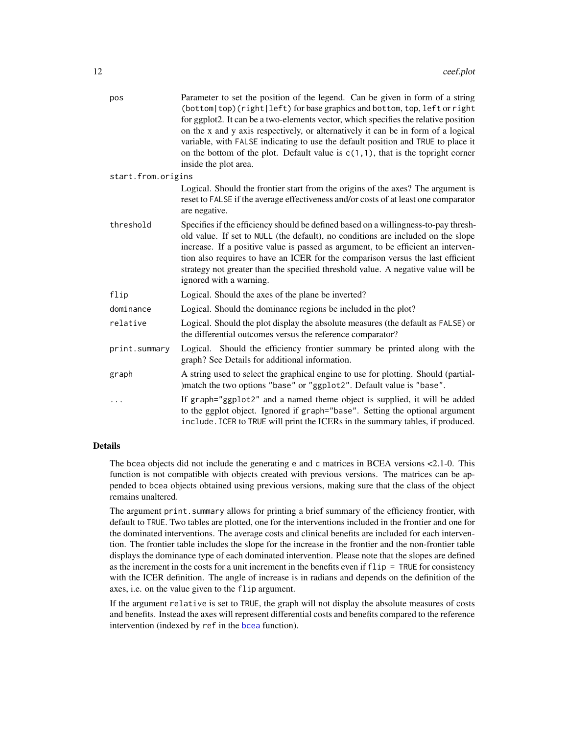| Argument | Description |
| --- | --- |
| `pos` | Parameter to set the position of the legend. Can be given in form of a string (bottom\|top)(right\|left) for base graphics and bottom, top, left or right for ggplot2. It can be a two-elements vector, which specifies the relative position on the x and y axis respectively, or alternatively it can be in form of a logical variable, with FALSE indicating to use the default position and TRUE to place it on the bottom of the plot. Default value is c(1,1), that is the topright corner inside the plot area. |
| `start.from.origins` | Logical. Should the frontier start from the origins of the axes? The argument is reset to FALSE if the average effectiveness and/or costs of at least one comparator are negative. |
| `threshold` | Specifies if the efficiency should be defined based on a willingness-to-pay threshold value. If set to NULL (the default), no conditions are included on the slope increase. If a positive value is passed as argument, to be efficient an intervention also requires to have an ICER for the comparison versus the last efficient strategy not greater than the specified threshold value. A negative value will be ignored with a warning. |
| `flip` | Logical. Should the axes of the plane be inverted? |
| `dominance` | Logical. Should the dominance regions be included in the plot? |
| `relative` | Logical. Should the plot display the absolute measures (the default as FALSE) or the differential outcomes versus the reference comparator? |
| `print.summary` | Logical. Should the efficiency frontier summary be printed along with the graph? See Details for additional information. |
| `graph` | A string used to select the graphical engine to use for plotting. Should (partial-)match the two options "base" or "ggplot2". Default value is "base". |
| `...` | If graph="ggplot2" and a named theme object is supplied, it will be added to the ggplot object. Ignored if graph="base". Setting the optional argument include.ICER to TRUE will print the ICERs in the summary tables, if produced. |

## Details

The bcea objects did not include the generating e and c matrices in BCEA versions <2.1-0. This function is not compatible with objects created with previous versions. The matrices can be appended to bcea objects obtained using previous versions, making sure that the class of the object remains unaltered.

The argument print.summary allows for printing a brief summary of the efficiency frontier, with default to TRUE. Two tables are plotted, one for the interventions included in the frontier and one for the dominated interventions. The average costs and clinical benefits are included for each intervention. The frontier table includes the slope for the increase in the frontier and the non-frontier table displays the dominance type of each dominated intervention. Please note that the slopes are defined as the increment in the costs for a unit increment in the benefits even if flip = TRUE for consistency with the ICER definition. The angle of increase is in radians and depends on the definition of the axes, i.e. on the value given to the flip argument.

If the argument relative is set to TRUE, the graph will not display the absolute measures of costs and benefits. Instead the axes will represent differential costs and benefits compared to the reference intervention (indexed by ref in the bcea function).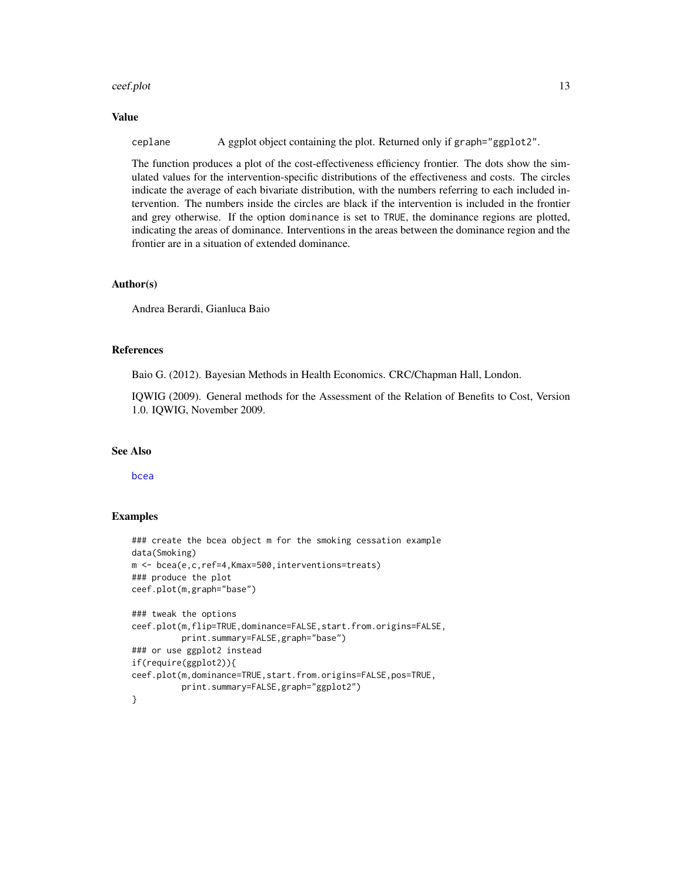## Value

`ceplane` A ggplot object containing the plot. Returned only if `graph="ggplot2"`.

The function produces a plot of the cost-effectiveness efficiency frontier. The dots show the simulated values for the intervention-specific distributions of the effectiveness and costs. The circles indicate the average of each bivariate distribution, with the numbers referring to each included intervention. The numbers inside the circles are black if the intervention is included in the frontier and grey otherwise. If the option `dominance` is set to `TRUE`, the dominance regions are plotted, indicating the areas of dominance. Interventions in the areas between the dominance region and the frontier are in a situation of extended dominance.

## Author(s)

Andrea Berardi, Gianluca Baio

## References

Baio G. (2012). Bayesian Methods in Health Economics. CRC/Chapman Hall, London.

IQWIG (2009). General methods for the Assessment of the Relation of Benefits to Cost, Version 1.0. IQWIG, November 2009.

## See Also

bcea

## Examples

```
### create the bcea object m for the smoking cessation example
data(Smoking)
m <- bcea(e,c,ref=4,Kmax=500,interventions=treats)
### produce the plot
ceef.plot(m,graph="base")

### tweak the options
ceef.plot(m,flip=TRUE,dominance=FALSE,start.from.origins=FALSE,
          print.summary=FALSE,graph="base")
### or use ggplot2 instead
if(require(ggplot2)){
ceef.plot(m,dominance=TRUE,start.from.origins=FALSE,pos=TRUE,
          print.summary=FALSE,graph="ggplot2")
}
```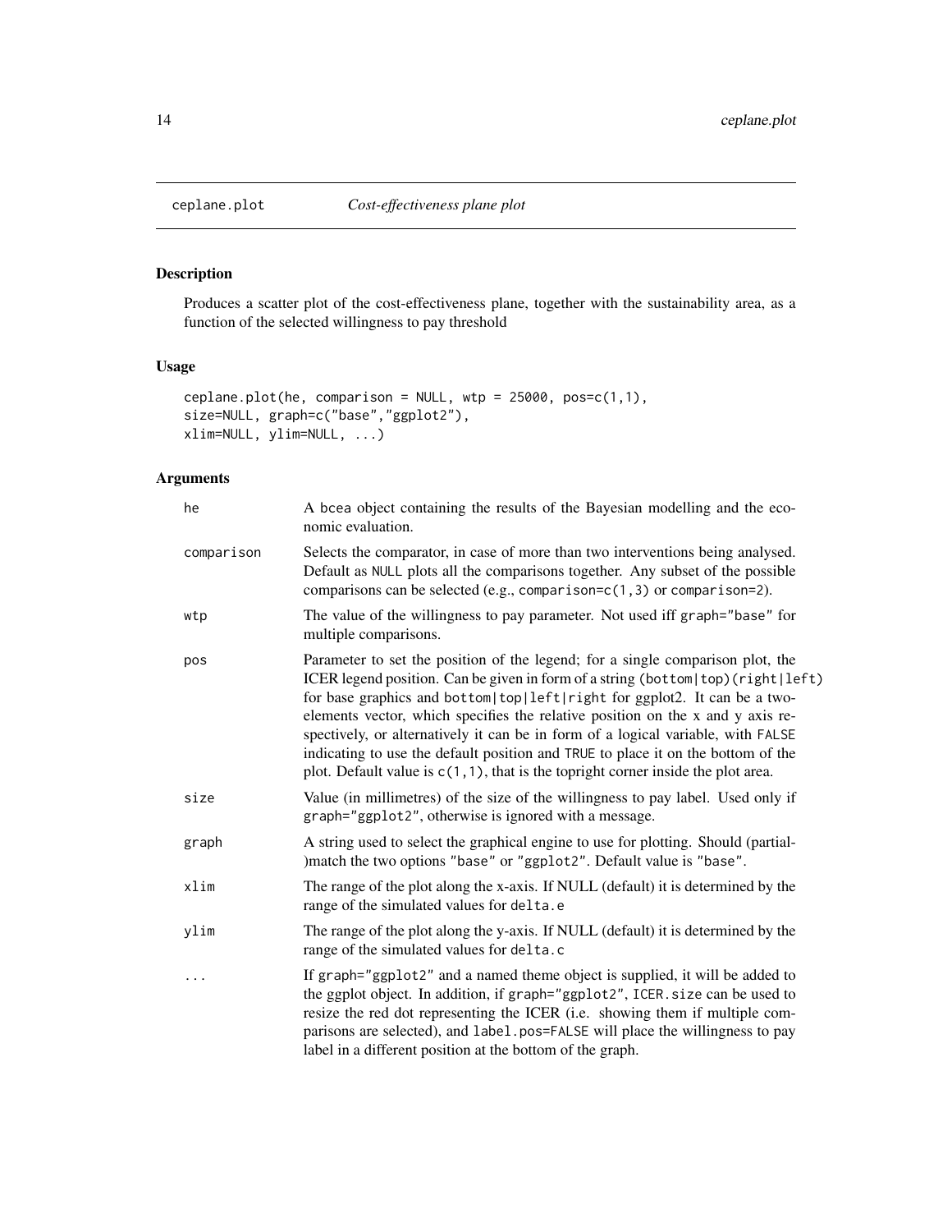## ceplane.plot *Cost-effectiveness plane plot*

### Description

Produces a scatter plot of the cost-effectiveness plane, together with the sustainability area, as a function of the selected willingness to pay threshold

### Usage

```
ceplane.plot(he, comparison = NULL, wtp = 25000, pos=c(1,1),
size=NULL, graph=c("base","ggplot2"),
xlim=NULL, ylim=NULL, ...)
```

### Arguments

| | |
|---|---|
| `he` | A `bcea` object containing the results of the Bayesian modelling and the economic evaluation. |
| `comparison` | Selects the comparator, in case of more than two interventions being analysed. Default as `NULL` plots all the comparisons together. Any subset of the possible comparisons can be selected (e.g., `comparison=c(1,3)` or `comparison=2`). |
| `wtp` | The value of the willingness to pay parameter. Not used iff `graph="base"` for multiple comparisons. |
| `pos` | Parameter to set the position of the legend; for a single comparison plot, the ICER legend position. Can be given in form of a string `(bottom\|top)(right\|left)` for base graphics and `bottom\|top\|left\|right` for ggplot2. It can be a two-elements vector, which specifies the relative position on the x and y axis respectively, or alternatively it can be in form of a logical variable, with `FALSE` indicating to use the default position and `TRUE` to place it on the bottom of the plot. Default value is `c(1,1)`, that is the topright corner inside the plot area. |
| `size` | Value (in millimetres) of the size of the willingness to pay label. Used only if `graph="ggplot2"`, otherwise is ignored with a message. |
| `graph` | A string used to select the graphical engine to use for plotting. Should (partial-)match the two options `"base"` or `"ggplot2"`. Default value is `"base"`. |
| `xlim` | The range of the plot along the x-axis. If NULL (default) it is determined by the range of the simulated values for `delta.e` |
| `ylim` | The range of the plot along the y-axis. If NULL (default) it is determined by the range of the simulated values for `delta.c` |
| `...` | If `graph="ggplot2"` and a named theme object is supplied, it will be added to the ggplot object. In addition, if `graph="ggplot2"`, `ICER.size` can be used to resize the red dot representing the ICER (i.e. showing them if multiple comparisons are selected), and `label.pos=FALSE` will place the willingness to pay label in a different position at the bottom of the graph. |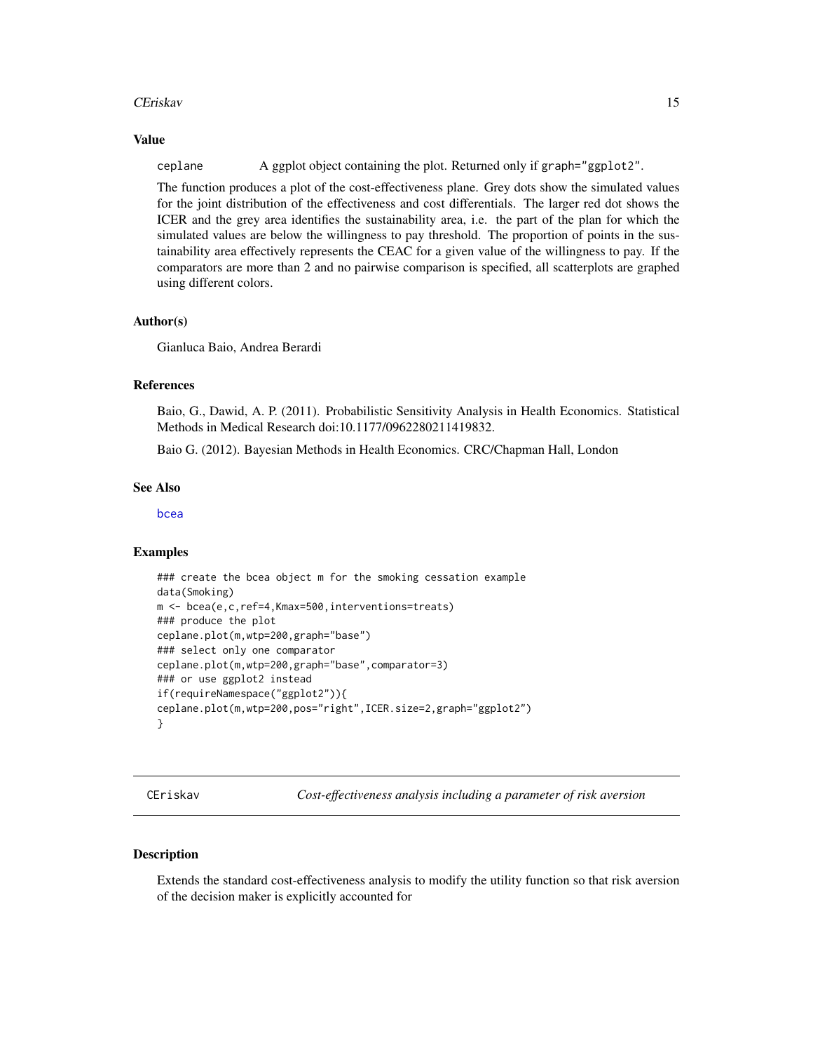## Value

ceplane A ggplot object containing the plot. Returned only if graph="ggplot2".

The function produces a plot of the cost-effectiveness plane. Grey dots show the simulated values for the joint distribution of the effectiveness and cost differentials. The larger red dot shows the ICER and the grey area identifies the sustainability area, i.e. the part of the plan for which the simulated values are below the willingness to pay threshold. The proportion of points in the sustainability area effectively represents the CEAC for a given value of the willingness to pay. If the comparators are more than 2 and no pairwise comparison is specified, all scatterplots are graphed using different colors.

## Author(s)

Gianluca Baio, Andrea Berardi

## References

Baio, G., Dawid, A. P. (2011). Probabilistic Sensitivity Analysis in Health Economics. Statistical Methods in Medical Research doi:10.1177/0962280211419832.

Baio G. (2012). Bayesian Methods in Health Economics. CRC/Chapman Hall, London

## See Also

bcea

## Examples

```
### create the bcea object m for the smoking cessation example
data(Smoking)
m <- bcea(e,c,ref=4,Kmax=500,interventions=treats)
### produce the plot
ceplane.plot(m,wtp=200,graph="base")
### select only one comparator
ceplane.plot(m,wtp=200,graph="base",comparator=3)
### or use ggplot2 instead
if(requireNamespace("ggplot2")){
ceplane.plot(m,wtp=200,pos="right",ICER.size=2,graph="ggplot2")
}
```

---

# CEriskav *Cost-effectiveness analysis including a parameter of risk aversion*

## Description

Extends the standard cost-effectiveness analysis to modify the utility function so that risk aversion of the decision maker is explicitly accounted for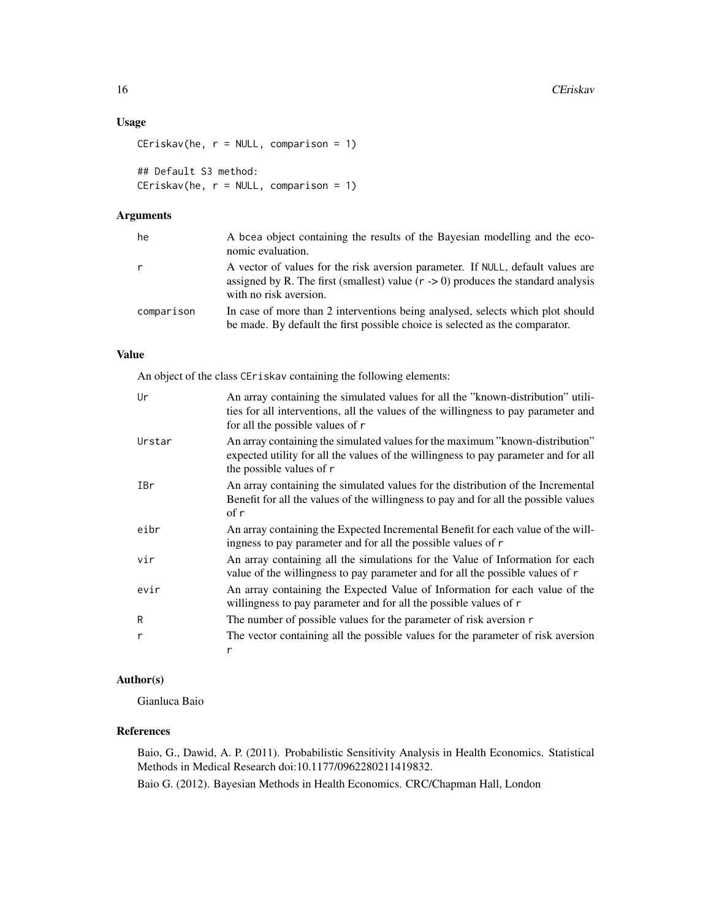### Usage

```
CEriskav(he, r = NULL, comparison = 1)

## Default S3 method:
CEriskav(he, r = NULL, comparison = 1)
```

### Arguments

| | |
|---|---|
| he | A bcea object containing the results of the Bayesian modelling and the economic evaluation. |
| r | A vector of values for the risk aversion parameter. If NULL, default values are assigned by R. The first (smallest) value (r -> 0) produces the standard analysis with no risk aversion. |
| comparison | In case of more than 2 interventions being analysed, selects which plot should be made. By default the first possible choice is selected as the comparator. |

### Value

An object of the class CEriskav containing the following elements:

| | |
|---|---|
| Ur | An array containing the simulated values for all the "known-distribution" utilities for all interventions, all the values of the willingness to pay parameter and for all the possible values of r |
| Urstar | An array containing the simulated values for the maximum "known-distribution" expected utility for all the values of the willingness to pay parameter and for all the possible values of r |
| IBr | An array containing the simulated values for the distribution of the Incremental Benefit for all the values of the willingness to pay and for all the possible values of r |
| eibr | An array containing the Expected Incremental Benefit for each value of the willingness to pay parameter and for all the possible values of r |
| vir | An array containing all the simulations for the Value of Information for each value of the willingness to pay parameter and for all the possible values of r |
| evir | An array containing the Expected Value of Information for each value of the willingness to pay parameter and for all the possible values of r |
| R | The number of possible values for the parameter of risk aversion r |
| r | The vector containing all the possible values for the parameter of risk aversion r |

### Author(s)

Gianluca Baio

### References

Baio, G., Dawid, A. P. (2011). Probabilistic Sensitivity Analysis in Health Economics. Statistical Methods in Medical Research doi:10.1177/0962280211419832.

Baio G. (2012). Bayesian Methods in Health Economics. CRC/Chapman Hall, London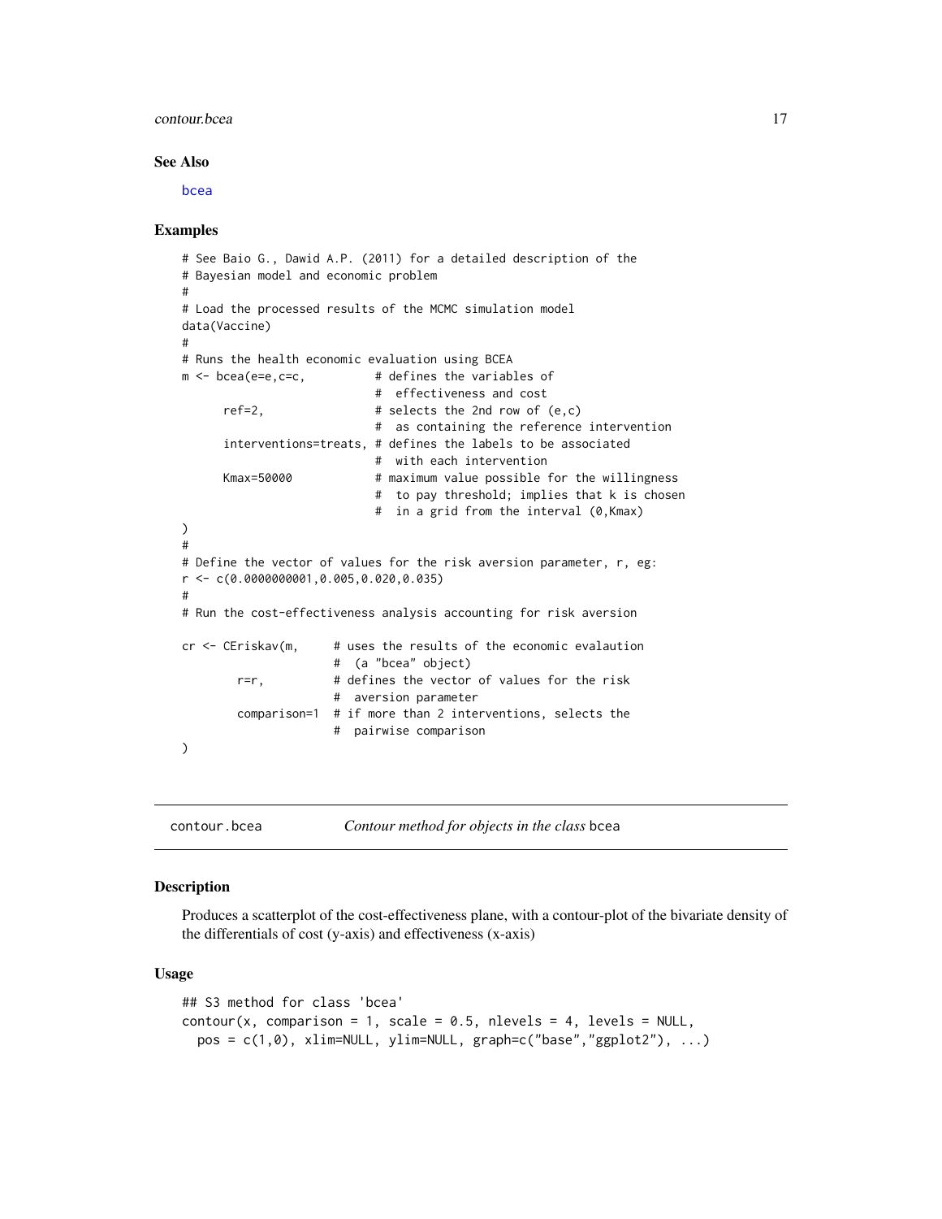### See Also

bcea

### Examples

```
# See Baio G., Dawid A.P. (2011) for a detailed description of the
# Bayesian model and economic problem
#
# Load the processed results of the MCMC simulation model
data(Vaccine)
#
# Runs the health economic evaluation using BCEA
m <- bcea(e=e,c=c,          # defines the variables of
                            #  effectiveness and cost
      ref=2,                # selects the 2nd row of (e,c)
                            #  as containing the reference intervention
      interventions=treats, # defines the labels to be associated
                            #  with each intervention
      Kmax=50000            # maximum value possible for the willingness
                            #  to pay threshold; implies that k is chosen
                            #  in a grid from the interval (0,Kmax)
)
#
# Define the vector of values for the risk aversion parameter, r, eg:
r <- c(0.0000000001,0.005,0.020,0.035)
#
# Run the cost-effectiveness analysis accounting for risk aversion

cr <- CEriskav(m,     # uses the results of the economic evalaution
                      #  (a "bcea" object)
        r=r,          # defines the vector of values for the risk
                      #  aversion parameter
        comparison=1  # if more than 2 interventions, selects the
                      #  pairwise comparison
)
```

## contour.bcea — *Contour method for objects in the class* bcea

### Description

Produces a scatterplot of the cost-effectiveness plane, with a contour-plot of the bivariate density of the differentials of cost (y-axis) and effectiveness (x-axis)

### Usage

```
## S3 method for class 'bcea'
contour(x, comparison = 1, scale = 0.5, nlevels = 4, levels = NULL,
  pos = c(1,0), xlim=NULL, ylim=NULL, graph=c("base","ggplot2"), ...)
```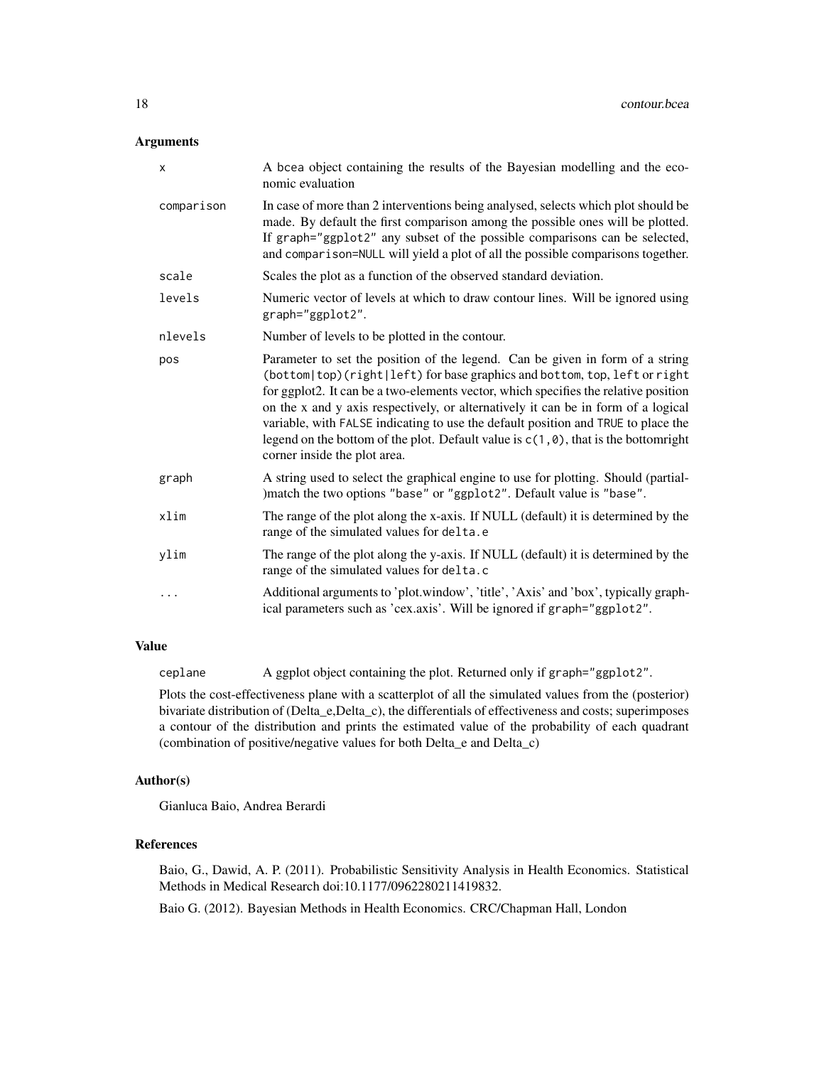### Arguments

| | |
|---|---|
| `x` | A `bcea` object containing the results of the Bayesian modelling and the economic evaluation |
| `comparison` | In case of more than 2 interventions being analysed, selects which plot should be made. By default the first comparison among the possible ones will be plotted. If `graph="ggplot2"` any subset of the possible comparisons can be selected, and `comparison=NULL` will yield a plot of all the possible comparisons together. |
| `scale` | Scales the plot as a function of the observed standard deviation. |
| `levels` | Numeric vector of levels at which to draw contour lines. Will be ignored using `graph="ggplot2"`. |
| `nlevels` | Number of levels to be plotted in the contour. |
| `pos` | Parameter to set the position of the legend. Can be given in form of a string `(bottom\|top)(right\|left)` for base graphics and `bottom`, `top`, `left` or `right` for ggplot2. It can be a two-elements vector, which specifies the relative position on the x and y axis respectively, or alternatively it can be in form of a logical variable, with `FALSE` indicating to use the default position and `TRUE` to place the legend on the bottom of the plot. Default value is `c(1,0)`, that is the bottomright corner inside the plot area. |
| `graph` | A string used to select the graphical engine to use for plotting. Should (partial-)match the two options `"base"` or `"ggplot2"`. Default value is `"base"`. |
| `xlim` | The range of the plot along the x-axis. If NULL (default) it is determined by the range of the simulated values for `delta.e` |
| `ylim` | The range of the plot along the y-axis. If NULL (default) it is determined by the range of the simulated values for `delta.c` |
| `...` | Additional arguments to 'plot.window', 'title', 'Axis' and 'box', typically graphical parameters such as 'cex.axis'. Will be ignored if `graph="ggplot2"`. |

### Value

| | |
|---|---|
| `ceplane` | A ggplot object containing the plot. Returned only if `graph="ggplot2"`. |

Plots the cost-effectiveness plane with a scatterplot of all the simulated values from the (posterior) bivariate distribution of (Delta_e,Delta_c), the differentials of effectiveness and costs; superimposes a contour of the distribution and prints the estimated value of the probability of each quadrant (combination of positive/negative values for both Delta_e and Delta_c)

### Author(s)

Gianluca Baio, Andrea Berardi

### References

Baio, G., Dawid, A. P. (2011). Probabilistic Sensitivity Analysis in Health Economics. Statistical Methods in Medical Research doi:10.1177/0962280211419832.

Baio G. (2012). Bayesian Methods in Health Economics. CRC/Chapman Hall, London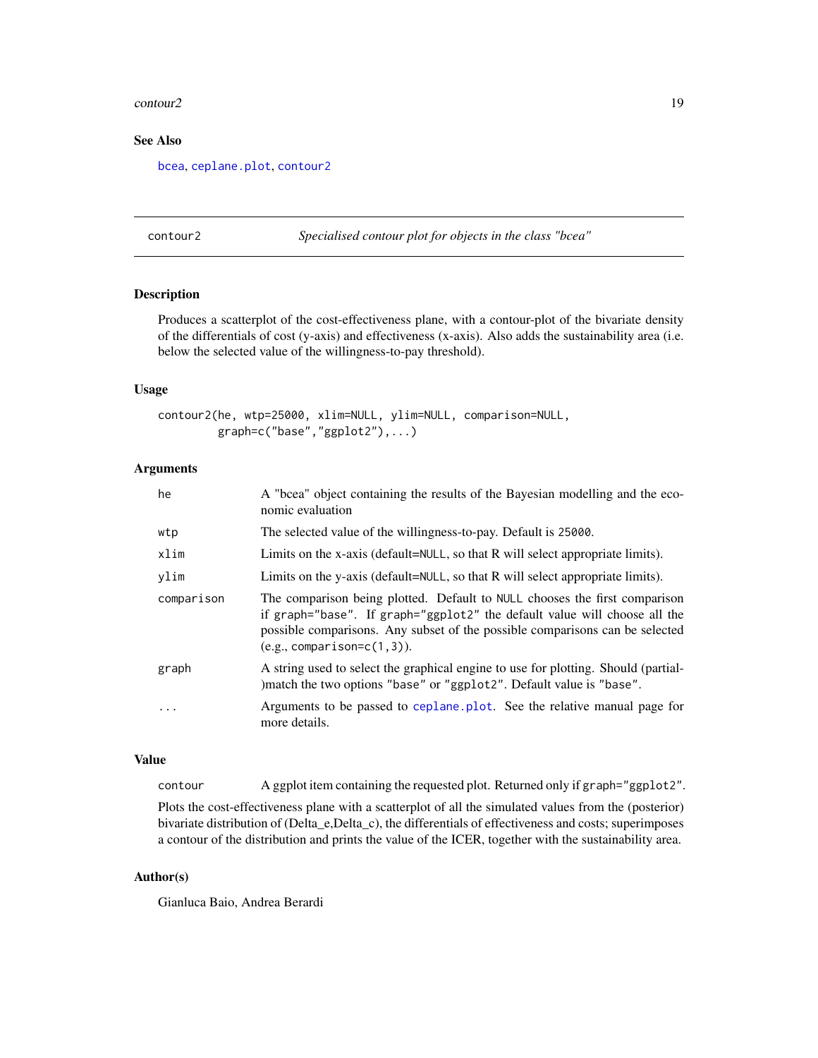### See Also

bcea, ceplane.plot, contour2

---

## contour2 — *Specialised contour plot for objects in the class "bcea"*

### Description

Produces a scatterplot of the cost-effectiveness plane, with a contour-plot of the bivariate density of the differentials of cost (y-axis) and effectiveness (x-axis). Also adds the sustainability area (i.e. below the selected value of the willingness-to-pay threshold).

### Usage

```
contour2(he, wtp=25000, xlim=NULL, ylim=NULL, comparison=NULL,
         graph=c("base","ggplot2"),...)
```

### Arguments

| | |
|---|---|
| `he` | A "bcea" object containing the results of the Bayesian modelling and the economic evaluation |
| `wtp` | The selected value of the willingness-to-pay. Default is `25000`. |
| `xlim` | Limits on the x-axis (default=`NULL`, so that R will select appropriate limits). |
| `ylim` | Limits on the y-axis (default=`NULL`, so that R will select appropriate limits). |
| `comparison` | The comparison being plotted. Default to `NULL` chooses the first comparison if `graph="base"`. If `graph="ggplot2"` the default value will choose all the possible comparisons. Any subset of the possible comparisons can be selected (e.g., `comparison=c(1,3)`). |
| `graph` | A string used to select the graphical engine to use for plotting. Should (partial-)match the two options `"base"` or `"ggplot2"`. Default value is `"base"`. |
| `...` | Arguments to be passed to `ceplane.plot`. See the relative manual page for more details. |

### Value

| | |
|---|---|
| `contour` | A ggplot item containing the requested plot. Returned only if `graph="ggplot2"`. |

Plots the cost-effectiveness plane with a scatterplot of all the simulated values from the (posterior) bivariate distribution of (Delta_e,Delta_c), the differentials of effectiveness and costs; superimposes a contour of the distribution and prints the value of the ICER, together with the sustainability area.

### Author(s)

Gianluca Baio, Andrea Berardi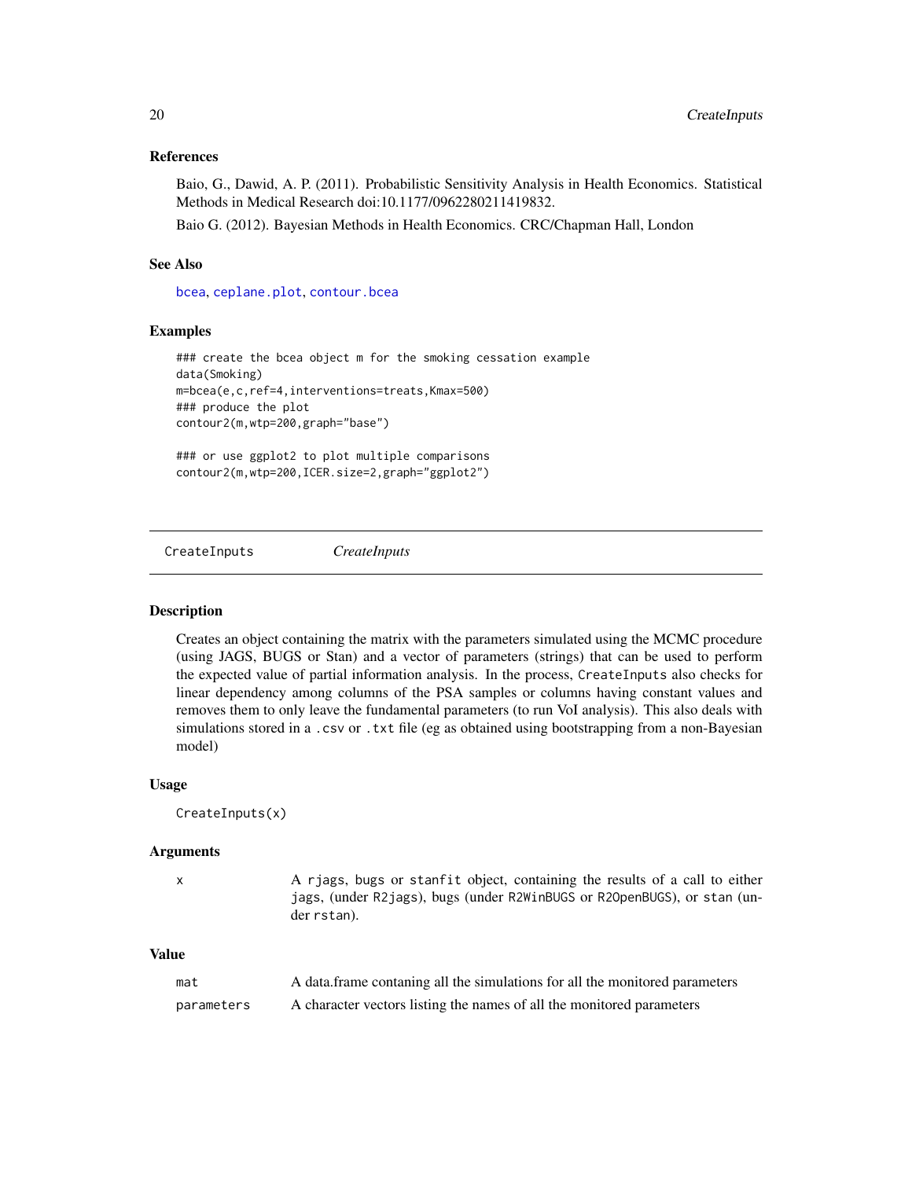### References

Baio, G., Dawid, A. P. (2011). Probabilistic Sensitivity Analysis in Health Economics. Statistical Methods in Medical Research doi:10.1177/0962280211419832.

Baio G. (2012). Bayesian Methods in Health Economics. CRC/Chapman Hall, London

### See Also

bcea, ceplane.plot, contour.bcea

### Examples

```
### create the bcea object m for the smoking cessation example
data(Smoking)
m=bcea(e,c,ref=4,interventions=treats,Kmax=500)
### produce the plot
contour2(m,wtp=200,graph="base")

### or use ggplot2 to plot multiple comparisons
contour2(m,wtp=200,ICER.size=2,graph="ggplot2")
```

---

## CreateInputs &nbsp;&nbsp;&nbsp;&nbsp; *CreateInputs*

### Description

Creates an object containing the matrix with the parameters simulated using the MCMC procedure (using JAGS, BUGS or Stan) and a vector of parameters (strings) that can be used to perform the expected value of partial information analysis. In the process, `CreateInputs` also checks for linear dependency among columns of the PSA samples or columns having constant values and removes them to only leave the fundamental parameters (to run VoI analysis). This also deals with simulations stored in a `.csv` or `.txt` file (eg as obtained using bootstrapping from a non-Bayesian model)

### Usage

```
CreateInputs(x)
```

### Arguments

| | |
|---|---|
| `x` | A `rjags`, `bugs` or `stanfit` object, containing the results of a call to either `jags`, (under `R2jags`), `bugs` (under `R2WinBUGS` or `R2OpenBUGS`), or `stan` (under `rstan`). |

### Value

| | |
|---|---|
| `mat` | A data.frame contaning all the simulations for all the monitored parameters |
| `parameters` | A character vectors listing the names of all the monitored parameters |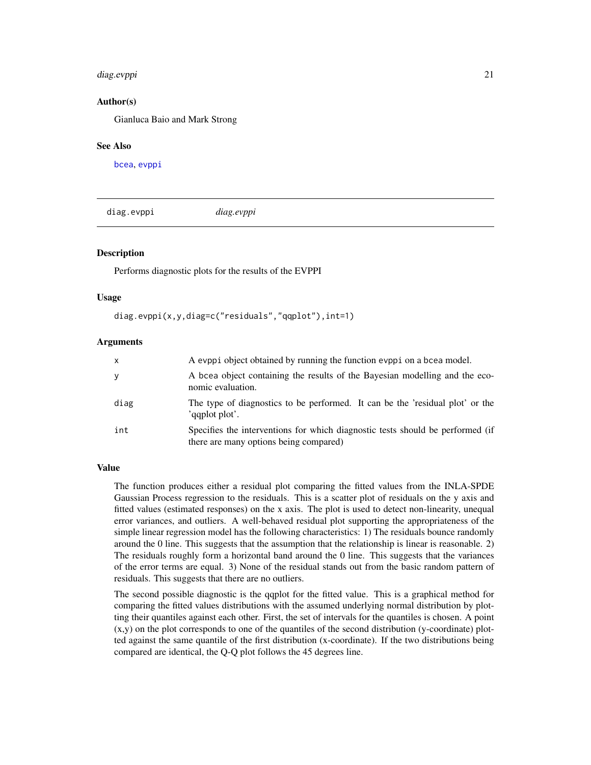## Author(s)

Gianluca Baio and Mark Strong

## See Also

bcea, evppi

---

# diag.evppi &nbsp;&nbsp;&nbsp;&nbsp; *diag.evppi*

## Description

Performs diagnostic plots for the results of the EVPPI

## Usage

```
diag.evppi(x,y,diag=c("residuals","qqplot"),int=1)
```

## Arguments

| | |
|---|---|
| x | A evppi object obtained by running the function evppi on a bcea model. |
| y | A bcea object containing the results of the Bayesian modelling and the economic evaluation. |
| diag | The type of diagnostics to be performed. It can be the 'residual plot' or the 'qqplot plot'. |
| int | Specifies the interventions for which diagnostic tests should be performed (if there are many options being compared) |

## Value

The function produces either a residual plot comparing the fitted values from the INLA-SPDE Gaussian Process regression to the residuals. This is a scatter plot of residuals on the y axis and fitted values (estimated responses) on the x axis. The plot is used to detect non-linearity, unequal error variances, and outliers. A well-behaved residual plot supporting the appropriateness of the simple linear regression model has the following characteristics: 1) The residuals bounce randomly around the 0 line. This suggests that the assumption that the relationship is linear is reasonable. 2) The residuals roughly form a horizontal band around the 0 line. This suggests that the variances of the error terms are equal. 3) None of the residual stands out from the basic random pattern of residuals. This suggests that there are no outliers.

The second possible diagnostic is the qqplot for the fitted value. This is a graphical method for comparing the fitted values distributions with the assumed underlying normal distribution by plotting their quantiles against each other. First, the set of intervals for the quantiles is chosen. A point (x,y) on the plot corresponds to one of the quantiles of the second distribution (y-coordinate) plotted against the same quantile of the first distribution (x-coordinate). If the two distributions being compared are identical, the Q-Q plot follows the 45 degrees line.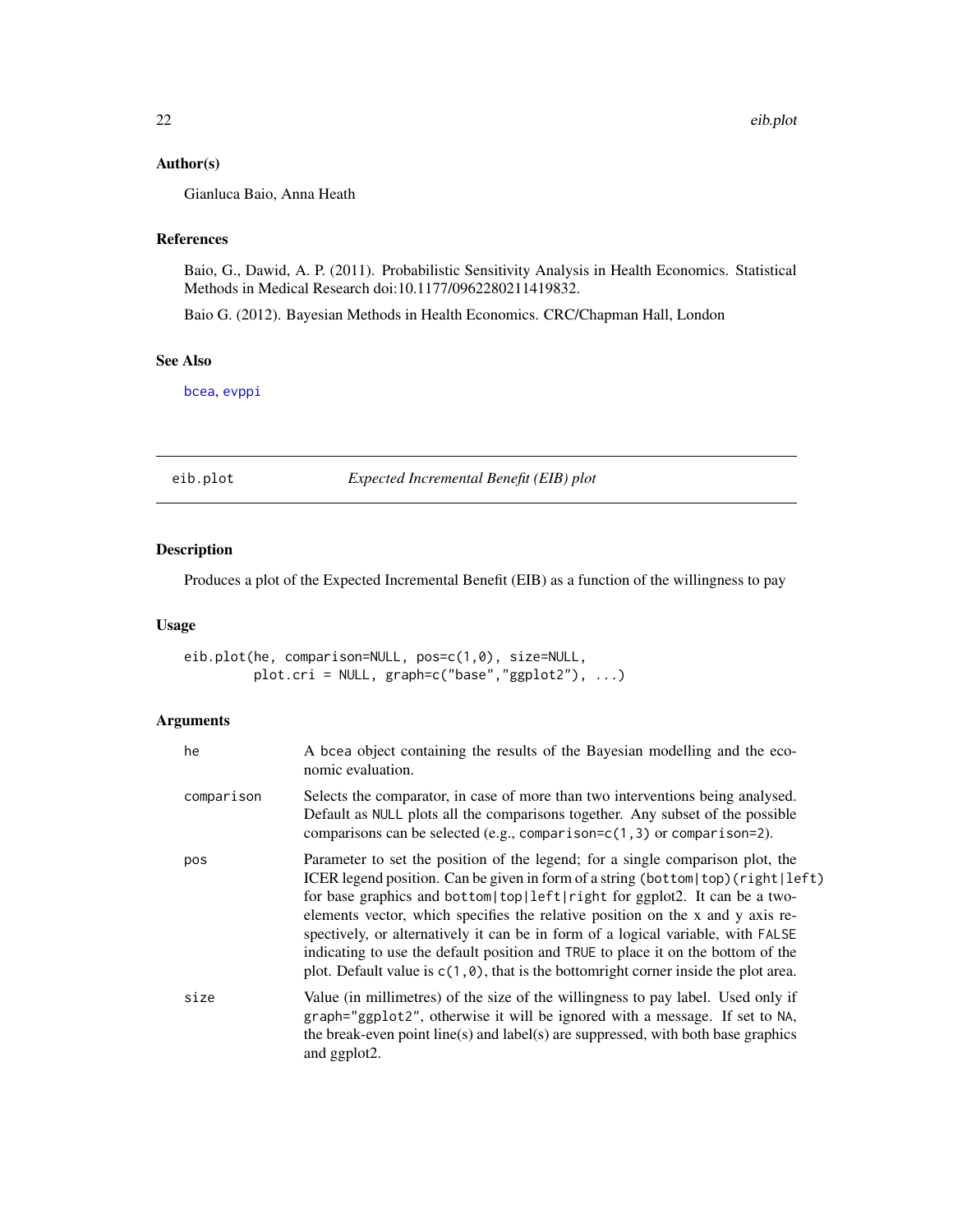### Author(s)

Gianluca Baio, Anna Heath

### References

Baio, G., Dawid, A. P. (2011). Probabilistic Sensitivity Analysis in Health Economics. Statistical Methods in Medical Research doi:10.1177/0962280211419832.

Baio G. (2012). Bayesian Methods in Health Economics. CRC/Chapman Hall, London

### See Also

bcea, evppi

---

## eib.plot — *Expected Incremental Benefit (EIB) plot*

### Description

Produces a plot of the Expected Incremental Benefit (EIB) as a function of the willingness to pay

### Usage

```
eib.plot(he, comparison=NULL, pos=c(1,0), size=NULL,
        plot.cri = NULL, graph=c("base","ggplot2"), ...)
```

### Arguments

| | |
|---|---|
| he | A bcea object containing the results of the Bayesian modelling and the economic evaluation. |
| comparison | Selects the comparator, in case of more than two interventions being analysed. Default as NULL plots all the comparisons together. Any subset of the possible comparisons can be selected (e.g., comparison=c(1,3) or comparison=2). |
| pos | Parameter to set the position of the legend; for a single comparison plot, the ICER legend position. Can be given in form of a string (bottom\|top)(right\|left) for base graphics and bottom\|top\|left\|right for ggplot2. It can be a two-elements vector, which specifies the relative position on the x and y axis respectively, or alternatively it can be in form of a logical variable, with FALSE indicating to use the default position and TRUE to place it on the bottom of the plot. Default value is c(1,0), that is the bottomright corner inside the plot area. |
| size | Value (in millimetres) of the size of the willingness to pay label. Used only if graph="ggplot2", otherwise it will be ignored with a message. If set to NA, the break-even point line(s) and label(s) are suppressed, with both base graphics and ggplot2. |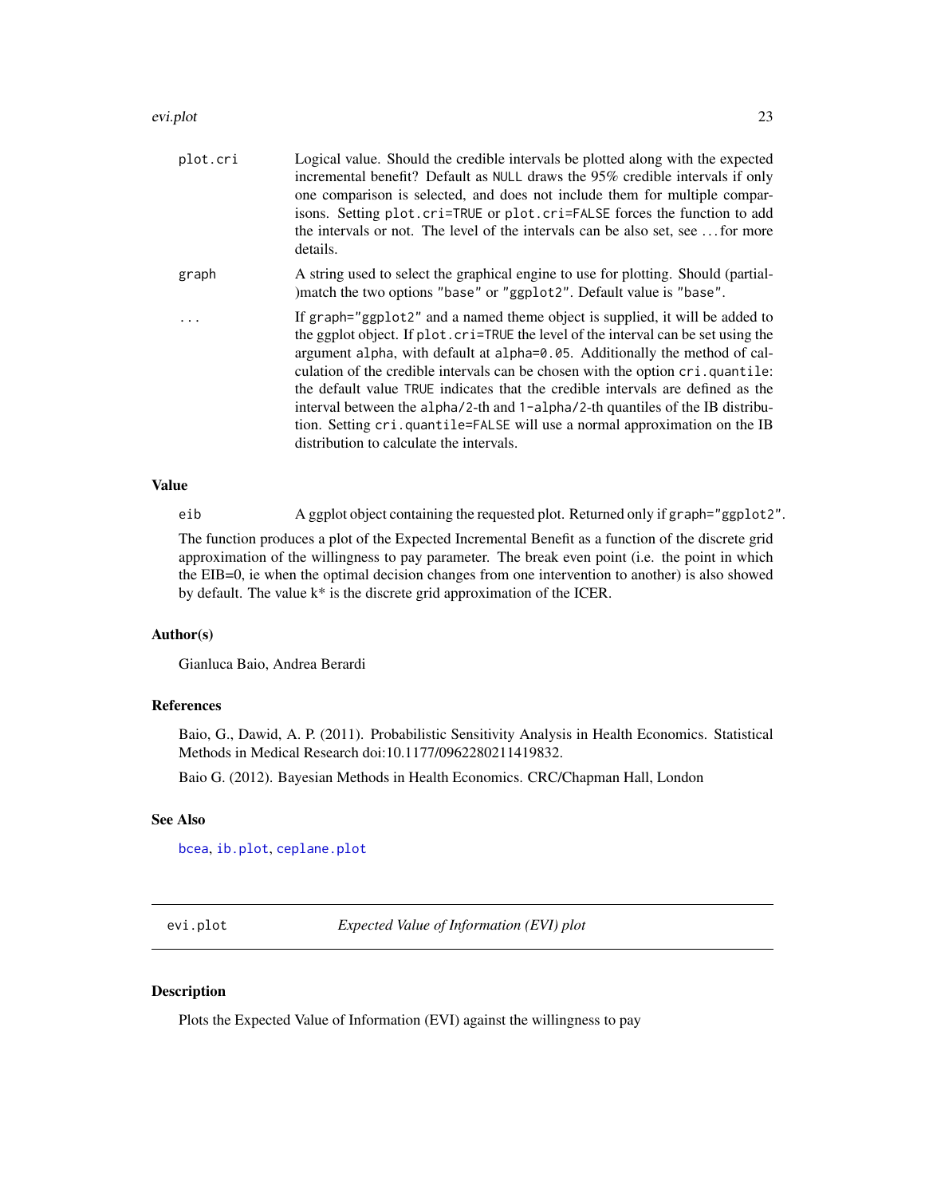| | |
|---|---|
| `plot.cri` | Logical value. Should the credible intervals be plotted along with the expected incremental benefit? Default as `NULL` draws the 95% credible intervals if only one comparison is selected, and does not include them for multiple comparisons. Setting `plot.cri=TRUE` or `plot.cri=FALSE` forces the function to add the intervals or not. The level of the intervals can be also set, see ... for more details. |
| `graph` | A string used to select the graphical engine to use for plotting. Should (partial-)match the two options `"base"` or `"ggplot2"`. Default value is `"base"`. |
| `...` | If `graph="ggplot2"` and a named theme object is supplied, it will be added to the ggplot object. If `plot.cri=TRUE` the level of the interval can be set using the argument `alpha`, with default at `alpha=0.05`. Additionally the method of calculation of the credible intervals can be chosen with the option `cri.quantile`: the default value `TRUE` indicates that the credible intervals are defined as the interval between the `alpha/2`-th and `1-alpha/2`-th quantiles of the IB distribution. Setting `cri.quantile=FALSE` will use a normal approximation on the IB distribution to calculate the intervals. |

### Value

| | |
|---|---|
| `eib` | A ggplot object containing the requested plot. Returned only if `graph="ggplot2"`. |

The function produces a plot of the Expected Incremental Benefit as a function of the discrete grid approximation of the willingness to pay parameter. The break even point (i.e. the point in which the EIB=0, ie when the optimal decision changes from one intervention to another) is also showed by default. The value k* is the discrete grid approximation of the ICER.

### Author(s)

Gianluca Baio, Andrea Berardi

### References

Baio, G., Dawid, A. P. (2011). Probabilistic Sensitivity Analysis in Health Economics. Statistical Methods in Medical Research doi:10.1177/0962280211419832.

Baio G. (2012). Bayesian Methods in Health Economics. CRC/Chapman Hall, London

### See Also

`bcea`, `ib.plot`, `ceplane.plot`

---

## evi.plot *Expected Value of Information (EVI) plot*

---

### Description

Plots the Expected Value of Information (EVI) against the willingness to pay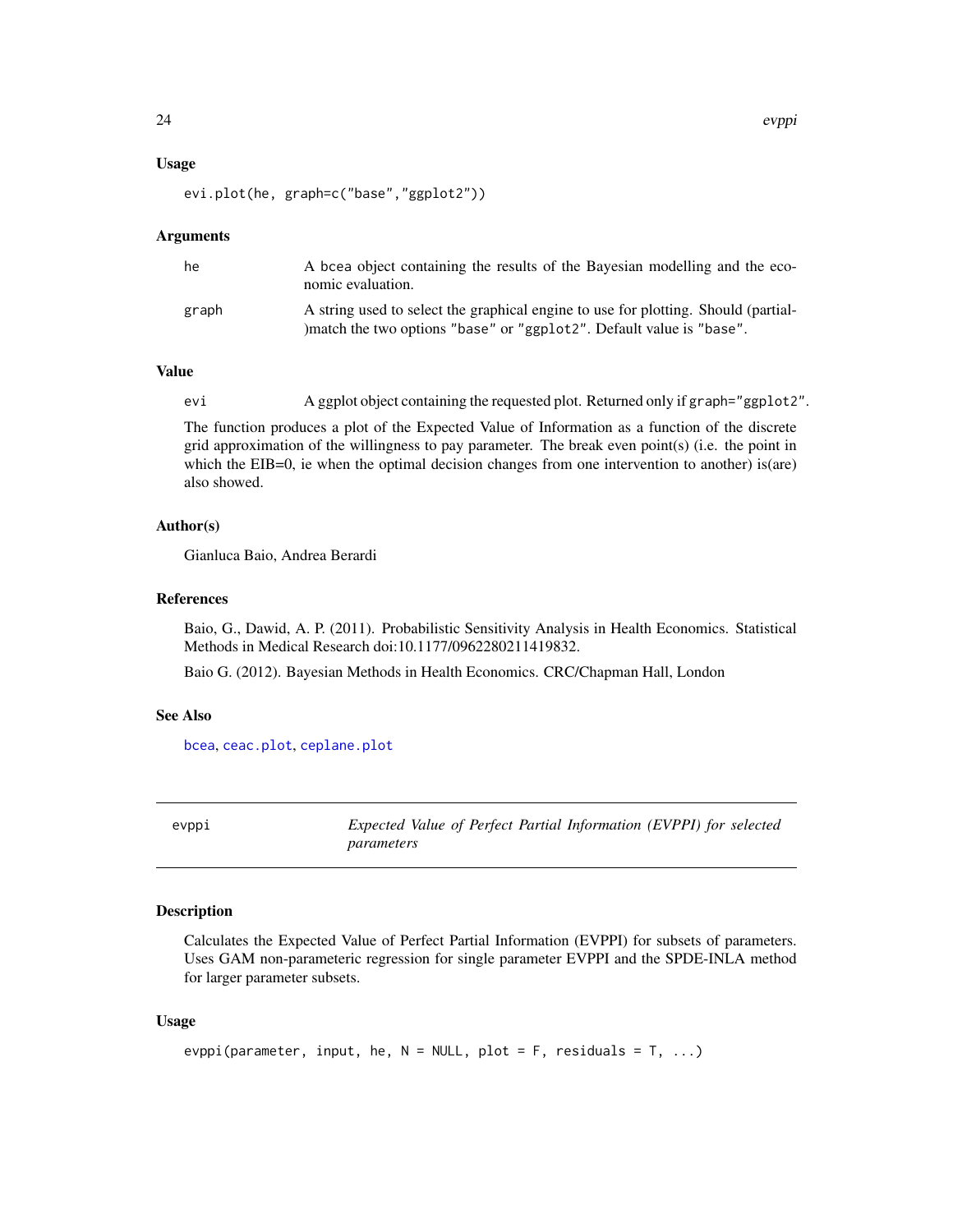### Usage

```
evi.plot(he, graph=c("base","ggplot2"))
```

### Arguments

| | |
|---|---|
| he | A bcea object containing the results of the Bayesian modelling and the economic evaluation. |
| graph | A string used to select the graphical engine to use for plotting. Should (partial-)match the two options "base" or "ggplot2". Default value is "base". |

### Value

| | |
|---|---|
| evi | A ggplot object containing the requested plot. Returned only if graph="ggplot2". |

The function produces a plot of the Expected Value of Information as a function of the discrete grid approximation of the willingness to pay parameter. The break even point(s) (i.e. the point in which the EIB=0, ie when the optimal decision changes from one intervention to another) is(are) also showed.

### Author(s)

Gianluca Baio, Andrea Berardi

### References

Baio, G., Dawid, A. P. (2011). Probabilistic Sensitivity Analysis in Health Economics. Statistical Methods in Medical Research doi:10.1177/0962280211419832.

Baio G. (2012). Bayesian Methods in Health Economics. CRC/Chapman Hall, London

### See Also

bcea, ceac.plot, ceplane.plot

---

## evppi — *Expected Value of Perfect Partial Information (EVPPI) for selected parameters*

---

### Description

Calculates the Expected Value of Perfect Partial Information (EVPPI) for subsets of parameters. Uses GAM non-parameteric regression for single parameter EVPPI and the SPDE-INLA method for larger parameter subsets.

### Usage

```
evppi(parameter, input, he, N = NULL, plot = F, residuals = T, ...)
```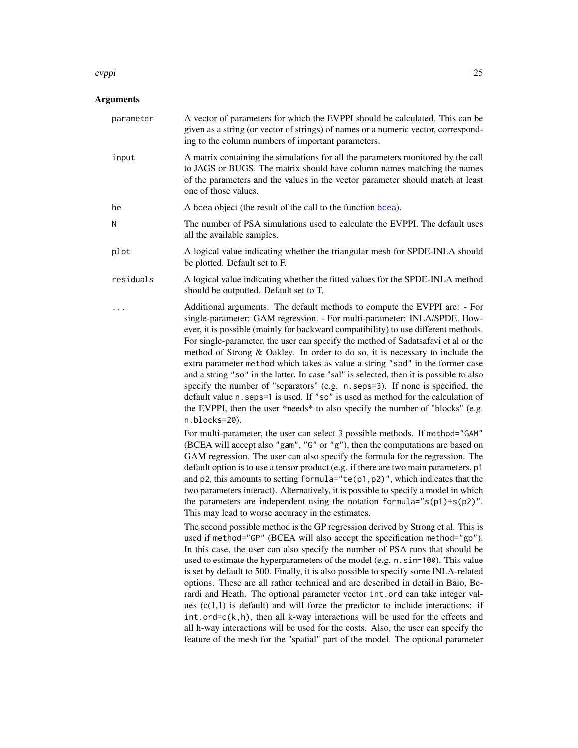## Arguments

**parameter** A vector of parameters for which the EVPPI should be calculated. This can be given as a string (or vector of strings) of names or a numeric vector, corresponding to the column numbers of important parameters.

**input** A matrix containing the simulations for all the parameters monitored by the call to JAGS or BUGS. The matrix should have column names matching the names of the parameters and the values in the vector parameter should match at least one of those values.

**he** A bcea object (the result of the call to the function `bcea`).

**N** The number of PSA simulations used to calculate the EVPPI. The default uses all the available samples.

**plot** A logical value indicating whether the triangular mesh for SPDE-INLA should be plotted. Default set to F.

**residuals** A logical value indicating whether the fitted values for the SPDE-INLA method should be outputted. Default set to T.

**...** Additional arguments. The default methods to compute the EVPPI are: - For single-parameter: GAM regression. - For multi-parameter: INLA/SPDE. However, it is possible (mainly for backward compatibility) to use different methods. For single-parameter, the user can specify the method of Sadatsafavi et al or the method of Strong & Oakley. In order to do so, it is necessary to include the extra parameter `method` which takes as value a string `"sad"` in the former case and a string `"so"` in the latter. In case "sal" is selected, then it is possible to also specify the number of "separators" (e.g. `n.seps=3`). If none is specified, the default value `n.seps=1` is used. If `"so"` is used as method for the calculation of the EVPPI, then the user *needs* to also specify the number of "blocks" (e.g. `n.blocks=20`).

For multi-parameter, the user can select 3 possible methods. If `method="GAM"` (BCEA will accept also `"gam"`, `"G"` or `"g"`), then the computations are based on GAM regression. The user can also specify the formula for the regression. The default option is to use a tensor product (e.g. if there are two main parameters, `p1` and `p2`, this amounts to setting `formula="te(p1,p2)"`, which indicates that the two parameters interact). Alternatively, it is possible to specify a model in which the parameters are independent using the notation `formula="s(p1)+s(p2)"`. This may lead to worse accuracy in the estimates.

The second possible method is the GP regression derived by Strong et al. This is used if `method="GP"` (BCEA will also accept the specification `method="gp"`). In this case, the user can also specify the number of PSA runs that should be used to estimate the hyperparameters of the model (e.g. `n.sim=100`). This value is set by default to 500. Finally, it is also possible to specify some INLA-related options. These are all rather technical and are described in detail in Baio, Berardi and Heath. The optional parameter vector `int.ord` can take integer values (c(1,1) is default) and will force the predictor to include interactions: if `int.ord=c(k,h)`, then all k-way interactions will be used for the effects and all h-way interactions will be used for the costs. Also, the user can specify the feature of the mesh for the "spatial" part of the model. The optional parameter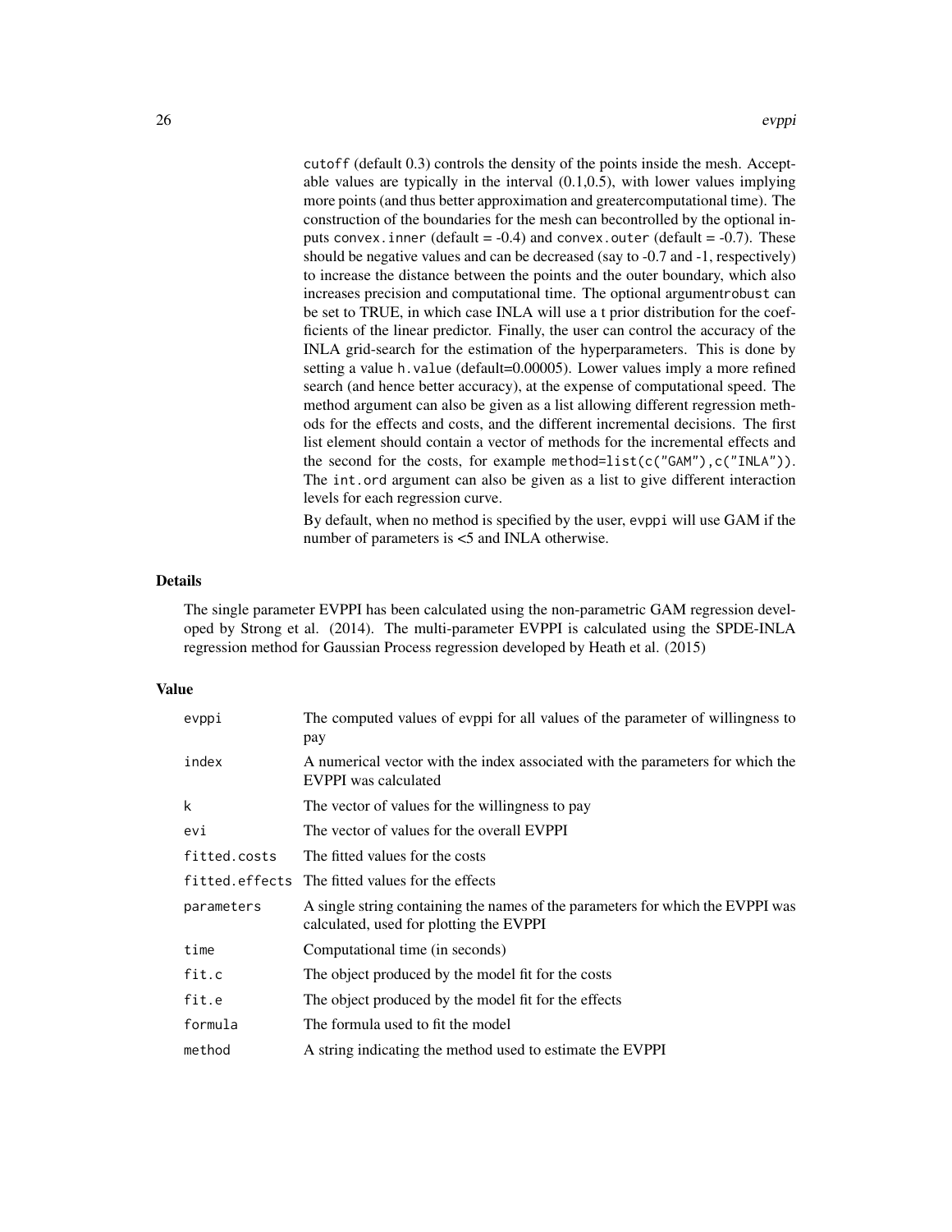cutoff (default 0.3) controls the density of the points inside the mesh. Acceptable values are typically in the interval (0.1,0.5), with lower values implying more points (and thus better approximation and greatercomputational time). The construction of the boundaries for the mesh can becontrolled by the optional inputs convex.inner (default = -0.4) and convex.outer (default = -0.7). These should be negative values and can be decreased (say to -0.7 and -1, respectively) to increase the distance between the points and the outer boundary, which also increases precision and computational time. The optional argumentrobust can be set to TRUE, in which case INLA will use a t prior distribution for the coefficients of the linear predictor. Finally, the user can control the accuracy of the INLA grid-search for the estimation of the hyperparameters. This is done by setting a value h.value (default=0.00005). Lower values imply a more refined search (and hence better accuracy), at the expense of computational speed. The method argument can also be given as a list allowing different regression methods for the effects and costs, and the different incremental decisions. The first list element should contain a vector of methods for the incremental effects and the second for the costs, for example method=list(c("GAM"),c("INLA")). The int.ord argument can also be given as a list to give different interaction levels for each regression curve.

By default, when no method is specified by the user, evppi will use GAM if the number of parameters is <5 and INLA otherwise.

### Details

The single parameter EVPPI has been calculated using the non-parametric GAM regression developed by Strong et al. (2014). The multi-parameter EVPPI is calculated using the SPDE-INLA regression method for Gaussian Process regression developed by Heath et al. (2015)

### Value

| | |
|---|---|
| evppi | The computed values of evppi for all values of the parameter of willingness to pay |
| index | A numerical vector with the index associated with the parameters for which the EVPPI was calculated |
| k | The vector of values for the willingness to pay |
| evi | The vector of values for the overall EVPPI |
| fitted.costs | The fitted values for the costs |
| fitted.effects | The fitted values for the effects |
| parameters | A single string containing the names of the parameters for which the EVPPI was calculated, used for plotting the EVPPI |
| time | Computational time (in seconds) |
| fit.c | The object produced by the model fit for the costs |
| fit.e | The object produced by the model fit for the effects |
| formula | The formula used to fit the model |
| method | A string indicating the method used to estimate the EVPPI |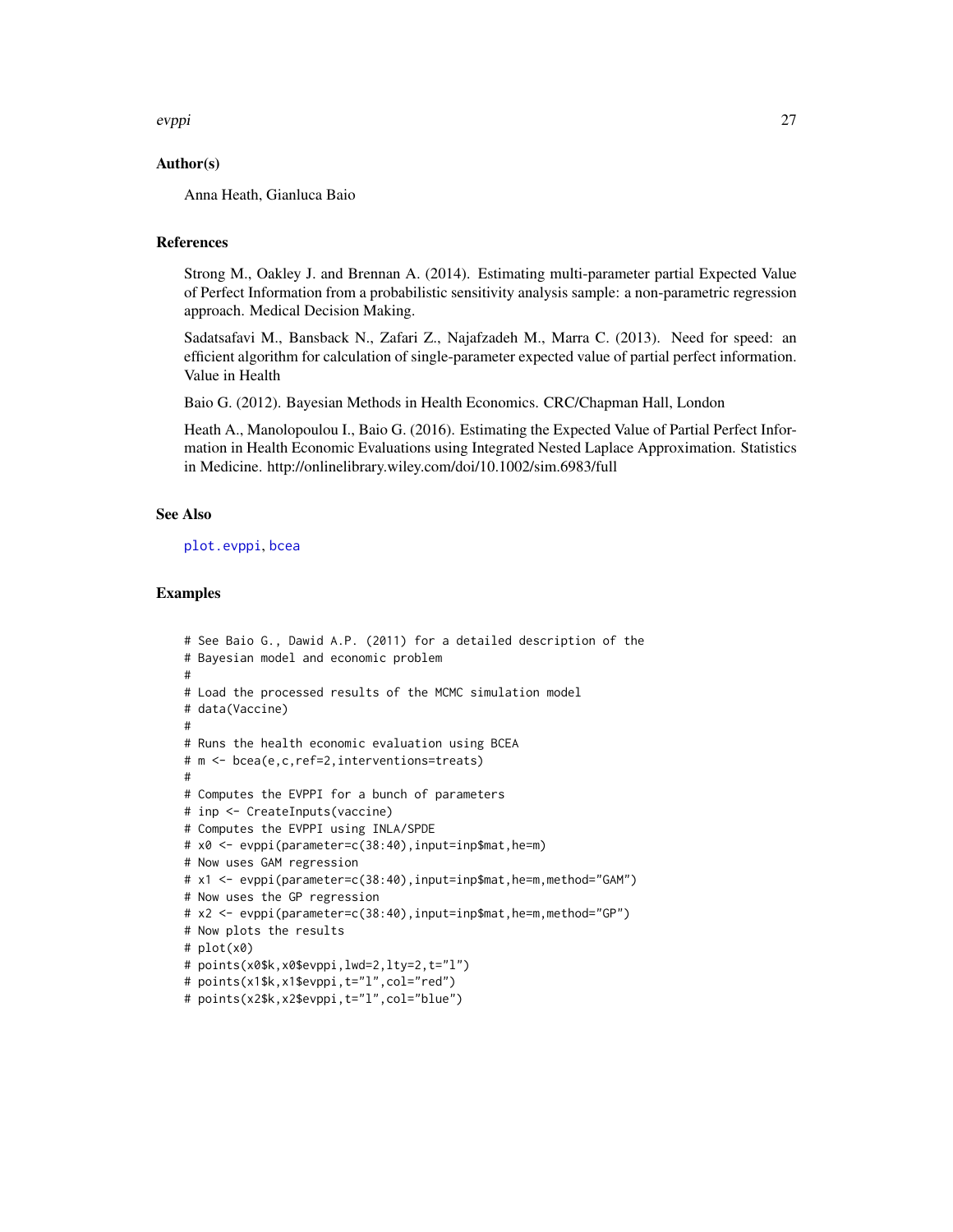## Author(s)

Anna Heath, Gianluca Baio

## References

Strong M., Oakley J. and Brennan A. (2014). Estimating multi-parameter partial Expected Value of Perfect Information from a probabilistic sensitivity analysis sample: a non-parametric regression approach. Medical Decision Making.

Sadatsafavi M., Bansback N., Zafari Z., Najafzadeh M., Marra C. (2013). Need for speed: an efficient algorithm for calculation of single-parameter expected value of partial perfect information. Value in Health

Baio G. (2012). Bayesian Methods in Health Economics. CRC/Chapman Hall, London

Heath A., Manolopoulou I., Baio G. (2016). Estimating the Expected Value of Partial Perfect Information in Health Economic Evaluations using Integrated Nested Laplace Approximation. Statistics in Medicine. http://onlinelibrary.wiley.com/doi/10.1002/sim.6983/full

## See Also

plot.evppi, bcea

## Examples

```
# See Baio G., Dawid A.P. (2011) for a detailed description of the
# Bayesian model and economic problem
#
# Load the processed results of the MCMC simulation model
# data(Vaccine)
#
# Runs the health economic evaluation using BCEA
# m <- bcea(e,c,ref=2,interventions=treats)
#
# Computes the EVPPI for a bunch of parameters
# inp <- CreateInputs(vaccine)
# Computes the EVPPI using INLA/SPDE
# x0 <- evppi(parameter=c(38:40),input=inp$mat,he=m)
# Now uses GAM regression
# x1 <- evppi(parameter=c(38:40),input=inp$mat,he=m,method="GAM")
# Now uses the GP regression
# x2 <- evppi(parameter=c(38:40),input=inp$mat,he=m,method="GP")
# Now plots the results
# plot(x0)
# points(x0$k,x0$evppi,lwd=2,lty=2,t="l")
# points(x1$k,x1$evppi,t="l",col="red")
# points(x2$k,x2$evppi,t="l",col="blue")
```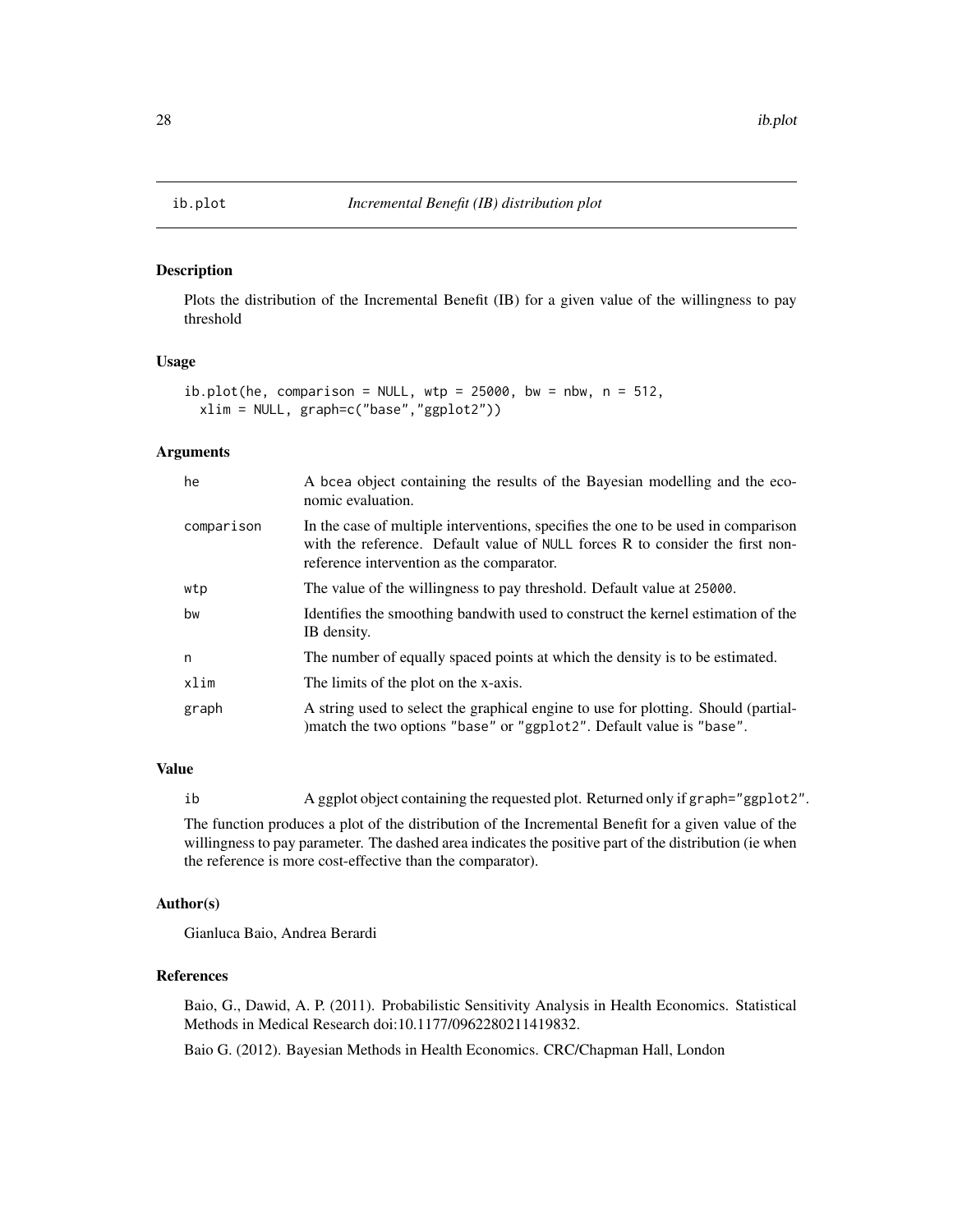ib.plot *Incremental Benefit (IB) distribution plot*

## Description

Plots the distribution of the Incremental Benefit (IB) for a given value of the willingness to pay threshold

## Usage

```
ib.plot(he, comparison = NULL, wtp = 25000, bw = nbw, n = 512,
  xlim = NULL, graph=c("base","ggplot2"))
```

## Arguments

| | |
|---|---|
| he | A bcea object containing the results of the Bayesian modelling and the economic evaluation. |
| comparison | In the case of multiple interventions, specifies the one to be used in comparison with the reference. Default value of NULL forces R to consider the first non-reference intervention as the comparator. |
| wtp | The value of the willingness to pay threshold. Default value at 25000. |
| bw | Identifies the smoothing bandwith used to construct the kernel estimation of the IB density. |
| n | The number of equally spaced points at which the density is to be estimated. |
| xlim | The limits of the plot on the x-axis. |
| graph | A string used to select the graphical engine to use for plotting. Should (partial-)match the two options "base" or "ggplot2". Default value is "base". |

## Value

| | |
|---|---|
| ib | A ggplot object containing the requested plot. Returned only if graph="ggplot2". |

The function produces a plot of the distribution of the Incremental Benefit for a given value of the willingness to pay parameter. The dashed area indicates the positive part of the distribution (ie when the reference is more cost-effective than the comparator).

## Author(s)

Gianluca Baio, Andrea Berardi

## References

Baio, G., Dawid, A. P. (2011). Probabilistic Sensitivity Analysis in Health Economics. Statistical Methods in Medical Research doi:10.1177/0962280211419832.

Baio G. (2012). Bayesian Methods in Health Economics. CRC/Chapman Hall, London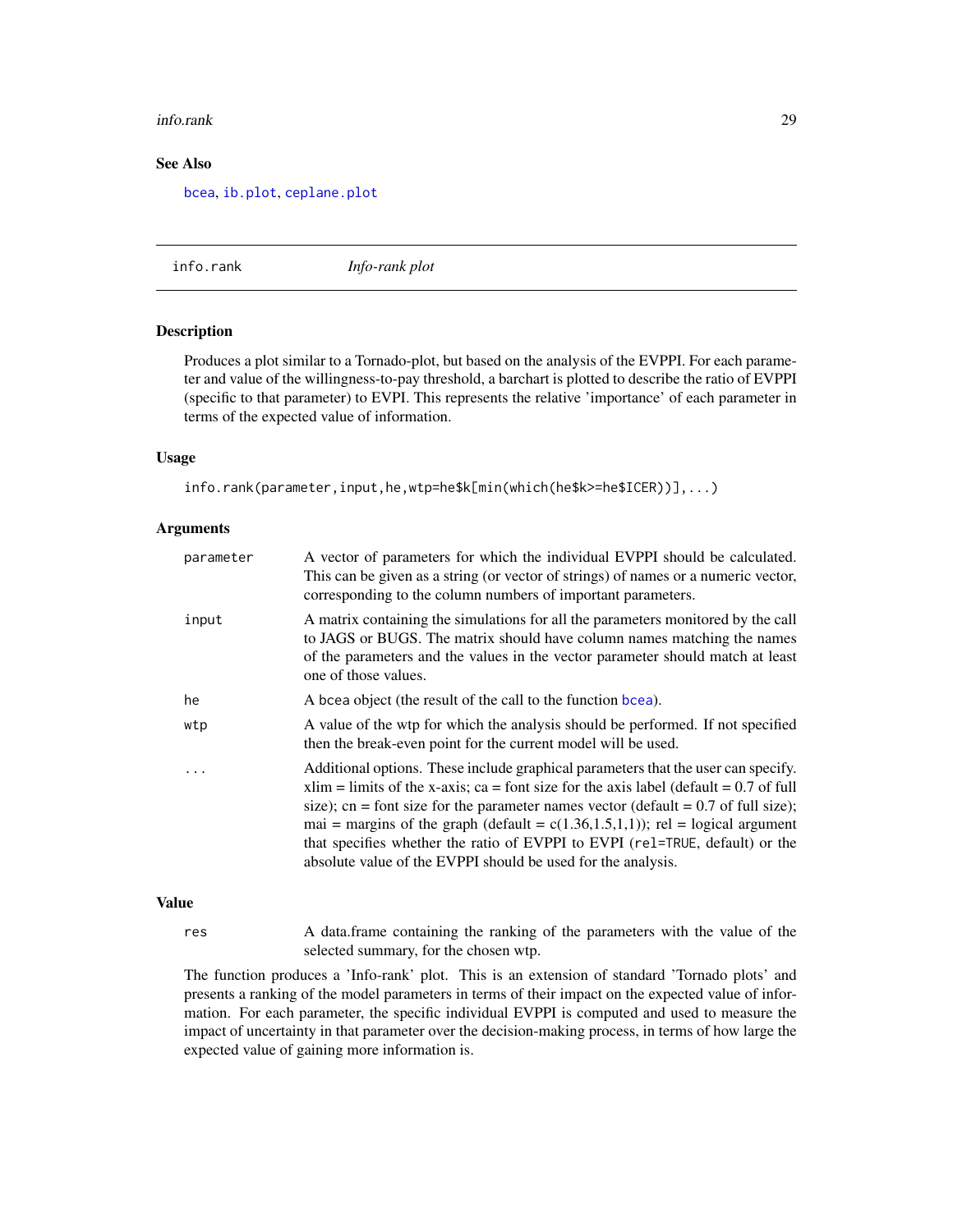### See Also

bcea, ib.plot, ceplane.plot

## info.rank — *Info-rank plot*

### Description

Produces a plot similar to a Tornado-plot, but based on the analysis of the EVPPI. For each parameter and value of the willingness-to-pay threshold, a barchart is plotted to describe the ratio of EVPPI (specific to that parameter) to EVPI. This represents the relative 'importance' of each parameter in terms of the expected value of information.

### Usage

```
info.rank(parameter,input,he,wtp=he$k[min(which(he$k>=he$ICER))],...)
```

### Arguments

| | |
|---|---|
| parameter | A vector of parameters for which the individual EVPPI should be calculated. This can be given as a string (or vector of strings) of names or a numeric vector, corresponding to the column numbers of important parameters. |
| input | A matrix containing the simulations for all the parameters monitored by the call to JAGS or BUGS. The matrix should have column names matching the names of the parameters and the values in the vector parameter should match at least one of those values. |
| he | A bcea object (the result of the call to the function bcea). |
| wtp | A value of the wtp for which the analysis should be performed. If not specified then the break-even point for the current model will be used. |
| ... | Additional options. These include graphical parameters that the user can specify. xlim = limits of the x-axis; ca = font size for the axis label (default = 0.7 of full size); cn = font size for the parameter names vector (default = 0.7 of full size); mai = margins of the graph (default = c(1.36,1.5,1,1)); rel = logical argument that specifies whether the ratio of EVPPI to EVPI (rel=TRUE, default) or the absolute value of the EVPPI should be used for the analysis. |

### Value

| | |
|---|---|
| res | A data.frame containing the ranking of the parameters with the value of the selected summary, for the chosen wtp. |

The function produces a 'Info-rank' plot. This is an extension of standard 'Tornado plots' and presents a ranking of the model parameters in terms of their impact on the expected value of information. For each parameter, the specific individual EVPPI is computed and used to measure the impact of uncertainty in that parameter over the decision-making process, in terms of how large the expected value of gaining more information is.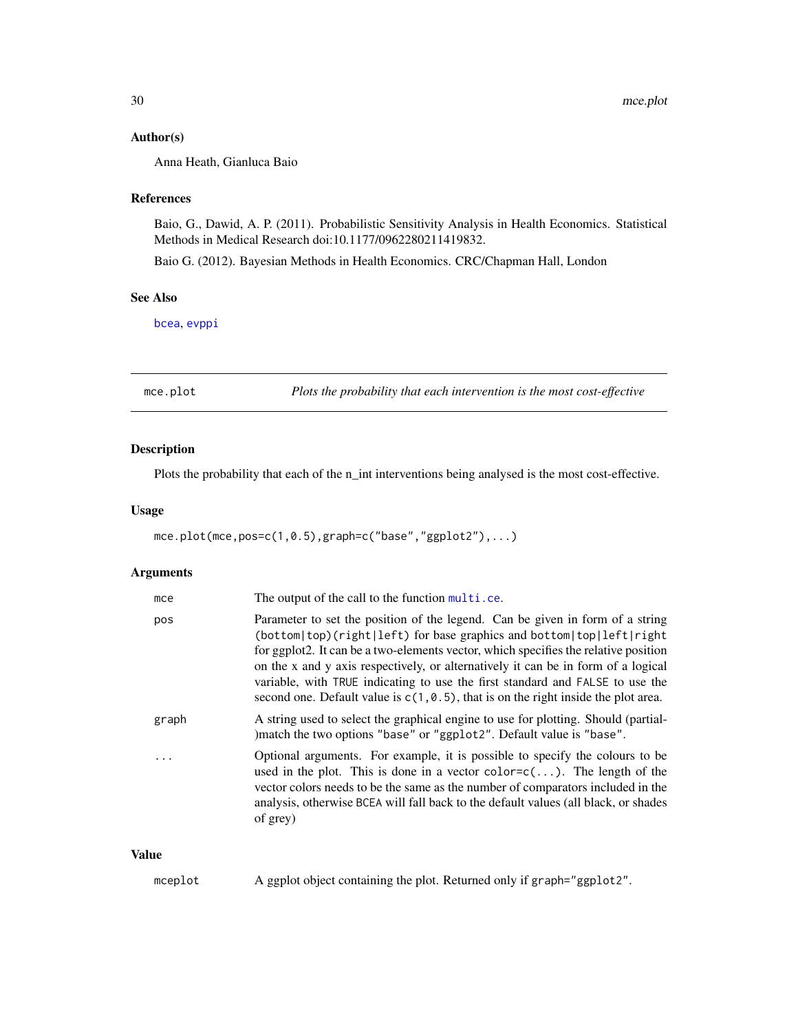### Author(s)

Anna Heath, Gianluca Baio

### References

Baio, G., Dawid, A. P. (2011). Probabilistic Sensitivity Analysis in Health Economics. Statistical Methods in Medical Research doi:10.1177/0962280211419832.

Baio G. (2012). Bayesian Methods in Health Economics. CRC/Chapman Hall, London

### See Also

bcea, evppi

---

## mce.plot — *Plots the probability that each intervention is the most cost-effective*

### Description

Plots the probability that each of the n_int interventions being analysed is the most cost-effective.

### Usage

```
mce.plot(mce,pos=c(1,0.5),graph=c("base","ggplot2"),...)
```

### Arguments

| | |
|---|---|
| `mce` | The output of the call to the function `multi.ce`. |
| `pos` | Parameter to set the position of the legend. Can be given in form of a string `(bottom|top)(right|left)` for base graphics and `bottom|top|left|right` for ggplot2. It can be a two-elements vector, which specifies the relative position on the x and y axis respectively, or alternatively it can be in form of a logical variable, with `TRUE` indicating to use the first standard and `FALSE` to use the second one. Default value is `c(1,0.5)`, that is on the right inside the plot area. |
| `graph` | A string used to select the graphical engine to use for plotting. Should (partial-)match the two options `"base"` or `"ggplot2"`. Default value is `"base"`. |
| `...` | Optional arguments. For example, it is possible to specify the colours to be used in the plot. This is done in a vector `color=c(...)`. The length of the vector colors needs to be the same as the number of comparators included in the analysis, otherwise `BCEA` will fall back to the default values (all black, or shades of grey) |

### Value

| | |
|---|---|
| `mceplot` | A ggplot object containing the plot. Returned only if `graph="ggplot2"`. |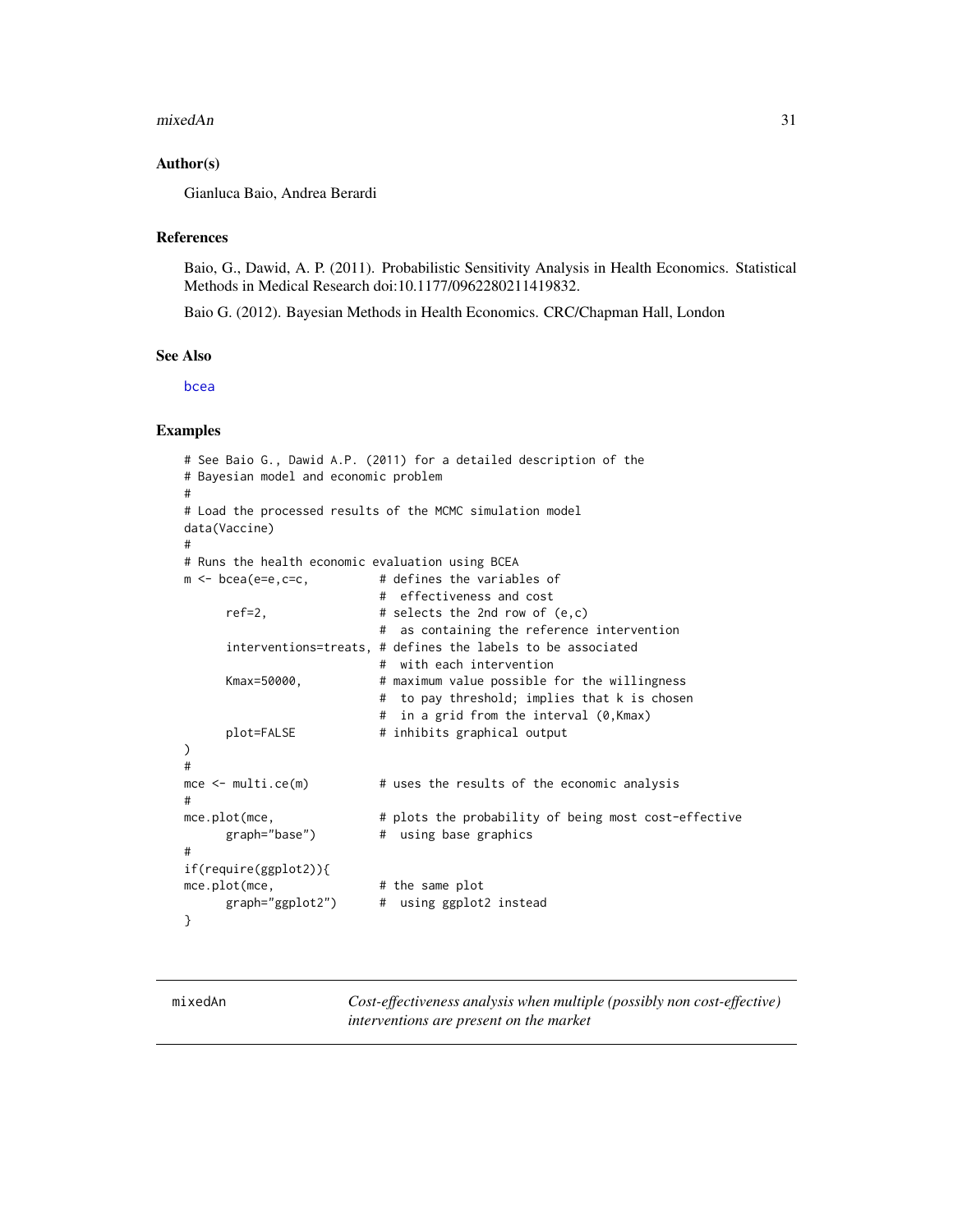### Author(s)

Gianluca Baio, Andrea Berardi

### References

Baio, G., Dawid, A. P. (2011). Probabilistic Sensitivity Analysis in Health Economics. Statistical Methods in Medical Research doi:10.1177/0962280211419832.

Baio G. (2012). Bayesian Methods in Health Economics. CRC/Chapman Hall, London

### See Also

bcea

### Examples

```
# See Baio G., Dawid A.P. (2011) for a detailed description of the
# Bayesian model and economic problem
#
# Load the processed results of the MCMC simulation model
data(Vaccine)
#
# Runs the health economic evaluation using BCEA
m <- bcea(e=e,c=c,          # defines the variables of
                            #  effectiveness and cost
      ref=2,                # selects the 2nd row of (e,c)
                            #  as containing the reference intervention
      interventions=treats, # defines the labels to be associated
                            #  with each intervention
      Kmax=50000,           # maximum value possible for the willingness
                            #  to pay threshold; implies that k is chosen
                            #  in a grid from the interval (0,Kmax)
      plot=FALSE            # inhibits graphical output
)
#
mce <- multi.ce(m)          # uses the results of the economic analysis
#
mce.plot(mce,               # plots the probability of being most cost-effective
      graph="base")         #  using base graphics
#
if(require(ggplot2)){
mce.plot(mce,               # the same plot
      graph="ggplot2")      #  using ggplot2 instead
}
```

## mixedAn — *Cost-effectiveness analysis when multiple (possibly non cost-effective) interventions are present on the market*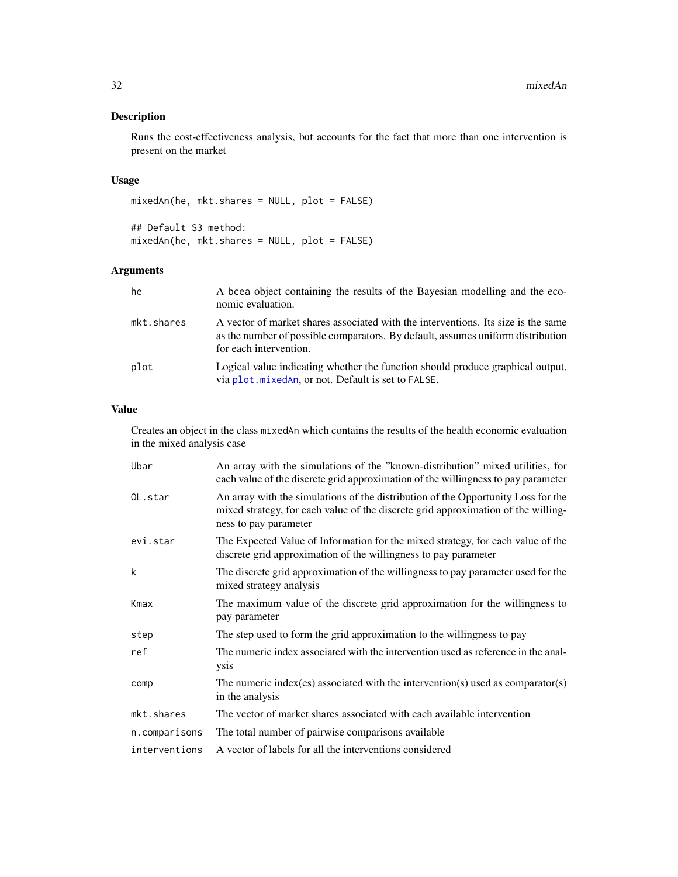## Description

Runs the cost-effectiveness analysis, but accounts for the fact that more than one intervention is present on the market

## Usage

```
mixedAn(he, mkt.shares = NULL, plot = FALSE)

## Default S3 method:
mixedAn(he, mkt.shares = NULL, plot = FALSE)
```

## Arguments

| | |
|---|---|
| he | A bcea object containing the results of the Bayesian modelling and the economic evaluation. |
| mkt.shares | A vector of market shares associated with the interventions. Its size is the same as the number of possible comparators. By default, assumes uniform distribution for each intervention. |
| plot | Logical value indicating whether the function should produce graphical output, via plot.mixedAn, or not. Default is set to FALSE. |

## Value

Creates an object in the class mixedAn which contains the results of the health economic evaluation in the mixed analysis case

| | |
|---|---|
| Ubar | An array with the simulations of the "known-distribution" mixed utilities, for each value of the discrete grid approximation of the willingness to pay parameter |
| OL.star | An array with the simulations of the distribution of the Opportunity Loss for the mixed strategy, for each value of the discrete grid approximation of the willingness to pay parameter |
| evi.star | The Expected Value of Information for the mixed strategy, for each value of the discrete grid approximation of the willingness to pay parameter |
| k | The discrete grid approximation of the willingness to pay parameter used for the mixed strategy analysis |
| Kmax | The maximum value of the discrete grid approximation for the willingness to pay parameter |
| step | The step used to form the grid approximation to the willingness to pay |
| ref | The numeric index associated with the intervention used as reference in the analysis |
| comp | The numeric index(es) associated with the intervention(s) used as comparator(s) in the analysis |
| mkt.shares | The vector of market shares associated with each available intervention |
| n.comparisons | The total number of pairwise comparisons available |
| interventions | A vector of labels for all the interventions considered |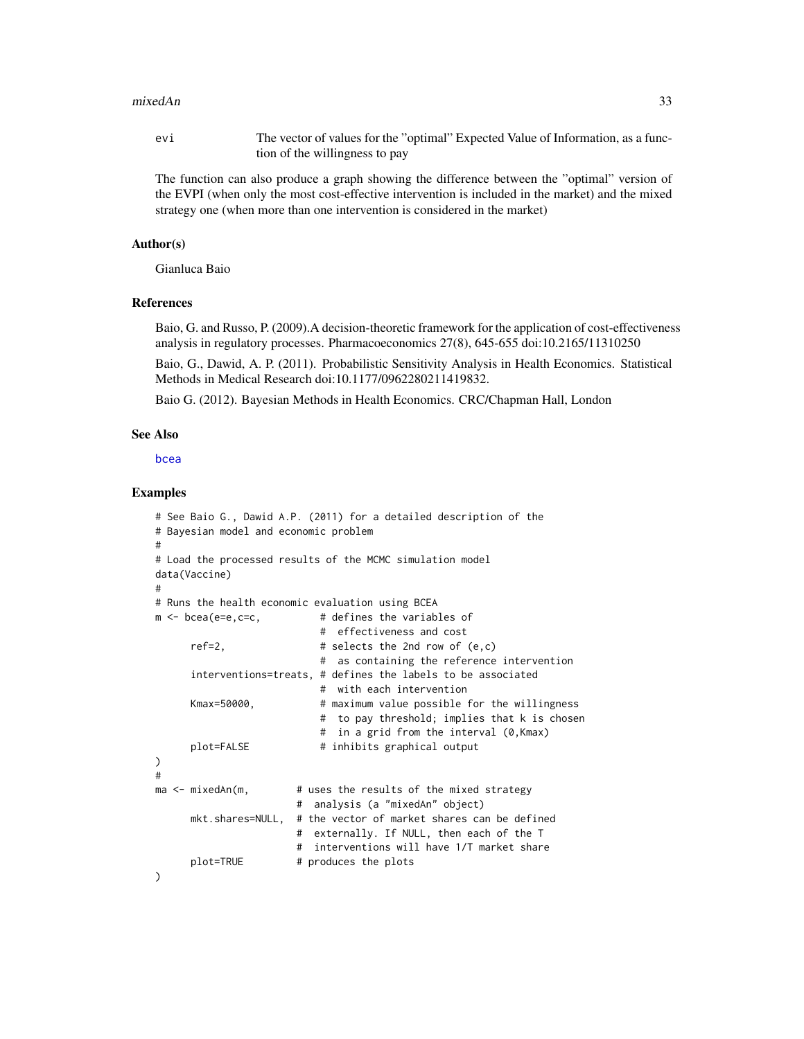evi The vector of values for the "optimal" Expected Value of Information, as a function of the willingness to pay

The function can also produce a graph showing the difference between the "optimal" version of the EVPI (when only the most cost-effective intervention is included in the market) and the mixed strategy one (when more than one intervention is considered in the market)

## Author(s)

Gianluca Baio

## References

Baio, G. and Russo, P. (2009).A decision-theoretic framework for the application of cost-effectiveness analysis in regulatory processes. Pharmacoeconomics 27(8), 645-655 doi:10.2165/11310250

Baio, G., Dawid, A. P. (2011). Probabilistic Sensitivity Analysis in Health Economics. Statistical Methods in Medical Research doi:10.1177/0962280211419832.

Baio G. (2012). Bayesian Methods in Health Economics. CRC/Chapman Hall, London

## See Also

bcea

## Examples

```
# See Baio G., Dawid A.P. (2011) for a detailed description of the
# Bayesian model and economic problem
#
# Load the processed results of the MCMC simulation model
data(Vaccine)
#
# Runs the health economic evaluation using BCEA
m <- bcea(e=e,c=c,          # defines the variables of
                            #  effectiveness and cost
      ref=2,                # selects the 2nd row of (e,c)
                            #  as containing the reference intervention
      interventions=treats, # defines the labels to be associated
                            #  with each intervention
      Kmax=50000,           # maximum value possible for the willingness
                            #  to pay threshold; implies that k is chosen
                            #  in a grid from the interval (0,Kmax)
      plot=FALSE            # inhibits graphical output
)
#
ma <- mixedAn(m,        # uses the results of the mixed strategy
                        #  analysis (a "mixedAn" object)
      mkt.shares=NULL,  # the vector of market shares can be defined
                        #  externally. If NULL, then each of the T
                        #  interventions will have 1/T market share
      plot=TRUE         # produces the plots
)
```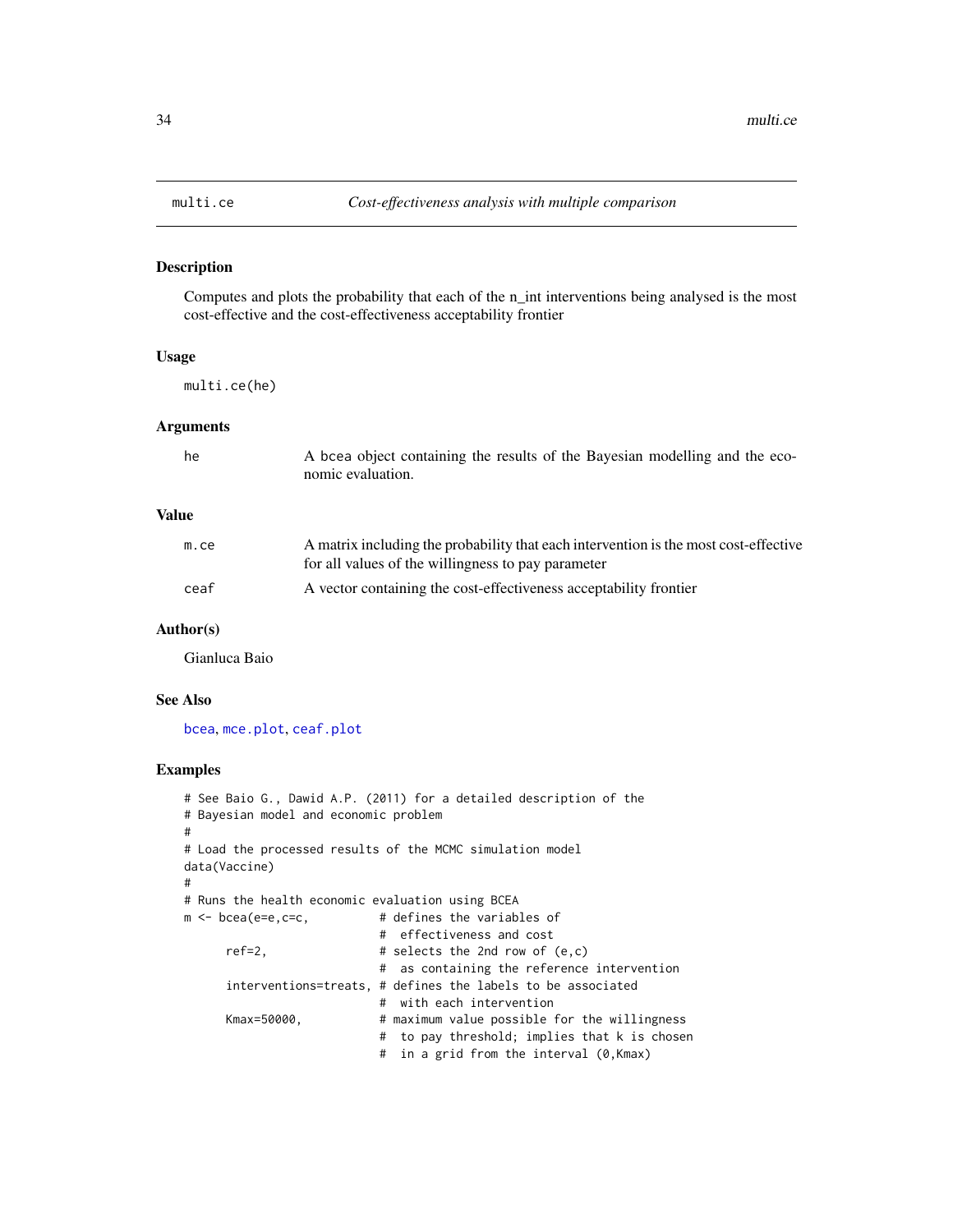# multi.ce — *Cost-effectiveness analysis with multiple comparison*

## Description

Computes and plots the probability that each of the n_int interventions being analysed is the most cost-effective and the cost-effectiveness acceptability frontier

## Usage

```
multi.ce(he)
```

## Arguments

| | |
|---|---|
| he | A bcea object containing the results of the Bayesian modelling and the economic evaluation. |

## Value

| | |
|---|---|
| m.ce | A matrix including the probability that each intervention is the most cost-effective for all values of the willingness to pay parameter |
| ceaf | A vector containing the cost-effectiveness acceptability frontier |

## Author(s)

Gianluca Baio

## See Also

bcea, mce.plot, ceaf.plot

## Examples

```
# See Baio G., Dawid A.P. (2011) for a detailed description of the
# Bayesian model and economic problem
#
# Load the processed results of the MCMC simulation model
data(Vaccine)
#
# Runs the health economic evaluation using BCEA
m <- bcea(e=e,c=c,          # defines the variables of
                            #  effectiveness and cost
      ref=2,                # selects the 2nd row of (e,c)
                            #  as containing the reference intervention
      interventions=treats, # defines the labels to be associated
                            #  with each intervention
      Kmax=50000,           # maximum value possible for the willingness
                            #  to pay threshold; implies that k is chosen
                            #  in a grid from the interval (0,Kmax)
```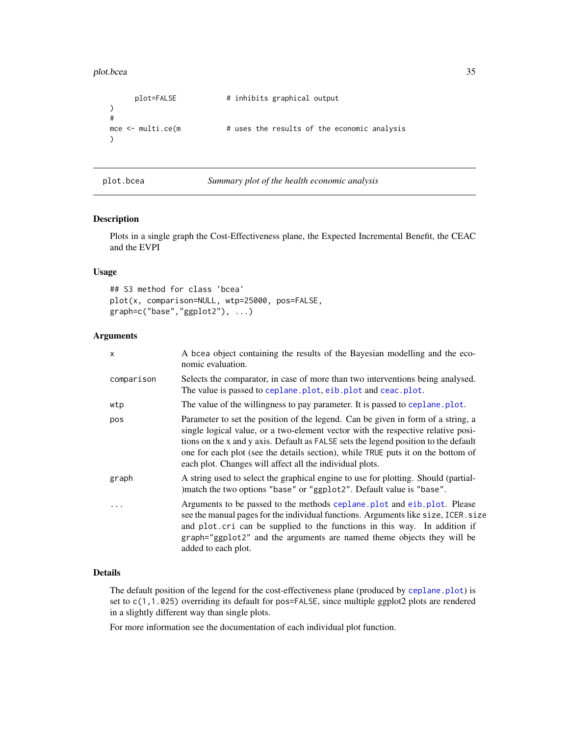```
      plot=FALSE           # inhibits graphical output
)
#
mce <- multi.ce(m          # uses the results of the economic analysis
)
```

---

## plot.bcea — *Summary plot of the health economic analysis*

### Description

Plots in a single graph the Cost-Effectiveness plane, the Expected Incremental Benefit, the CEAC and the EVPI

### Usage

```
## S3 method for class 'bcea'
plot(x, comparison=NULL, wtp=25000, pos=FALSE,
graph=c("base","ggplot2"), ...)
```

### Arguments

| | |
|---|---|
| `x` | A bcea object containing the results of the Bayesian modelling and the economic evaluation. |
| `comparison` | Selects the comparator, in case of more than two interventions being analysed. The value is passed to `ceplane.plot`, `eib.plot` and `ceac.plot`. |
| `wtp` | The value of the willingness to pay parameter. It is passed to `ceplane.plot`. |
| `pos` | Parameter to set the position of the legend. Can be given in form of a string, a single logical value, or a two-element vector with the respective relative positions on the x and y axis. Default as `FALSE` sets the legend position to the default one for each plot (see the details section), while `TRUE` puts it on the bottom of each plot. Changes will affect all the individual plots. |
| `graph` | A string used to select the graphical engine to use for plotting. Should (partial-)match the two options `"base"` or `"ggplot2"`. Default value is `"base"`. |
| `...` | Arguments to be passed to the methods `ceplane.plot` and `eib.plot`. Please see the manual pages for the individual functions. Arguments like `size`, `ICER.size` and `plot.cri` can be supplied to the functions in this way. In addition if `graph="ggplot2"` and the arguments are named theme objects they will be added to each plot. |

### Details

The default position of the legend for the cost-effectiveness plane (produced by `ceplane.plot`) is set to `c(1,1.025)` overriding its default for `pos=FALSE`, since multiple ggplot2 plots are rendered in a slightly different way than single plots.

For more information see the documentation of each individual plot function.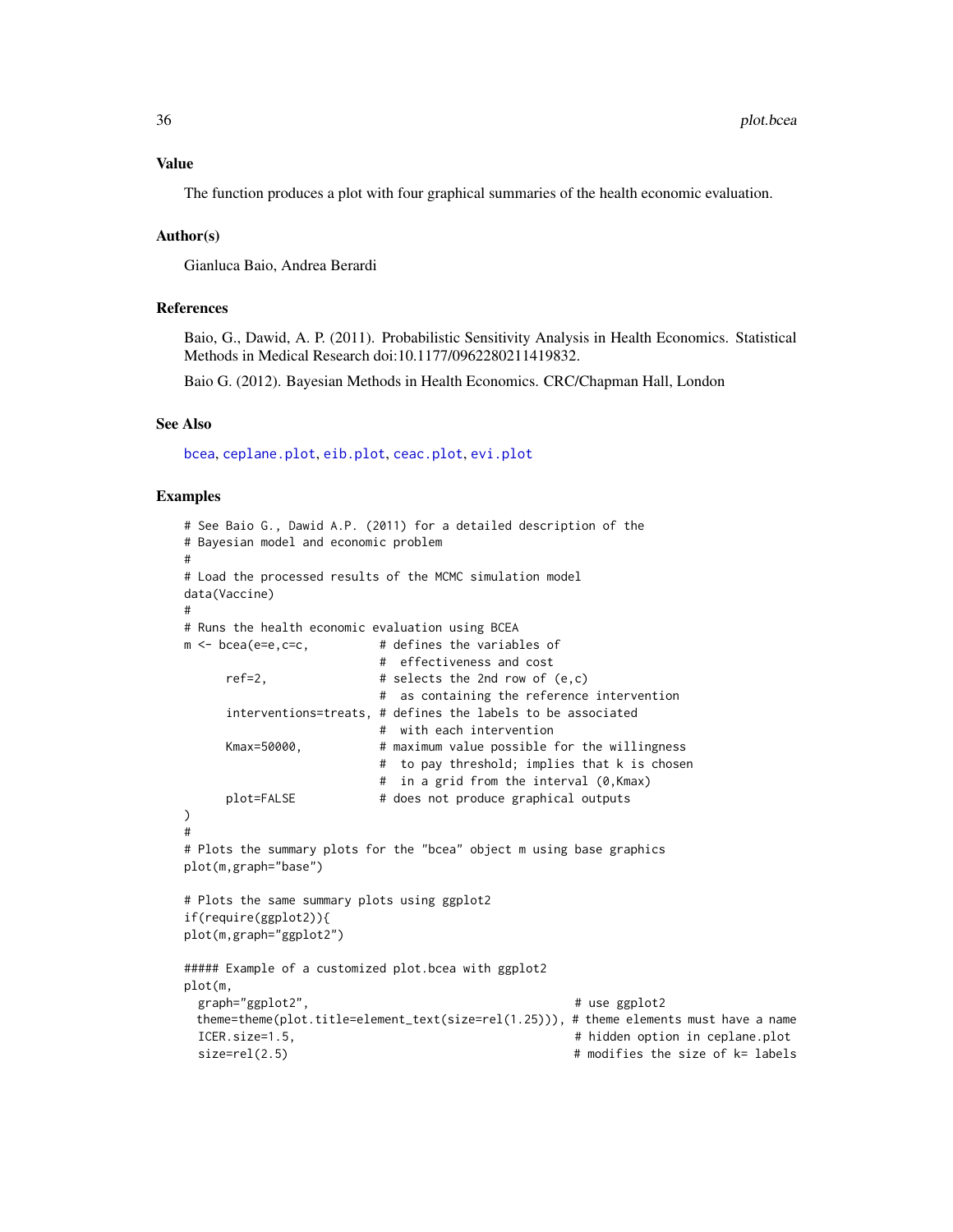## Value

The function produces a plot with four graphical summaries of the health economic evaluation.

## Author(s)

Gianluca Baio, Andrea Berardi

## References

Baio, G., Dawid, A. P. (2011). Probabilistic Sensitivity Analysis in Health Economics. Statistical Methods in Medical Research doi:10.1177/0962280211419832.

Baio G. (2012). Bayesian Methods in Health Economics. CRC/Chapman Hall, London

## See Also

bcea, ceplane.plot, eib.plot, ceac.plot, evi.plot

## Examples

```
# See Baio G., Dawid A.P. (2011) for a detailed description of the
# Bayesian model and economic problem
#
# Load the processed results of the MCMC simulation model
data(Vaccine)
#
# Runs the health economic evaluation using BCEA
m <- bcea(e=e,c=c,          # defines the variables of
                            #  effectiveness and cost
      ref=2,                # selects the 2nd row of (e,c)
                            #  as containing the reference intervention
      interventions=treats, # defines the labels to be associated
                            #  with each intervention
      Kmax=50000,           # maximum value possible for the willingness
                            #  to pay threshold; implies that k is chosen
                            #  in a grid from the interval (0,Kmax)
      plot=FALSE            # does not produce graphical outputs
)
#
# Plots the summary plots for the "bcea" object m using base graphics
plot(m,graph="base")

# Plots the same summary plots using ggplot2
if(require(ggplot2)){
plot(m,graph="ggplot2")

##### Example of a customized plot.bcea with ggplot2
plot(m,
  graph="ggplot2",                                      # use ggplot2
  theme=theme(plot.title=element_text(size=rel(1.25))), # theme elements must have a name
  ICER.size=1.5,                                        # hidden option in ceplane.plot
  size=rel(2.5)                                         # modifies the size of k= labels
```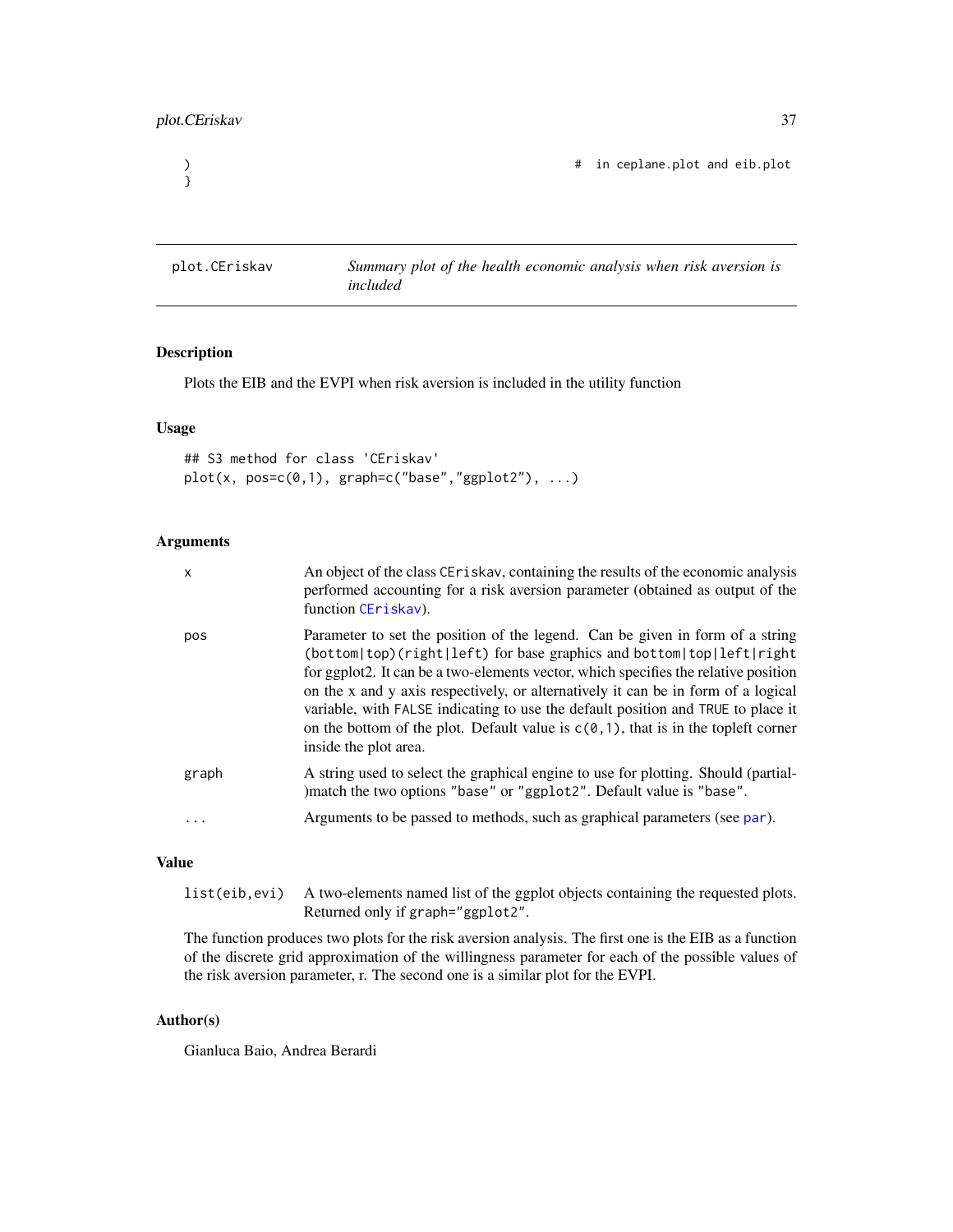```
)                                          #  in ceplane.plot and eib.plot
}
```

## plot.CEriskav *Summary plot of the health economic analysis when risk aversion is included*

### Description

Plots the EIB and the EVPI when risk aversion is included in the utility function

### Usage

```
## S3 method for class 'CEriskav'
plot(x, pos=c(0,1), graph=c("base","ggplot2"), ...)
```

### Arguments

| | |
|---|---|
| x | An object of the class CEriskav, containing the results of the economic analysis performed accounting for a risk aversion parameter (obtained as output of the function CEriskav). |
| pos | Parameter to set the position of the legend. Can be given in form of a string (bottom\|top)(right\|left) for base graphics and bottom\|top\|left\|right for ggplot2. It can be a two-elements vector, which specifies the relative position on the x and y axis respectively, or alternatively it can be in form of a logical variable, with FALSE indicating to use the default position and TRUE to place it on the bottom of the plot. Default value is c(0,1), that is in the topleft corner inside the plot area. |
| graph | A string used to select the graphical engine to use for plotting. Should (partial-)match the two options "base" or "ggplot2". Default value is "base". |
| ... | Arguments to be passed to methods, such as graphical parameters (see par). |

### Value

| | |
|---|---|
| list(eib,evi) | A two-elements named list of the ggplot objects containing the requested plots. Returned only if graph="ggplot2". |

The function produces two plots for the risk aversion analysis. The first one is the EIB as a function of the discrete grid approximation of the willingness parameter for each of the possible values of the risk aversion parameter, r. The second one is a similar plot for the EVPI.

### Author(s)

Gianluca Baio, Andrea Berardi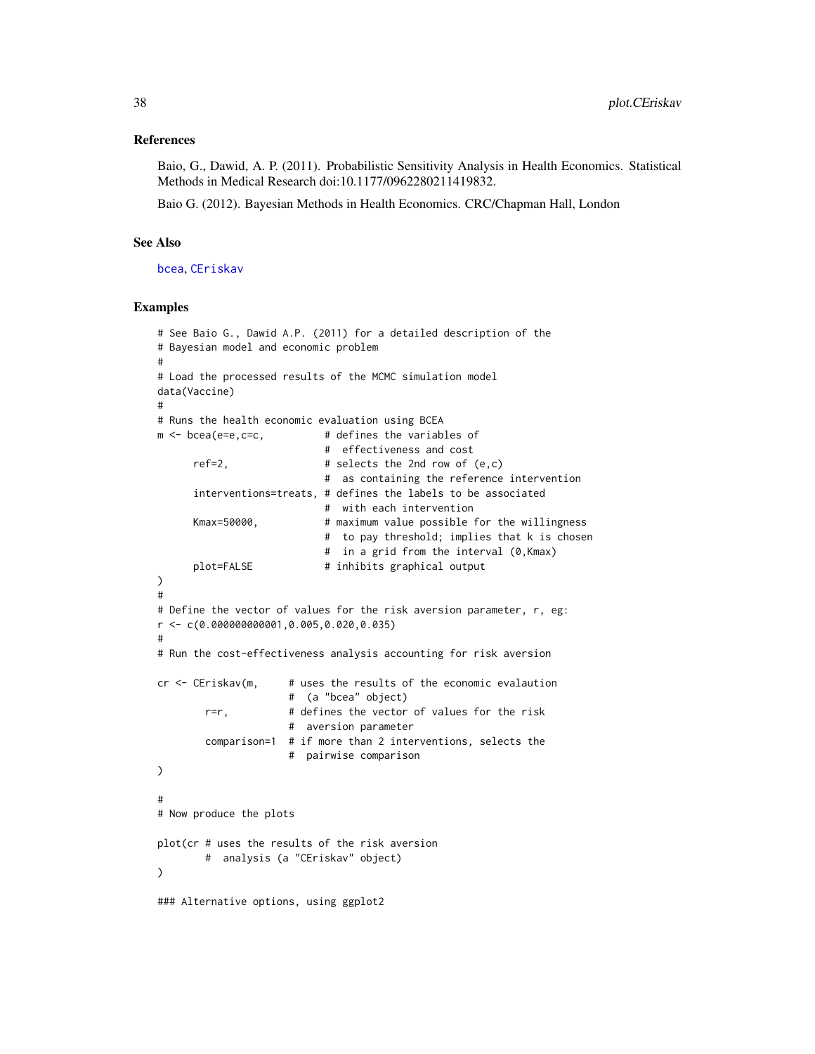## References

Baio, G., Dawid, A. P. (2011). Probabilistic Sensitivity Analysis in Health Economics. Statistical Methods in Medical Research doi:10.1177/0962280211419832.

Baio G. (2012). Bayesian Methods in Health Economics. CRC/Chapman Hall, London

## See Also

bcea, CEriskav

## Examples

```
# See Baio G., Dawid A.P. (2011) for a detailed description of the
# Bayesian model and economic problem
#
# Load the processed results of the MCMC simulation model
data(Vaccine)
#
# Runs the health economic evaluation using BCEA
m <- bcea(e=e,c=c,          # defines the variables of
                            #  effectiveness and cost
      ref=2,                # selects the 2nd row of (e,c)
                            #  as containing the reference intervention
      interventions=treats, # defines the labels to be associated
                            #  with each intervention
      Kmax=50000,           # maximum value possible for the willingness
                            #  to pay threshold; implies that k is chosen
                            #  in a grid from the interval (0,Kmax)
      plot=FALSE            # inhibits graphical output
)
#
# Define the vector of values for the risk aversion parameter, r, eg:
r <- c(0.000000000001,0.005,0.020,0.035)
#
# Run the cost-effectiveness analysis accounting for risk aversion

cr <- CEriskav(m,      # uses the results of the economic evalaution
                       #  (a "bcea" object)
        r=r,           # defines the vector of values for the risk
                       #  aversion parameter
        comparison=1   # if more than 2 interventions, selects the
                       #  pairwise comparison
)

#
# Now produce the plots

plot(cr # uses the results of the risk aversion
        #  analysis (a "CEriskav" object)
)

### Alternative options, using ggplot2
```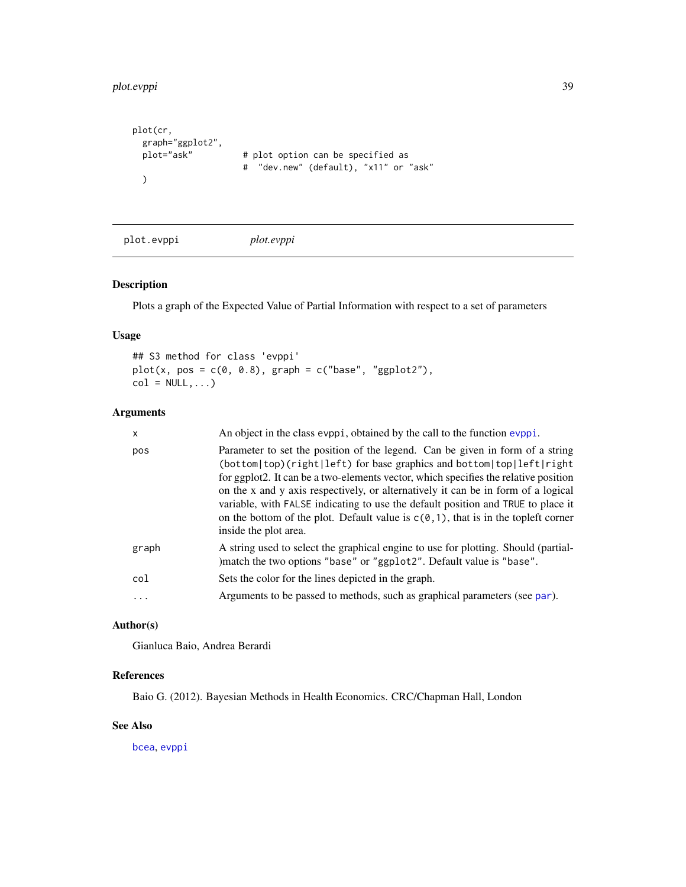```
plot(cr,
  graph="ggplot2",
  plot="ask"          # plot option can be specified as
                      #  "dev.new" (default), "x11" or "ask"
  )
```

---

## plot.evppi — *plot.evppi*

### Description

Plots a graph of the Expected Value of Partial Information with respect to a set of parameters

### Usage

```
## S3 method for class 'evppi'
plot(x, pos = c(0, 0.8), graph = c("base", "ggplot2"),
col = NULL,...)
```

### Arguments

| | |
|---|---|
| `x` | An object in the class `evppi`, obtained by the call to the function `evppi`. |
| `pos` | Parameter to set the position of the legend. Can be given in form of a string `(bottom\|top)(right\|left)` for base graphics and `bottom\|top\|left\|right` for ggplot2. It can be a two-elements vector, which specifies the relative position on the x and y axis respectively, or alternatively it can be in form of a logical variable, with `FALSE` indicating to use the default position and `TRUE` to place it on the bottom of the plot. Default value is `c(0,1)`, that is in the topleft corner inside the plot area. |
| `graph` | A string used to select the graphical engine to use for plotting. Should (partial-)match the two options `"base"` or `"ggplot2"`. Default value is `"base"`. |
| `col` | Sets the color for the lines depicted in the graph. |
| `...` | Arguments to be passed to methods, such as graphical parameters (see `par`). |

### Author(s)

Gianluca Baio, Andrea Berardi

### References

Baio G. (2012). Bayesian Methods in Health Economics. CRC/Chapman Hall, London

### See Also

`bcea`, `evppi`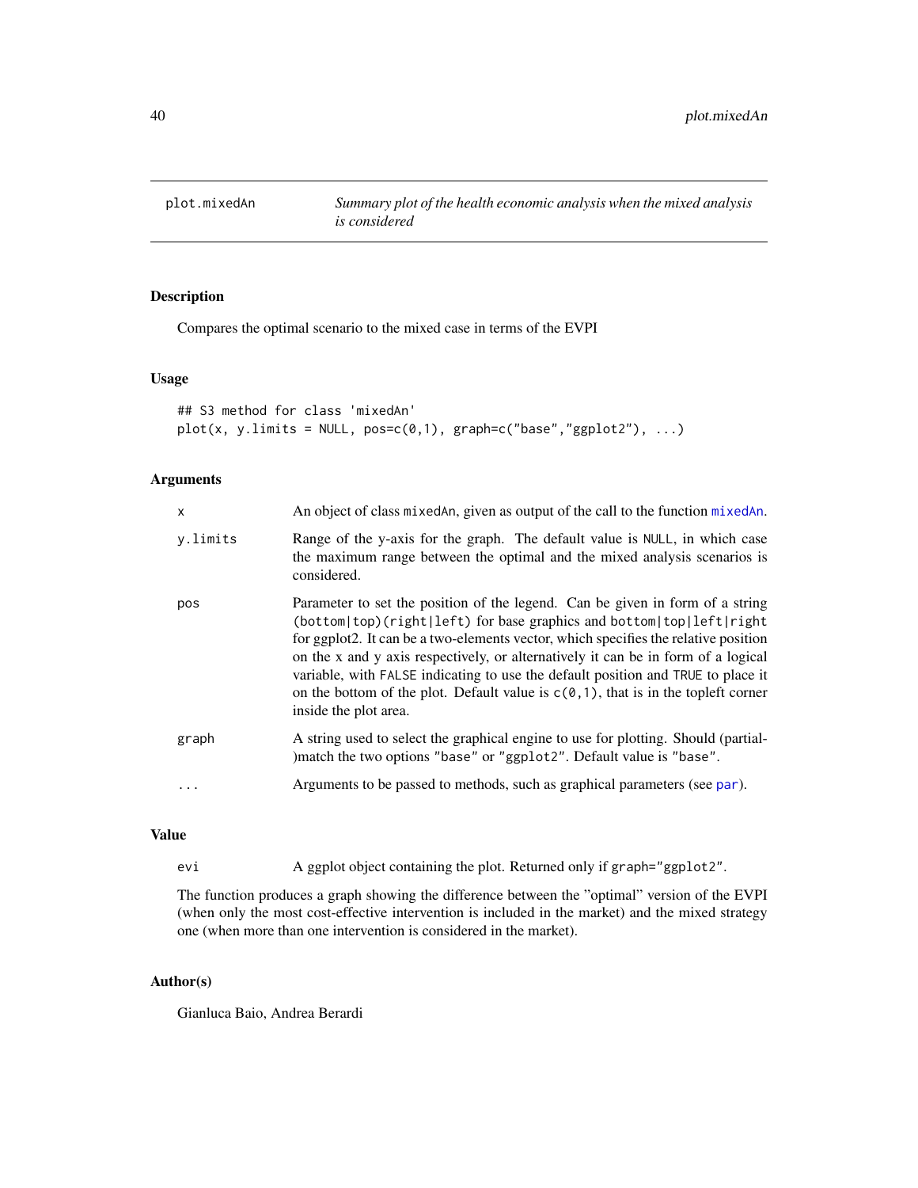plot.mixedAn — *Summary plot of the health economic analysis when the mixed analysis is considered*

## Description

Compares the optimal scenario to the mixed case in terms of the EVPI

## Usage

```
## S3 method for class 'mixedAn'
plot(x, y.limits = NULL, pos=c(0,1), graph=c("base","ggplot2"), ...)
```

## Arguments

| | |
|---|---|
| x | An object of class mixedAn, given as output of the call to the function mixedAn. |
| y.limits | Range of the y-axis for the graph. The default value is NULL, in which case the maximum range between the optimal and the mixed analysis scenarios is considered. |
| pos | Parameter to set the position of the legend. Can be given in form of a string (bottom\|top)(right\|left) for base graphics and bottom\|top\|left\|right for ggplot2. It can be a two-elements vector, which specifies the relative position on the x and y axis respectively, or alternatively it can be in form of a logical variable, with FALSE indicating to use the default position and TRUE to place it on the bottom of the plot. Default value is c(0,1), that is in the topleft corner inside the plot area. |
| graph | A string used to select the graphical engine to use for plotting. Should (partial-)match the two options "base" or "ggplot2". Default value is "base". |
| ... | Arguments to be passed to methods, such as graphical parameters (see par). |

## Value

| | |
|---|---|
| evi | A ggplot object containing the plot. Returned only if graph="ggplot2". |

The function produces a graph showing the difference between the "optimal" version of the EVPI (when only the most cost-effective intervention is included in the market) and the mixed strategy one (when more than one intervention is considered in the market).

## Author(s)

Gianluca Baio, Andrea Berardi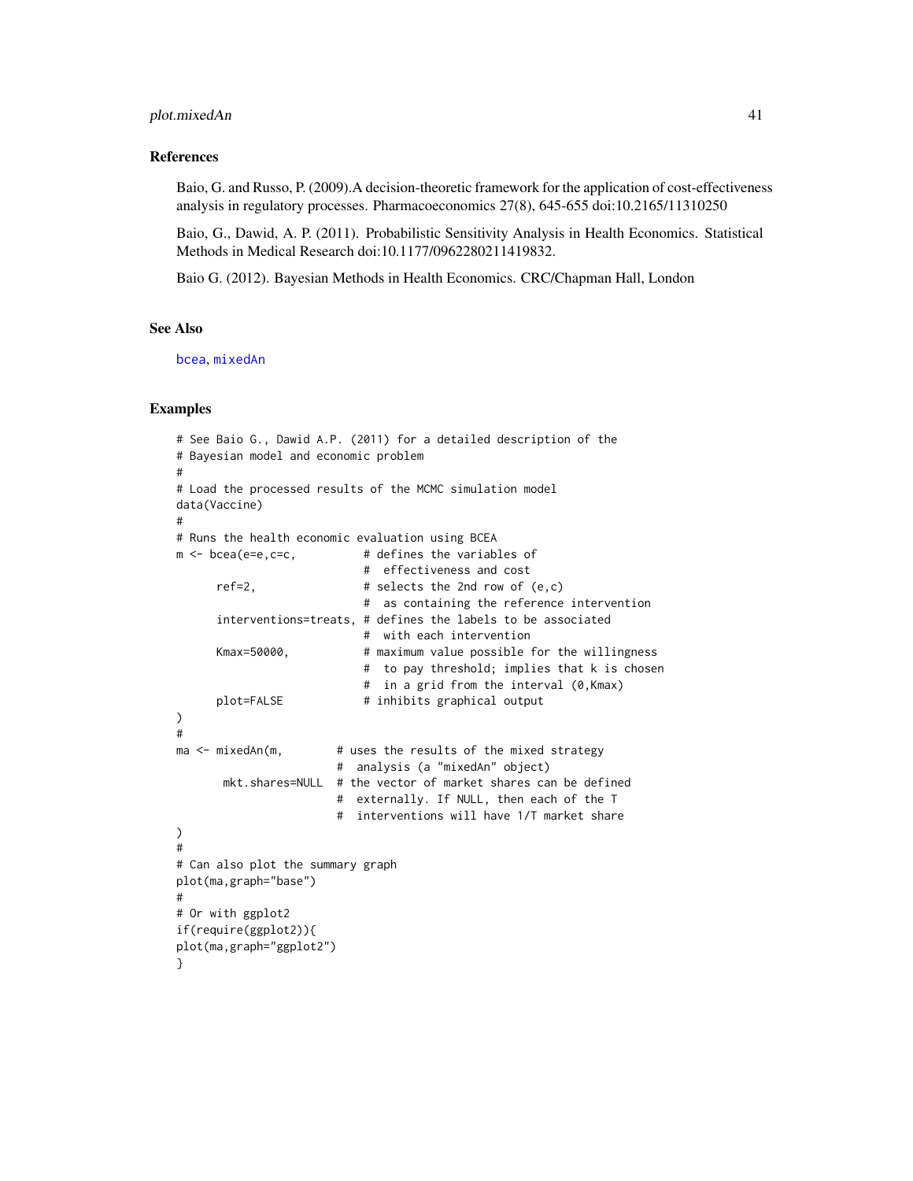## References

Baio, G. and Russo, P. (2009).A decision-theoretic framework for the application of cost-effectiveness analysis in regulatory processes. Pharmacoeconomics 27(8), 645-655 doi:10.2165/11310250

Baio, G., Dawid, A. P. (2011). Probabilistic Sensitivity Analysis in Health Economics. Statistical Methods in Medical Research doi:10.1177/0962280211419832.

Baio G. (2012). Bayesian Methods in Health Economics. CRC/Chapman Hall, London

## See Also

bcea, mixedAn

## Examples

```
# See Baio G., Dawid A.P. (2011) for a detailed description of the
# Bayesian model and economic problem
#
# Load the processed results of the MCMC simulation model
data(Vaccine)
#
# Runs the health economic evaluation using BCEA
m <- bcea(e=e,c=c,          # defines the variables of
                            #  effectiveness and cost
      ref=2,                # selects the 2nd row of (e,c)
                            #  as containing the reference intervention
      interventions=treats, # defines the labels to be associated
                            #  with each intervention
      Kmax=50000,           # maximum value possible for the willingness
                            #  to pay threshold; implies that k is chosen
                            #  in a grid from the interval (0,Kmax)
      plot=FALSE            # inhibits graphical output
)
#
ma <- mixedAn(m,        # uses the results of the mixed strategy
                        #  analysis (a "mixedAn" object)
       mkt.shares=NULL  # the vector of market shares can be defined
                        #  externally. If NULL, then each of the T
                        #  interventions will have 1/T market share
)
#
# Can also plot the summary graph
plot(ma,graph="base")
#
# Or with ggplot2
if(require(ggplot2)){
plot(ma,graph="ggplot2")
}
```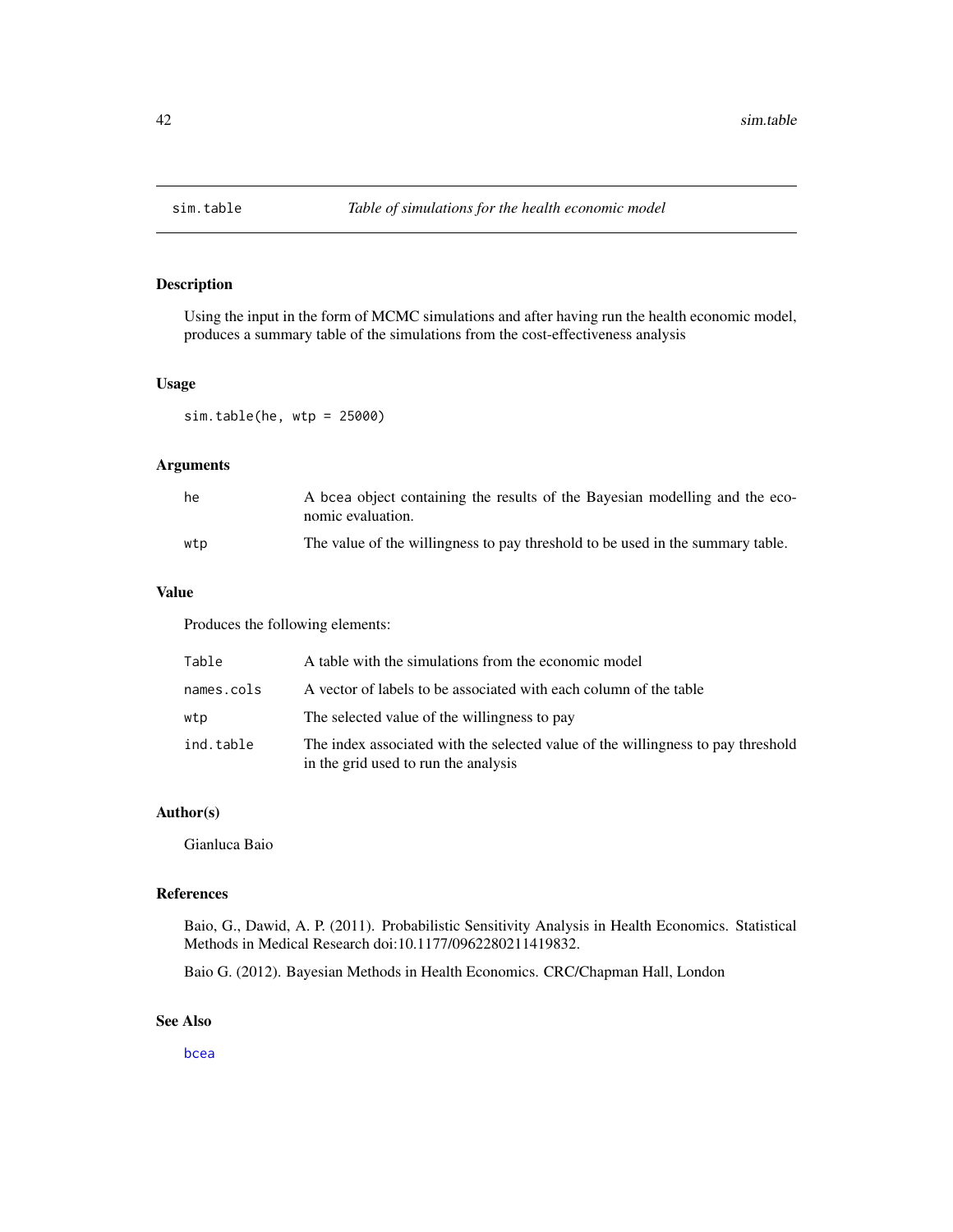## sim.table *Table of simulations for the health economic model*

### Description

Using the input in the form of MCMC simulations and after having run the health economic model, produces a summary table of the simulations from the cost-effectiveness analysis

### Usage

```
sim.table(he, wtp = 25000)
```

### Arguments

| | |
|---|---|
| he | A bcea object containing the results of the Bayesian modelling and the economic evaluation. |
| wtp | The value of the willingness to pay threshold to be used in the summary table. |

### Value

Produces the following elements:

| | |
|---|---|
| Table | A table with the simulations from the economic model |
| names.cols | A vector of labels to be associated with each column of the table |
| wtp | The selected value of the willingness to pay |
| ind.table | The index associated with the selected value of the willingness to pay threshold in the grid used to run the analysis |

### Author(s)

Gianluca Baio

### References

Baio, G., Dawid, A. P. (2011). Probabilistic Sensitivity Analysis in Health Economics. Statistical Methods in Medical Research doi:10.1177/0962280211419832.

Baio G. (2012). Bayesian Methods in Health Economics. CRC/Chapman Hall, London

### See Also

bcea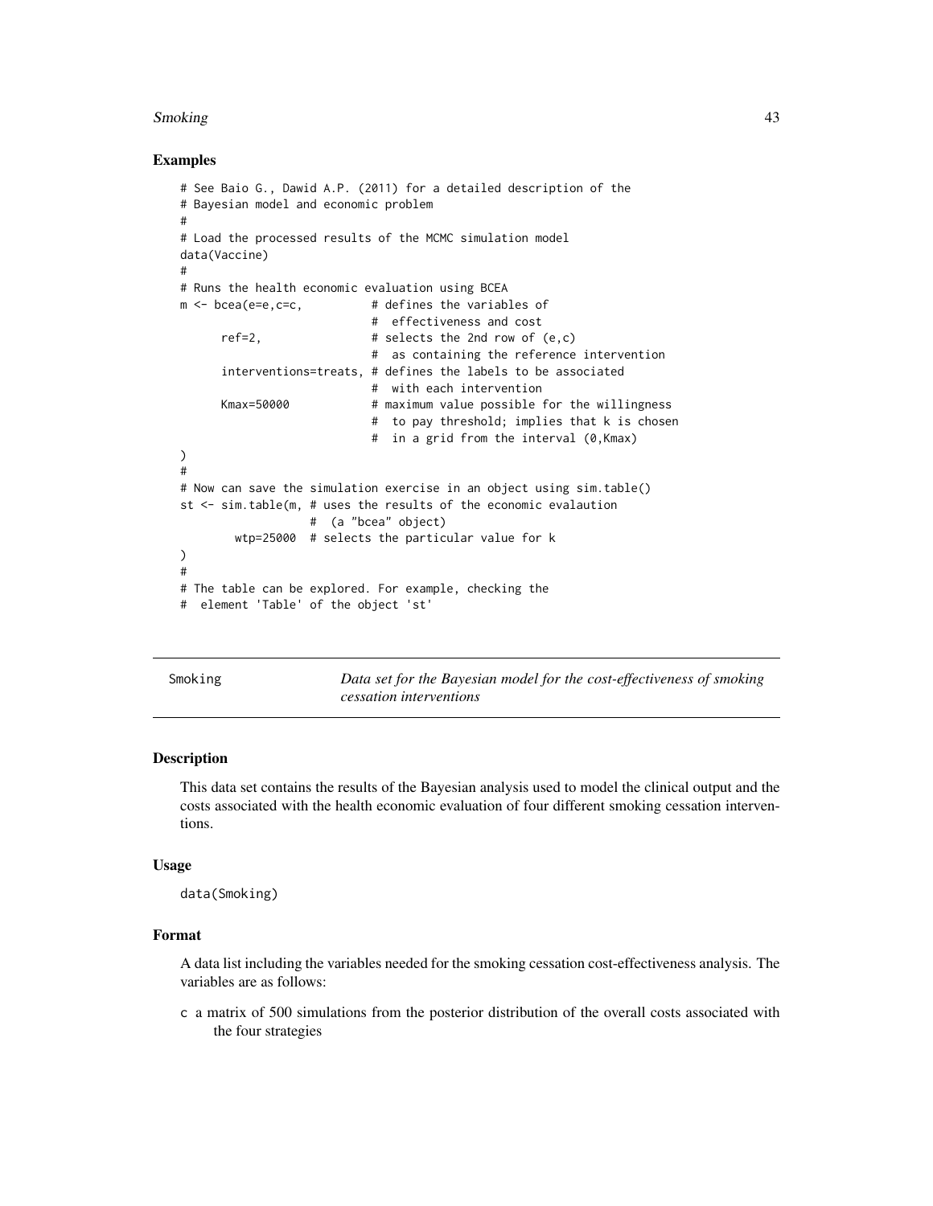### Examples

```
# See Baio G., Dawid A.P. (2011) for a detailed description of the
# Bayesian model and economic problem
#
# Load the processed results of the MCMC simulation model
data(Vaccine)
#
# Runs the health economic evaluation using BCEA
m <- bcea(e=e,c=c,          # defines the variables of
                            #  effectiveness and cost
      ref=2,                # selects the 2nd row of (e,c)
                            #  as containing the reference intervention
      interventions=treats, # defines the labels to be associated
                            #  with each intervention
      Kmax=50000            # maximum value possible for the willingness
                            #  to pay threshold; implies that k is chosen
                            #  in a grid from the interval (0,Kmax)
)
#
# Now can save the simulation exercise in an object using sim.table()
st <- sim.table(m, # uses the results of the economic evalaution
                   #  (a "bcea" object)
        wtp=25000  # selects the particular value for k
)
#
# The table can be explored. For example, checking the
#  element 'Table' of the object 'st'
```

---

## Smoking — *Data set for the Bayesian model for the cost-effectiveness of smoking cessation interventions*

---

### Description

This data set contains the results of the Bayesian analysis used to model the clinical output and the costs associated with the health economic evaluation of four different smoking cessation interventions.

### Usage

```
data(Smoking)
```

### Format

A data list including the variables needed for the smoking cessation cost-effectiveness analysis. The variables are as follows:

- `c` a matrix of 500 simulations from the posterior distribution of the overall costs associated with the four strategies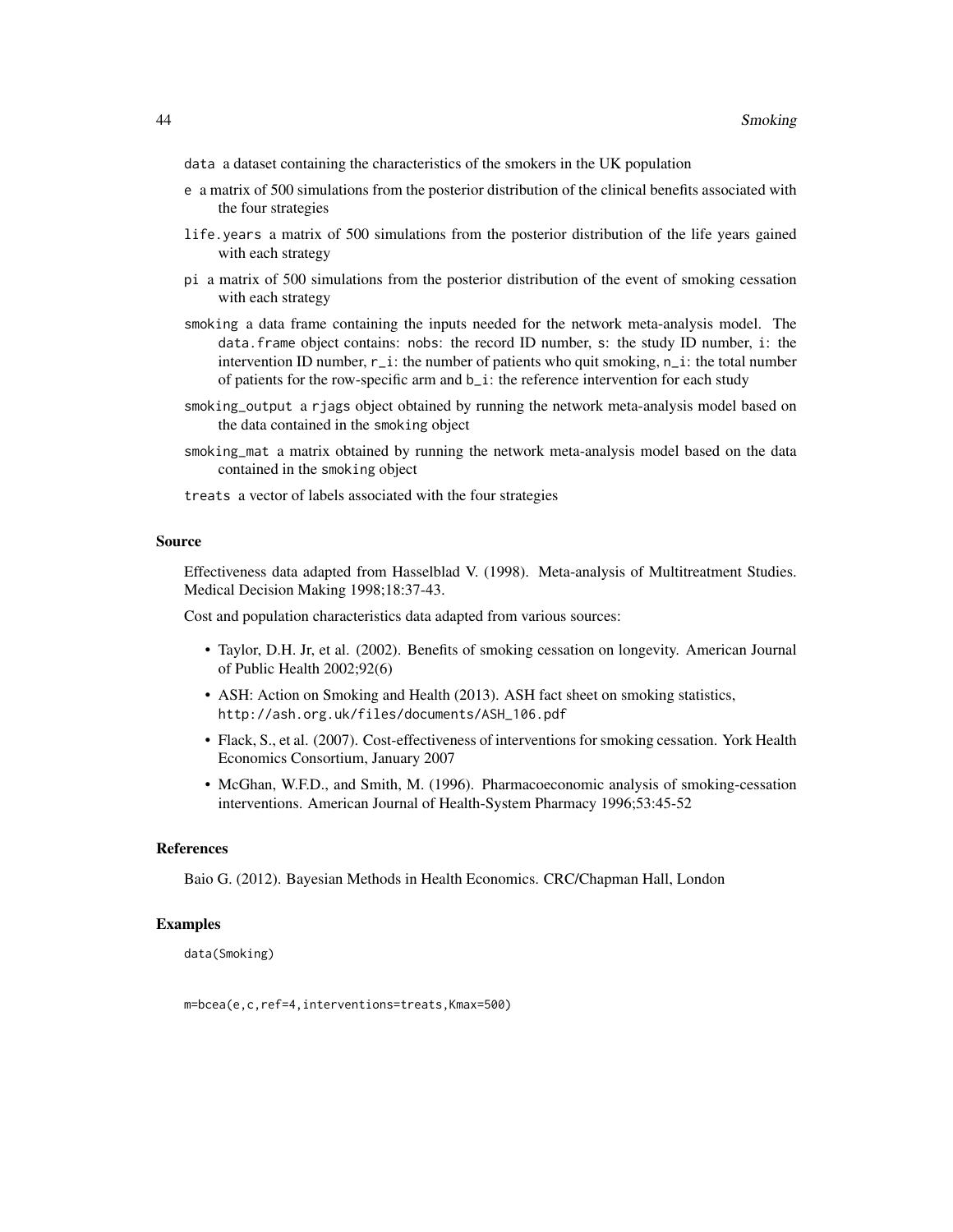data a dataset containing the characteristics of the smokers in the UK population

e a matrix of 500 simulations from the posterior distribution of the clinical benefits associated with the four strategies

life.years a matrix of 500 simulations from the posterior distribution of the life years gained with each strategy

pi a matrix of 500 simulations from the posterior distribution of the event of smoking cessation with each strategy

smoking a data frame containing the inputs needed for the network meta-analysis model. The data.frame object contains: nobs: the record ID number, s: the study ID number, i: the intervention ID number, r_i: the number of patients who quit smoking, n_i: the total number of patients for the row-specific arm and b_i: the reference intervention for each study

smoking_output a rjags object obtained by running the network meta-analysis model based on the data contained in the smoking object

smoking_mat a matrix obtained by running the network meta-analysis model based on the data contained in the smoking object

treats a vector of labels associated with the four strategies

### Source

Effectiveness data adapted from Hasselblad V. (1998). Meta-analysis of Multitreatment Studies. Medical Decision Making 1998;18:37-43.

Cost and population characteristics data adapted from various sources:

- Taylor, D.H. Jr, et al. (2002). Benefits of smoking cessation on longevity. American Journal of Public Health 2002;92(6)
- ASH: Action on Smoking and Health (2013). ASH fact sheet on smoking statistics, http://ash.org.uk/files/documents/ASH_106.pdf
- Flack, S., et al. (2007). Cost-effectiveness of interventions for smoking cessation. York Health Economics Consortium, January 2007
- McGhan, W.F.D., and Smith, M. (1996). Pharmacoeconomic analysis of smoking-cessation interventions. American Journal of Health-System Pharmacy 1996;53:45-52

### References

Baio G. (2012). Bayesian Methods in Health Economics. CRC/Chapman Hall, London

### Examples

```
data(Smoking)


m=bcea(e,c,ref=4,interventions=treats,Kmax=500)
```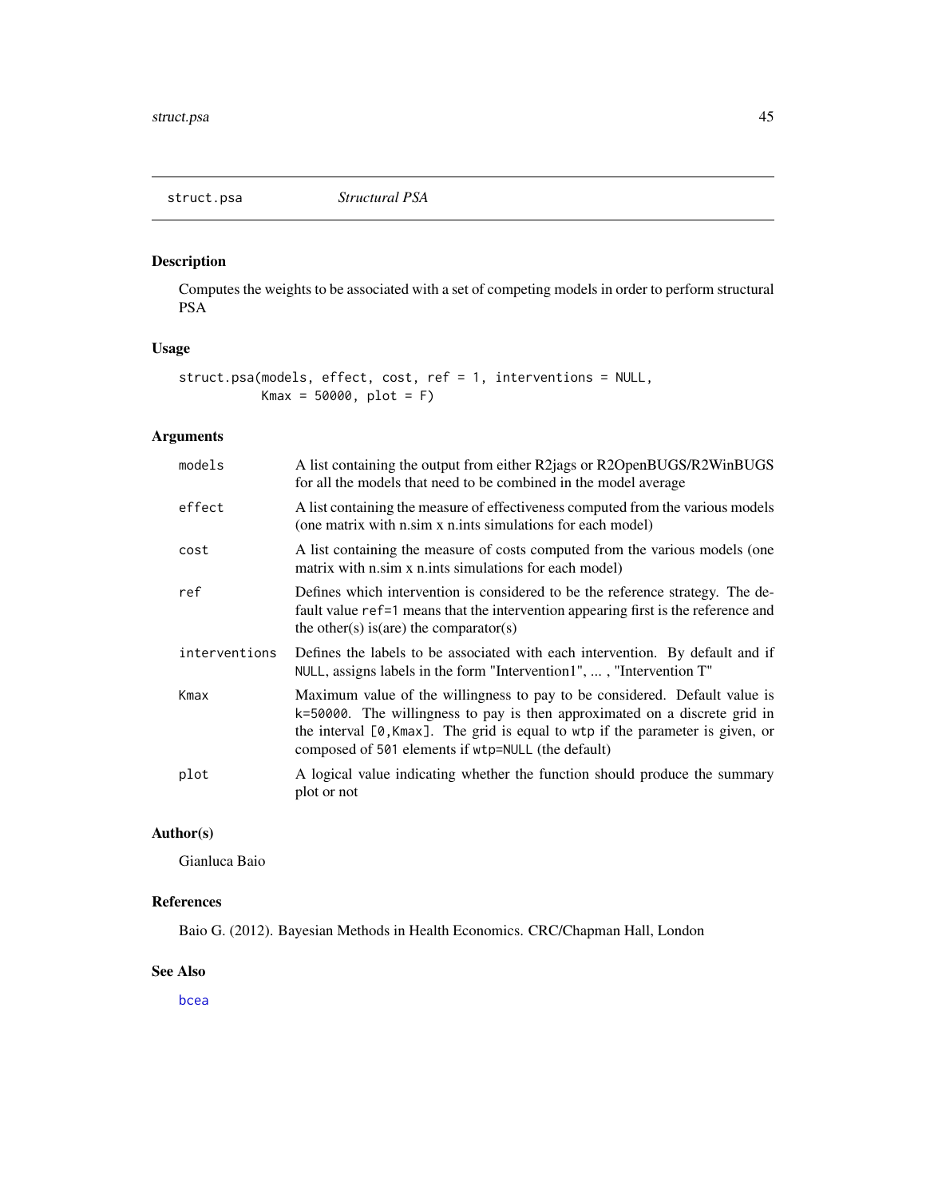## struct.psa *Structural PSA*

### Description

Computes the weights to be associated with a set of competing models in order to perform structural PSA

### Usage

```
struct.psa(models, effect, cost, ref = 1, interventions = NULL,
           Kmax = 50000, plot = F)
```

### Arguments

| | |
|---|---|
| models | A list containing the output from either R2jags or R2OpenBUGS/R2WinBUGS for all the models that need to be combined in the model average |
| effect | A list containing the measure of effectiveness computed from the various models (one matrix with n.sim x n.ints simulations for each model) |
| cost | A list containing the measure of costs computed from the various models (one matrix with n.sim x n.ints simulations for each model) |
| ref | Defines which intervention is considered to be the reference strategy. The default value `ref=1` means that the intervention appearing first is the reference and the other(s) is(are) the comparator(s) |
| interventions | Defines the labels to be associated with each intervention. By default and if `NULL`, assigns labels in the form "Intervention1", ... , "Intervention T" |
| Kmax | Maximum value of the willingness to pay to be considered. Default value is `k=50000`. The willingness to pay is then approximated on a discrete grid in the interval `[0,Kmax]`. The grid is equal to `wtp` if the parameter is given, or composed of `501` elements if `wtp=NULL` (the default) |
| plot | A logical value indicating whether the function should produce the summary plot or not |

### Author(s)

Gianluca Baio

### References

Baio G. (2012). Bayesian Methods in Health Economics. CRC/Chapman Hall, London

### See Also

bcea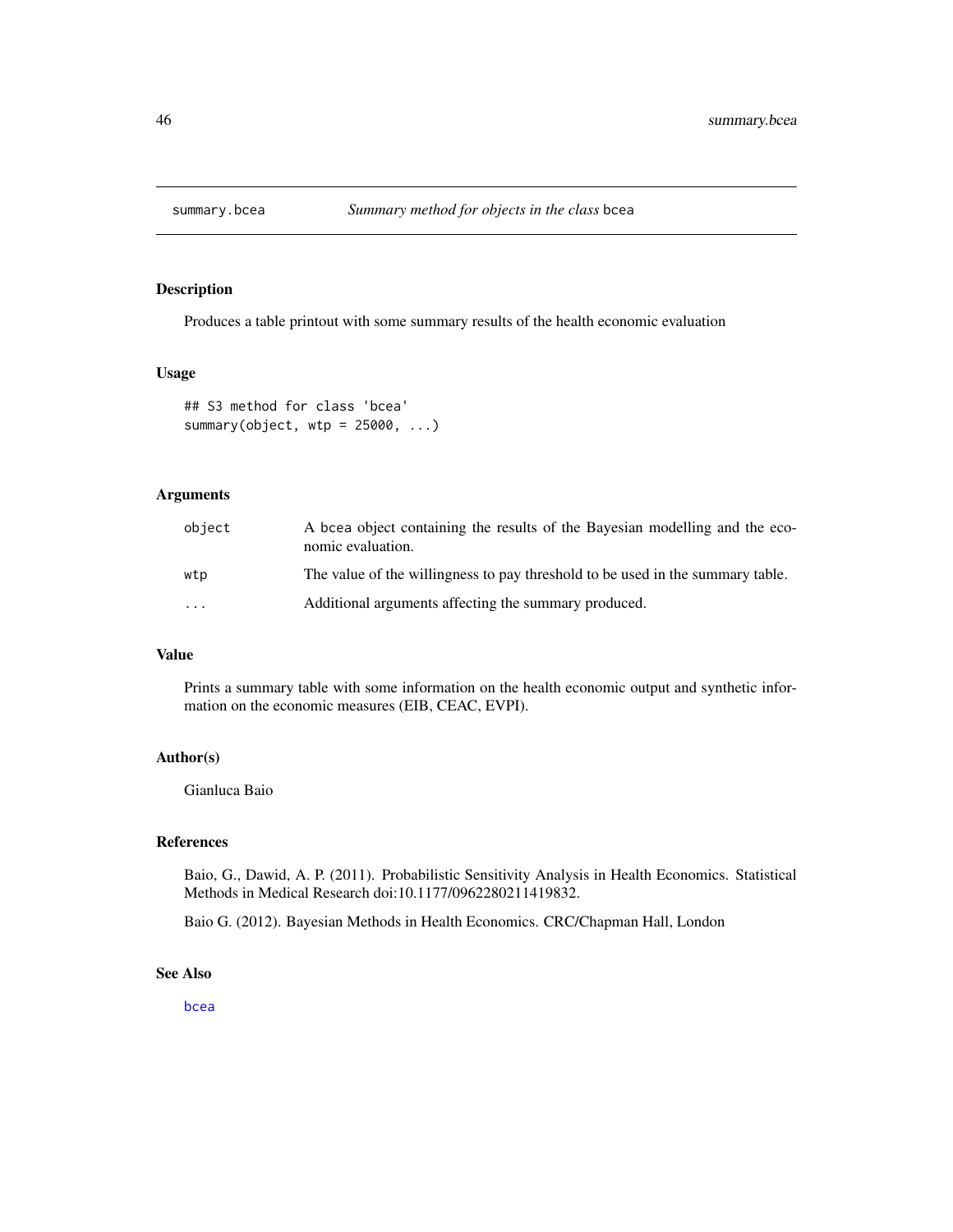## summary.bcea — *Summary method for objects in the class* `bcea`

### Description

Produces a table printout with some summary results of the health economic evaluation

### Usage

```
## S3 method for class 'bcea'
summary(object, wtp = 25000, ...)
```

### Arguments

| | |
|---|---|
| object | A bcea object containing the results of the Bayesian modelling and the economic evaluation. |
| wtp | The value of the willingness to pay threshold to be used in the summary table. |
| ... | Additional arguments affecting the summary produced. |

### Value

Prints a summary table with some information on the health economic output and synthetic information on the economic measures (EIB, CEAC, EVPI).

### Author(s)

Gianluca Baio

### References

Baio, G., Dawid, A. P. (2011). Probabilistic Sensitivity Analysis in Health Economics. Statistical Methods in Medical Research doi:10.1177/0962280211419832.

Baio G. (2012). Bayesian Methods in Health Economics. CRC/Chapman Hall, London

### See Also

bcea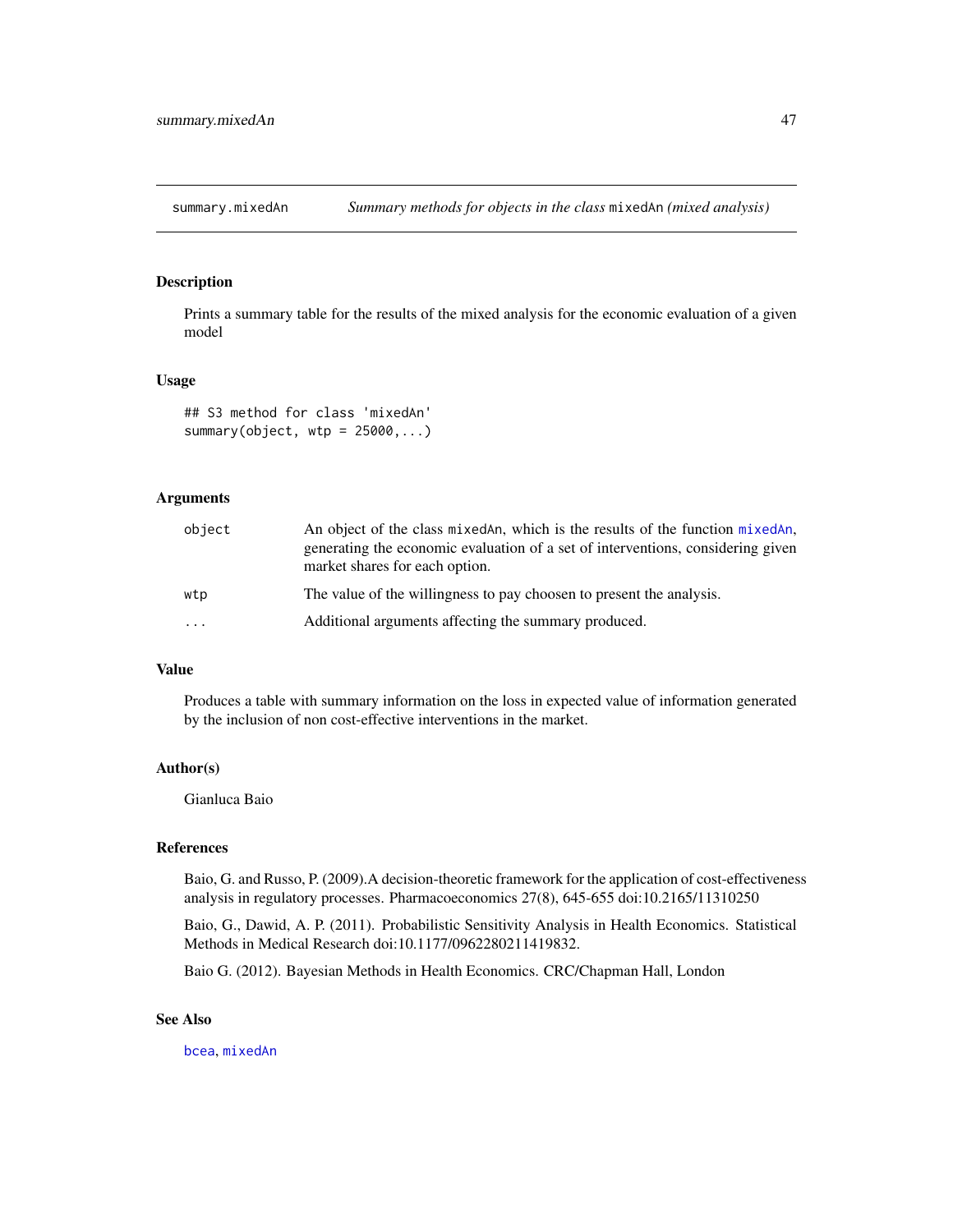## summary.mixedAn — *Summary methods for objects in the class* `mixedAn` *(mixed analysis)*

### Description

Prints a summary table for the results of the mixed analysis for the economic evaluation of a given model

### Usage

```
## S3 method for class 'mixedAn'
summary(object, wtp = 25000,...)
```

### Arguments

| | |
|---|---|
| `object` | An object of the class `mixedAn`, which is the results of the function `mixedAn`, generating the economic evaluation of a set of interventions, considering given market shares for each option. |
| `wtp` | The value of the willingness to pay choosen to present the analysis. |
| `...` | Additional arguments affecting the summary produced. |

### Value

Produces a table with summary information on the loss in expected value of information generated by the inclusion of non cost-effective interventions in the market.

### Author(s)

Gianluca Baio

### References

Baio, G. and Russo, P. (2009).A decision-theoretic framework for the application of cost-effectiveness analysis in regulatory processes. Pharmacoeconomics 27(8), 645-655 doi:10.2165/11310250

Baio, G., Dawid, A. P. (2011). Probabilistic Sensitivity Analysis in Health Economics. Statistical Methods in Medical Research doi:10.1177/0962280211419832.

Baio G. (2012). Bayesian Methods in Health Economics. CRC/Chapman Hall, London

### See Also

`bcea`, `mixedAn`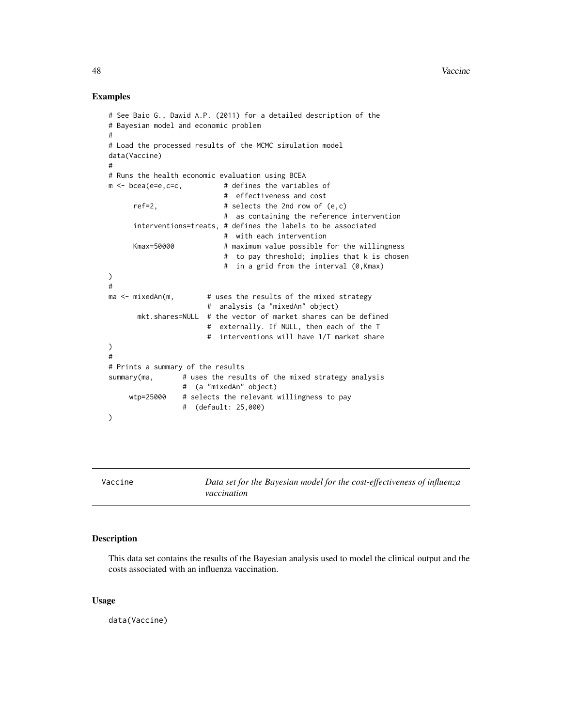## Examples

```
# See Baio G., Dawid A.P. (2011) for a detailed description of the
# Bayesian model and economic problem
#
# Load the processed results of the MCMC simulation model
data(Vaccine)
#
# Runs the health economic evaluation using BCEA
m <- bcea(e=e,c=c,          # defines the variables of
                            #  effectiveness and cost
      ref=2,                # selects the 2nd row of (e,c)
                            #  as containing the reference intervention
      interventions=treats, # defines the labels to be associated
                            #  with each intervention
      Kmax=50000            # maximum value possible for the willingness
                            #  to pay threshold; implies that k is chosen
                            #  in a grid from the interval (0,Kmax)
)
#
ma <- mixedAn(m,        # uses the results of the mixed strategy
                        #  analysis (a "mixedAn" object)
       mkt.shares=NULL  # the vector of market shares can be defined
                        #  externally. If NULL, then each of the T
                        #  interventions will have 1/T market share
)
#
# Prints a summary of the results
summary(ma,       # uses the results of the mixed strategy analysis
                  #  (a "mixedAn" object)
     wtp=25000    # selects the relevant willingness to pay
                  #  (default: 25,000)
)
```

---

Vaccine — *Data set for the Bayesian model for the cost-effectiveness of influenza vaccination*

---

## Description

This data set contains the results of the Bayesian analysis used to model the clinical output and the costs associated with an influenza vaccination.

## Usage

```
data(Vaccine)
```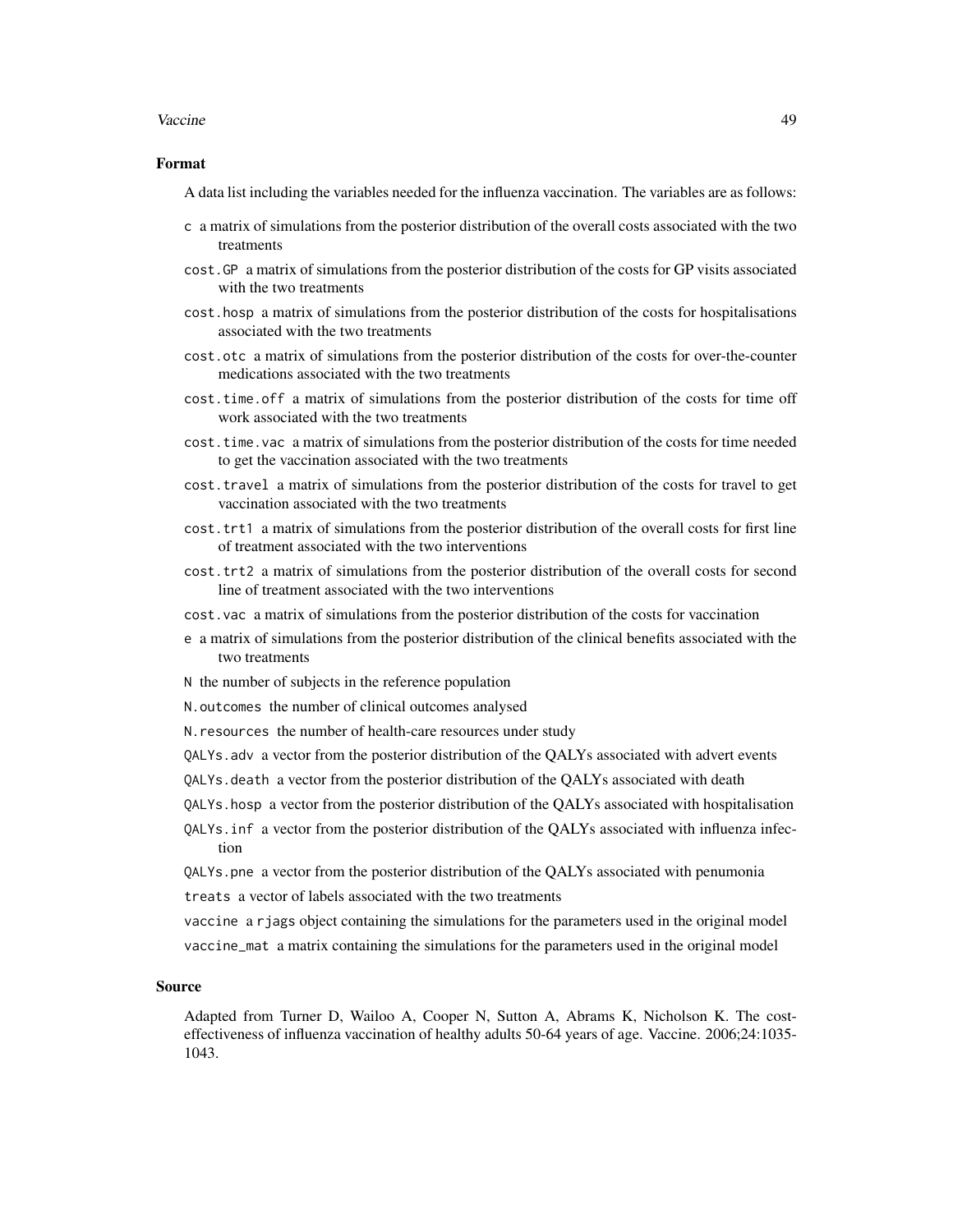### Format

A data list including the variables needed for the influenza vaccination. The variables are as follows:

- `c` a matrix of simulations from the posterior distribution of the overall costs associated with the two treatments
- `cost.GP` a matrix of simulations from the posterior distribution of the costs for GP visits associated with the two treatments
- `cost.hosp` a matrix of simulations from the posterior distribution of the costs for hospitalisations associated with the two treatments
- `cost.otc` a matrix of simulations from the posterior distribution of the costs for over-the-counter medications associated with the two treatments
- `cost.time.off` a matrix of simulations from the posterior distribution of the costs for time off work associated with the two treatments
- `cost.time.vac` a matrix of simulations from the posterior distribution of the costs for time needed to get the vaccination associated with the two treatments
- `cost.travel` a matrix of simulations from the posterior distribution of the costs for travel to get vaccination associated with the two treatments
- `cost.trt1` a matrix of simulations from the posterior distribution of the overall costs for first line of treatment associated with the two interventions
- `cost.trt2` a matrix of simulations from the posterior distribution of the overall costs for second line of treatment associated with the two interventions
- `cost.vac` a matrix of simulations from the posterior distribution of the costs for vaccination
- `e` a matrix of simulations from the posterior distribution of the clinical benefits associated with the two treatments
- `N` the number of subjects in the reference population
- `N.outcomes` the number of clinical outcomes analysed
- `N.resources` the number of health-care resources under study
- `QALYs.adv` a vector from the posterior distribution of the QALYs associated with advert events
- `QALYs.death` a vector from the posterior distribution of the QALYs associated with death
- `QALYs.hosp` a vector from the posterior distribution of the QALYs associated with hospitalisation
- `QALYs.inf` a vector from the posterior distribution of the QALYs associated with influenza infection
- `QALYs.pne` a vector from the posterior distribution of the QALYs associated with penumonia
- `treats` a vector of labels associated with the two treatments
- `vaccine` a `rjags` object containing the simulations for the parameters used in the original model
- `vaccine_mat` a matrix containing the simulations for the parameters used in the original model

### Source

Adapted from Turner D, Wailoo A, Cooper N, Sutton A, Abrams K, Nicholson K. The cost-effectiveness of influenza vaccination of healthy adults 50-64 years of age. Vaccine. 2006;24:1035-1043.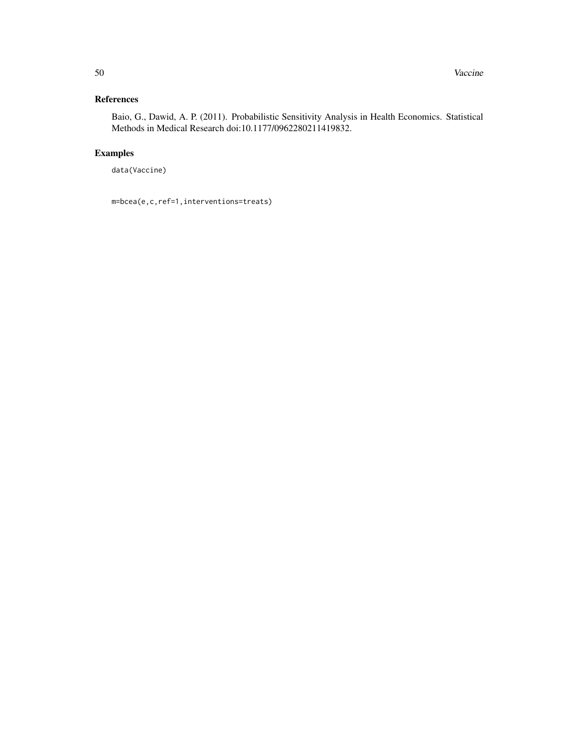## References

Baio, G., Dawid, A. P. (2011). Probabilistic Sensitivity Analysis in Health Economics. Statistical Methods in Medical Research doi:10.1177/0962280211419832.

## Examples

```
data(Vaccine)


m=bcea(e,c,ref=1,interventions=treats)
```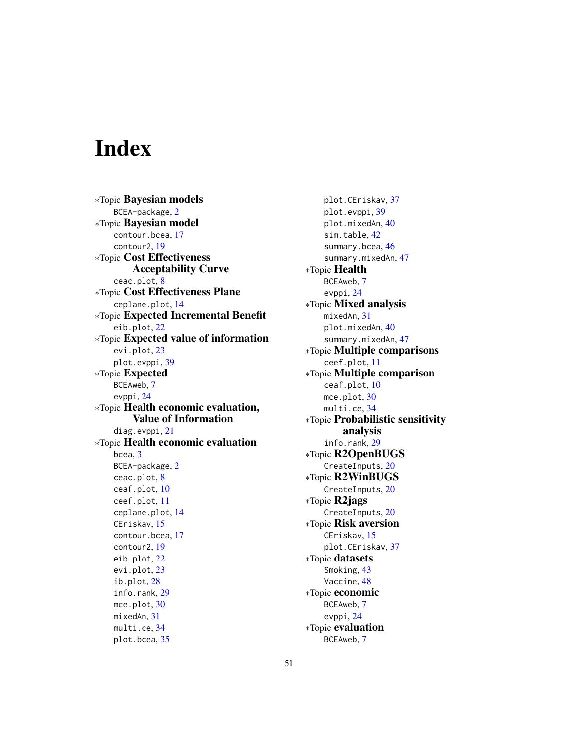# Index

∗Topic **Bayesian models**
  BCEA-package, 2

∗Topic **Bayesian model**
  contour.bcea, 17
  contour2, 19

∗Topic **Cost Effectiveness Acceptability Curve**
  ceac.plot, 8

∗Topic **Cost Effectiveness Plane**
  ceplane.plot, 14

∗Topic **Expected Incremental Benefit**
  eib.plot, 22

∗Topic **Expected value of information**
  evi.plot, 23
  plot.evppi, 39

∗Topic **Expected**
  BCEAweb, 7
  evppi, 24

∗Topic **Health economic evaluation, Value of Information**
  diag.evppi, 21

∗Topic **Health economic evaluation**
  bcea, 3
  BCEA-package, 2
  ceac.plot, 8
  ceaf.plot, 10
  ceef.plot, 11
  ceplane.plot, 14
  CEriskav, 15
  contour.bcea, 17
  contour2, 19
  eib.plot, 22
  evi.plot, 23
  ib.plot, 28
  info.rank, 29
  mce.plot, 30
  mixedAn, 31
  multi.ce, 34
  plot.bcea, 35
  plot.CEriskav, 37
  plot.evppi, 39
  plot.mixedAn, 40
  sim.table, 42
  summary.bcea, 46
  summary.mixedAn, 47

∗Topic **Health**
  BCEAweb, 7
  evppi, 24

∗Topic **Mixed analysis**
  mixedAn, 31
  plot.mixedAn, 40
  summary.mixedAn, 47

∗Topic **Multiple comparisons**
  ceef.plot, 11

∗Topic **Multiple comparison**
  ceaf.plot, 10
  mce.plot, 30
  multi.ce, 34

∗Topic **Probabilistic sensitivity analysis**
  info.rank, 29

∗Topic **R2OpenBUGS**
  CreateInputs, 20

∗Topic **R2WinBUGS**
  CreateInputs, 20

∗Topic **R2jags**
  CreateInputs, 20

∗Topic **Risk aversion**
  CEriskav, 15
  plot.CEriskav, 37

∗Topic **datasets**
  Smoking, 43
  Vaccine, 48

∗Topic **economic**
  BCEAweb, 7
  evppi, 24

∗Topic **evaluation**
  BCEAweb, 7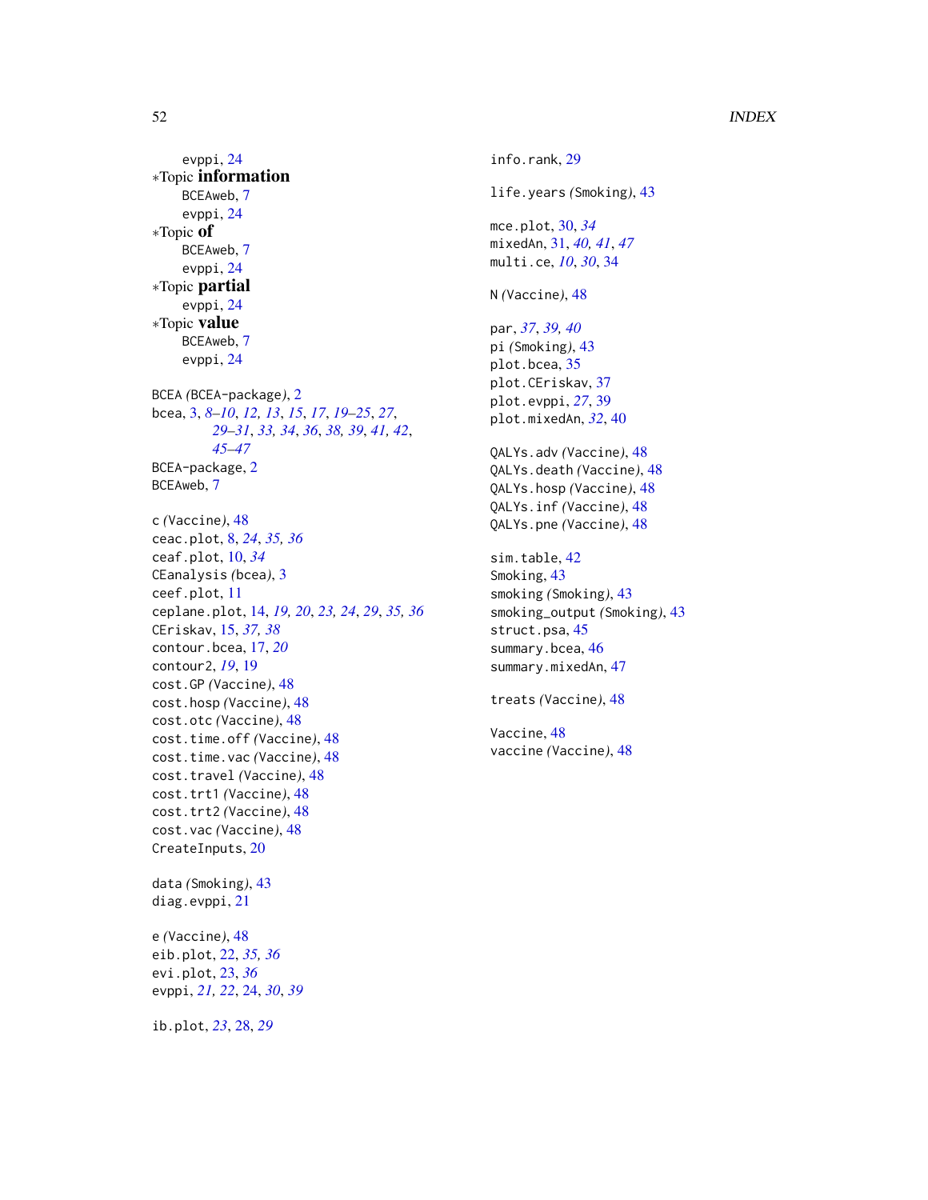evppi, 24

∗Topic **information**

BCEAweb, 7

evppi, 24

∗Topic **of**

BCEAweb, 7

evppi, 24

∗Topic **partial**

evppi, 24

∗Topic **value**

BCEAweb, 7

evppi, 24

BCEA *(*BCEA-package*)*, 2
bcea, 3, *8–10*, *12, 13*, *15*, *17*, *19–25*, *27*, *29–31*, *33, 34*, *36*, *38, 39*, *41, 42*, *45–47*
BCEA-package, 2
BCEAweb, 7

c *(*Vaccine*)*, 48
ceac.plot, 8, *24*, *35, 36*
ceaf.plot, 10, *34*
CEanalysis *(*bcea*)*, 3
ceef.plot, 11
ceplane.plot, 14, *19, 20*, *23, 24*, *29*, *35, 36*
CEriskav, 15, *37, 38*
contour.bcea, 17, *20*
contour2, *19*, 19
cost.GP *(*Vaccine*)*, 48
cost.hosp *(*Vaccine*)*, 48
cost.otc *(*Vaccine*)*, 48
cost.time.off *(*Vaccine*)*, 48
cost.time.vac *(*Vaccine*)*, 48
cost.travel *(*Vaccine*)*, 48
cost.trt1 *(*Vaccine*)*, 48
cost.trt2 *(*Vaccine*)*, 48
cost.vac *(*Vaccine*)*, 48
CreateInputs, 20

data *(*Smoking*)*, 43
diag.evppi, 21

e *(*Vaccine*)*, 48
eib.plot, 22, *35, 36*
evi.plot, 23, *36*
evppi, *21, 22*, 24, *30*, *39*

ib.plot, *23*, 28, *29*

info.rank, 29

life.years *(*Smoking*)*, 43

mce.plot, 30, *34*
mixedAn, 31, *40, 41*, *47*
multi.ce, *10*, *30*, 34

N *(*Vaccine*)*, 48

par, *37*, *39, 40*
pi *(*Smoking*)*, 43
plot.bcea, 35
plot.CEriskav, 37
plot.evppi, *27*, 39
plot.mixedAn, *32*, 40

QALYs.adv *(*Vaccine*)*, 48
QALYs.death *(*Vaccine*)*, 48
QALYs.hosp *(*Vaccine*)*, 48
QALYs.inf *(*Vaccine*)*, 48
QALYs.pne *(*Vaccine*)*, 48

sim.table, 42
Smoking, 43
smoking *(*Smoking*)*, 43
smoking_output *(*Smoking*)*, 43
struct.psa, 45
summary.bcea, 46
summary.mixedAn, 47

treats *(*Vaccine*)*, 48

Vaccine, 48
vaccine *(*Vaccine*)*, 48